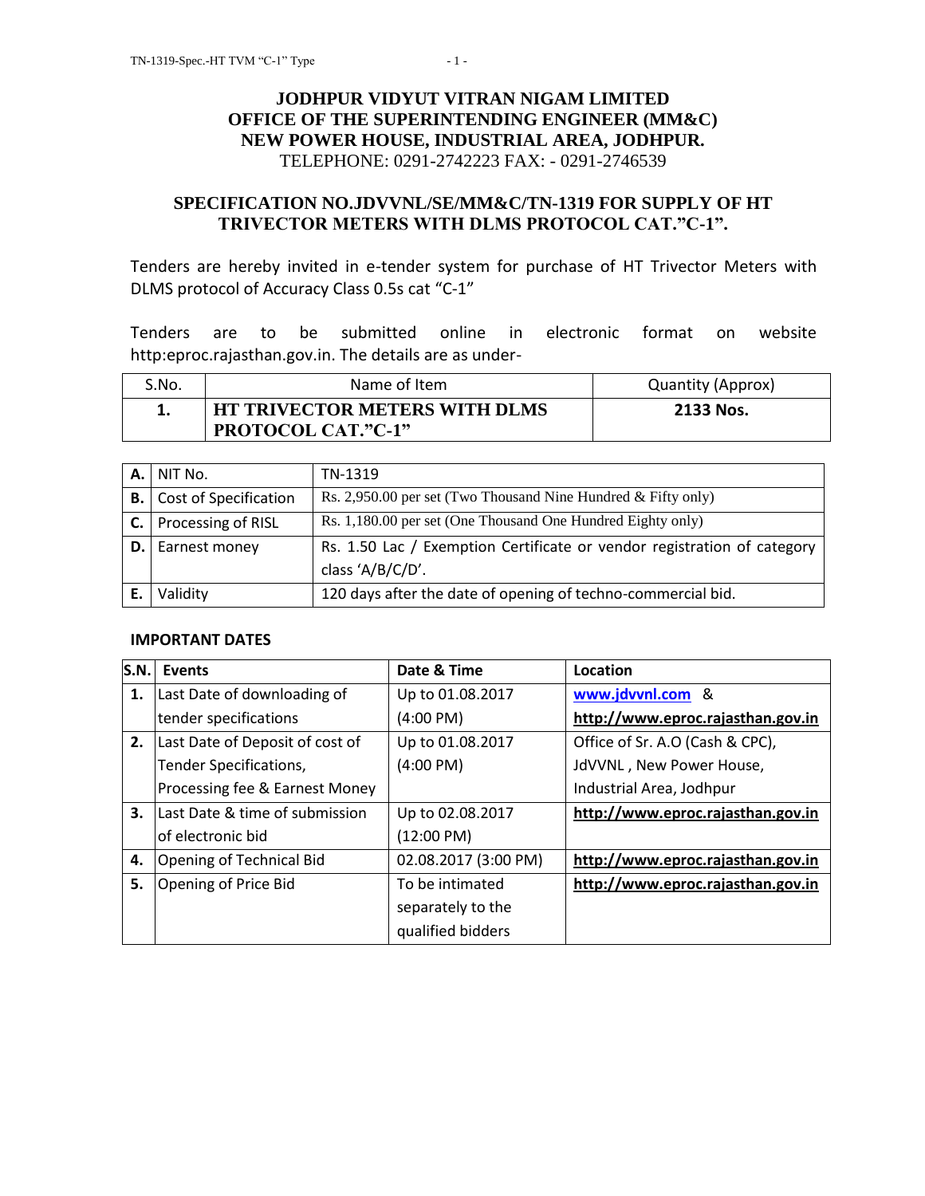# JODHPUR VIDYUT VITRAN NIGAM LIMITED
## OFFICE OF THE SUPERINTENDING ENGINEER (MM&C)
## NEW POWER HOUSE, INDUSTRIAL AREA, JODHPUR.

TELEPHONE: 0291-2742223 FAX: - 0291-2746539

## SPECIFICATION NO.JDVVNL/SE/MM&C/TN-1319 FOR SUPPLY OF HT TRIVECTOR METERS WITH DLMS PROTOCOL CAT."C-1".

Tenders are hereby invited in e-tender system for purchase of HT Trivector Meters with DLMS protocol of Accuracy Class 0.5s cat "C-1"

Tenders are to be submitted online in electronic format on website http:eproc.rajasthan.gov.in. The details are as under-

| S.No. | Name of Item | Quantity (Approx) |
|---|---|---|
| **1.** | **HT TRIVECTOR METERS WITH DLMS PROTOCOL CAT."C-1"** | **2133 Nos.** |

| | | |
|---|---|---|
| **A.** | NIT No. | TN-1319 |
| **B.** | Cost of Specification | Rs. 2,950.00 per set (Two Thousand Nine Hundred & Fifty only) |
| **C.** | Processing of RISL | Rs. 1,180.00 per set (One Thousand One Hundred Eighty only) |
| **D.** | Earnest money | Rs. 1.50 Lac / Exemption Certificate or vendor registration of category class 'A/B/C/D'. |
| **E.** | Validity | 120 days after the date of opening of techno-commercial bid. |

**IMPORTANT DATES**

| S.N. | Events | Date & Time | Location |
|---|---|---|---|
| **1.** | Last Date of downloading of tender specifications | Up to 01.08.2017 (4:00 PM) | **www.jdvvnl.com** & **http://www.eproc.rajasthan.gov.in** |
| **2.** | Last Date of Deposit of cost of Tender Specifications, Processing fee & Earnest Money | Up to 01.08.2017 (4:00 PM) | Office of Sr. A.O (Cash & CPC), JdVVNL , New Power House, Industrial Area, Jodhpur |
| **3.** | Last Date & time of submission of electronic bid | Up to 02.08.2017 (12:00 PM) | **http://www.eproc.rajasthan.gov.in** |
| **4.** | Opening of Technical Bid | 02.08.2017 (3:00 PM) | **http://www.eproc.rajasthan.gov.in** |
| **5.** | Opening of Price Bid | To be intimated separately to the qualified bidders | **http://www.eproc.rajasthan.gov.in** |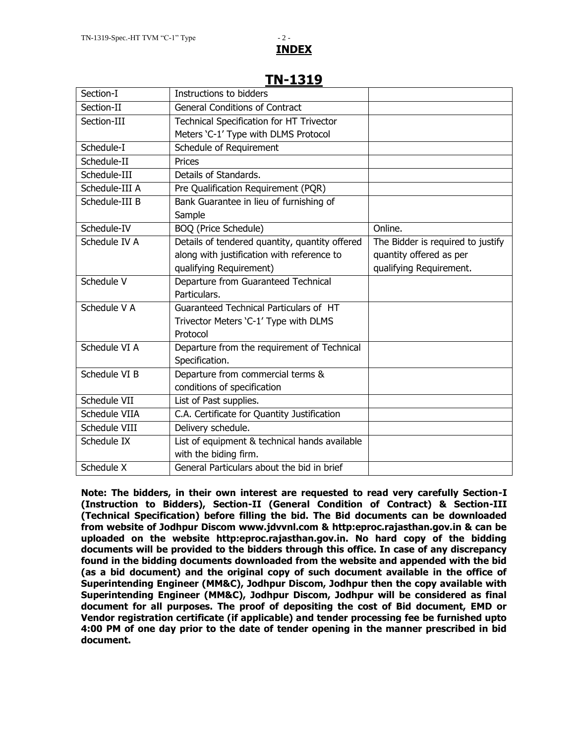# INDEX

## TN-1319

| Section-I | Instructions to bidders | |
|---|---|---|
| Section-II | General Conditions of Contract | |
| Section-III | Technical Specification for HT Trivector Meters 'C-1' Type with DLMS Protocol | |
| Schedule-I | Schedule of Requirement | |
| Schedule-II | Prices | |
| Schedule-III | Details of Standards. | |
| Schedule-III A | Pre Qualification Requirement (PQR) | |
| Schedule-III B | Bank Guarantee in lieu of furnishing of Sample | |
| Schedule-IV | BOQ (Price Schedule) | Online. |
| Schedule IV A | Details of tendered quantity, quantity offered along with justification with reference to qualifying Requirement) | The Bidder is required to justify quantity offered as per qualifying Requirement. |
| Schedule V | Departure from Guaranteed Technical Particulars. | |
| Schedule V A | Guaranteed Technical Particulars of HT Trivector Meters 'C-1' Type with DLMS Protocol | |
| Schedule VI A | Departure from the requirement of Technical Specification. | |
| Schedule VI B | Departure from commercial terms & conditions of specification | |
| Schedule VII | List of Past supplies. | |
| Schedule VIIA | C.A. Certificate for Quantity Justification | |
| Schedule VIII | Delivery schedule. | |
| Schedule IX | List of equipment & technical hands available with the biding firm. | |
| Schedule X | General Particulars about the bid in brief | |

**Note: The bidders, in their own interest are requested to read very carefully Section-I (Instruction to Bidders), Section-II (General Condition of Contract) & Section-III (Technical Specification) before filling the bid. The Bid documents can be downloaded from website of Jodhpur Discom www.jdvvnl.com & http:eproc.rajasthan.gov.in & can be uploaded on the website http:eproc.rajasthan.gov.in. No hard copy of the bidding documents will be provided to the bidders through this office. In case of any discrepancy found in the bidding documents downloaded from the website and appended with the bid (as a bid document) and the original copy of such document available in the office of Superintending Engineer (MM&C), Jodhpur Discom, Jodhpur then the copy available with Superintending Engineer (MM&C), Jodhpur Discom, Jodhpur will be considered as final document for all purposes. The proof of depositing the cost of Bid document, EMD or Vendor registration certificate (if applicable) and tender processing fee be furnished upto 4:00 PM of one day prior to the date of tender opening in the manner prescribed in bid document.**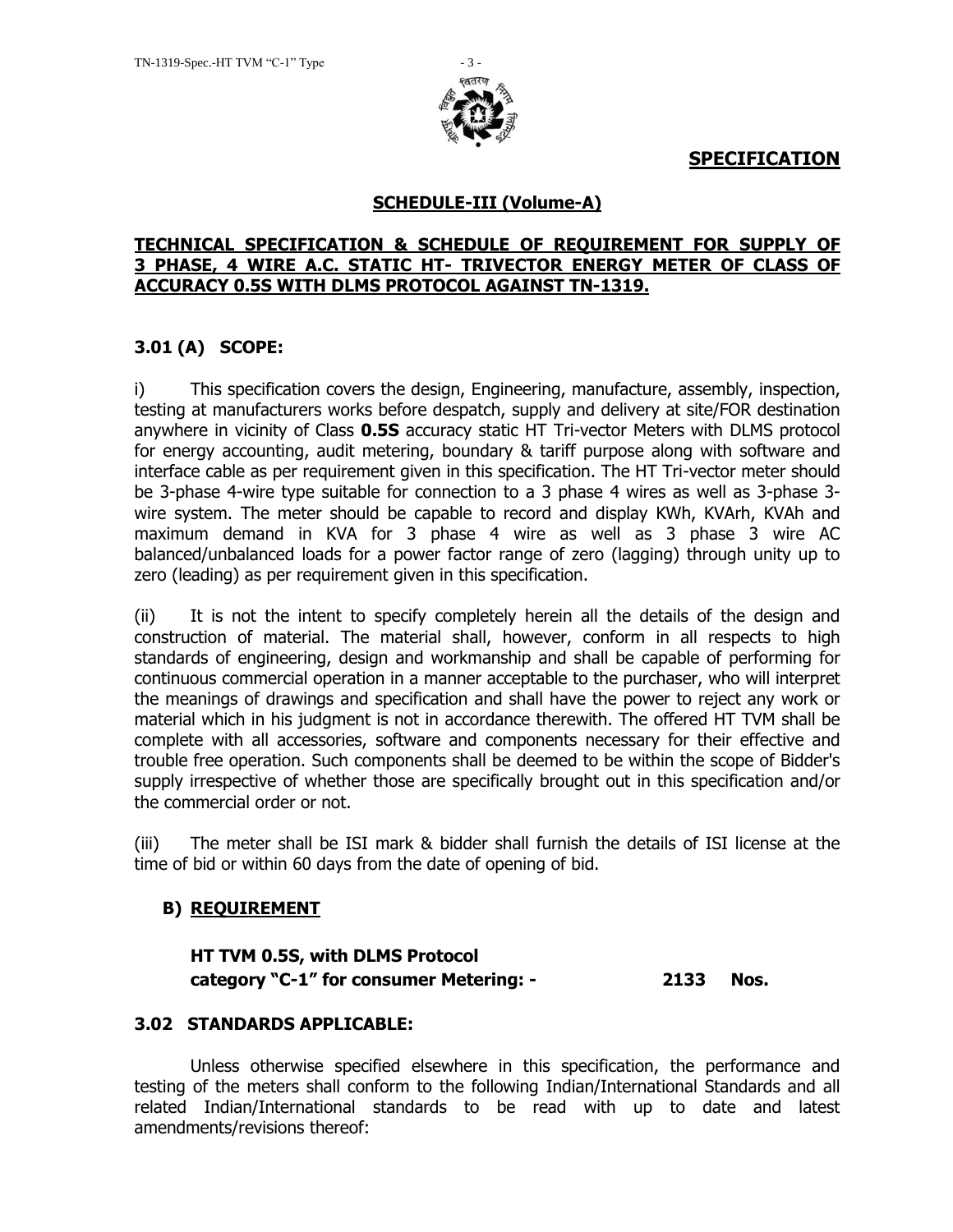**SPECIFICATION**

**SCHEDULE-III (Volume-A)**

**TECHNICAL SPECIFICATION & SCHEDULE OF REQUIREMENT FOR SUPPLY OF 3 PHASE, 4 WIRE A.C. STATIC HT- TRIVECTOR ENERGY METER OF CLASS OF ACCURACY 0.5S WITH DLMS PROTOCOL AGAINST TN-1319.**

**3.01 (A) SCOPE:**

i) This specification covers the design, Engineering, manufacture, assembly, inspection, testing at manufacturers works before despatch, supply and delivery at site/FOR destination anywhere in vicinity of Class **0.5S** accuracy static HT Tri-vector Meters with DLMS protocol for energy accounting, audit metering, boundary & tariff purpose along with software and interface cable as per requirement given in this specification. The HT Tri-vector meter should be 3-phase 4-wire type suitable for connection to a 3 phase 4 wires as well as 3-phase 3-wire system. The meter should be capable to record and display KWh, KVArh, KVAh and maximum demand in KVA for 3 phase 4 wire as well as 3 phase 3 wire AC balanced/unbalanced loads for a power factor range of zero (lagging) through unity up to zero (leading) as per requirement given in this specification.

(ii) It is not the intent to specify completely herein all the details of the design and construction of material. The material shall, however, conform in all respects to high standards of engineering, design and workmanship and shall be capable of performing for continuous commercial operation in a manner acceptable to the purchaser, who will interpret the meanings of drawings and specification and shall have the power to reject any work or material which in his judgment is not in accordance therewith. The offered HT TVM shall be complete with all accessories, software and components necessary for their effective and trouble free operation. Such components shall be deemed to be within the scope of Bidder's supply irrespective of whether those are specifically brought out in this specification and/or the commercial order or not.

(iii) The meter shall be ISI mark & bidder shall furnish the details of ISI license at the time of bid or within 60 days from the date of opening of bid.

**B) REQUIREMENT**

**HT TVM 0.5S, with DLMS Protocol**
**category "C-1" for consumer Metering: - 2133 Nos.**

**3.02 STANDARDS APPLICABLE:**

Unless otherwise specified elsewhere in this specification, the performance and testing of the meters shall conform to the following Indian/International Standards and all related Indian/International standards to be read with up to date and latest amendments/revisions thereof: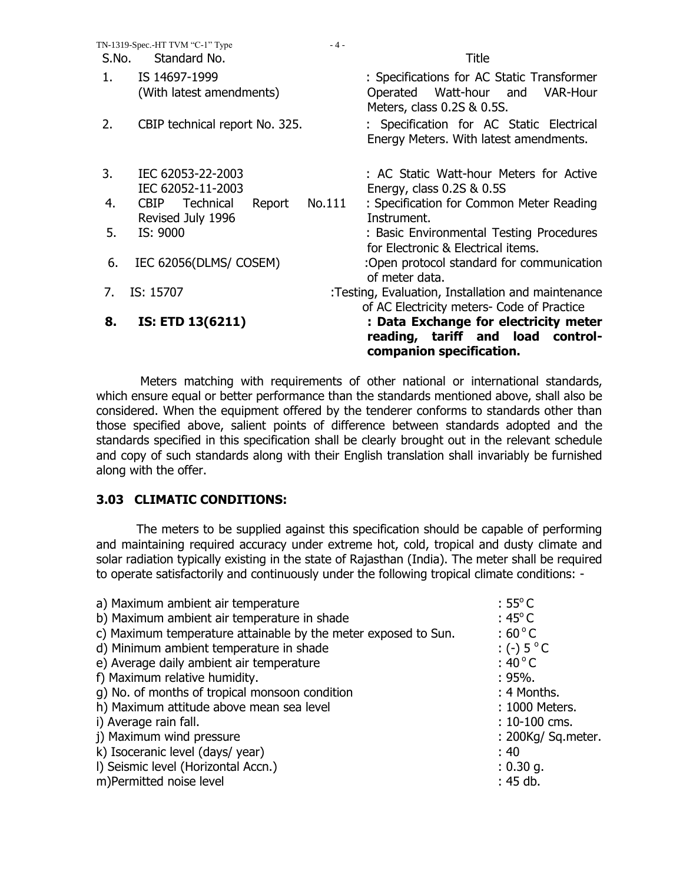| S.No. | Standard No. | Title |
|---|---|---|
| 1. | IS 14697-1999 (With latest amendments) | : Specifications for AC Static Transformer Operated Watt-hour and VAR-Hour Meters, class 0.2S & 0.5S. |
| 2. | CBIP technical report No. 325. | : Specification for AC Static Electrical Energy Meters. With latest amendments. |
| 3. | IEC 62053-22-2003 IEC 62052-11-2003 | : AC Static Watt-hour Meters for Active Energy, class 0.2S & 0.5S |
| 4. | CBIP Technical Report No.111 Revised July 1996 | : Specification for Common Meter Reading Instrument. |
| 5. | IS: 9000 | : Basic Environmental Testing Procedures for Electronic & Electrical items. |
| 6. | IEC 62056(DLMS/ COSEM) | :Open protocol standard for communication of meter data. |
| 7. | IS: 15707 | :Testing, Evaluation, Installation and maintenance of AC Electricity meters- Code of Practice |
| **8.** | **IS: ETD 13(6211)** | **: Data Exchange for electricity meter reading, tariff and load control-companion specification.** |

Meters matching with requirements of other national or international standards, which ensure equal or better performance than the standards mentioned above, shall also be considered. When the equipment offered by the tenderer conforms to standards other than those specified above, salient points of difference between standards adopted and the standards specified in this specification shall be clearly brought out in the relevant schedule and copy of such standards along with their English translation shall invariably be furnished along with the offer.

### 3.03 CLIMATIC CONDITIONS:

The meters to be supplied against this specification should be capable of performing and maintaining required accuracy under extreme hot, cold, tropical and dusty climate and solar radiation typically existing in the state of Rajasthan (India). The meter shall be required to operate satisfactorily and continuously under the following tropical climate conditions: -

| | |
|---|---|
| a) Maximum ambient air temperature | : 55°C |
| b) Maximum ambient air temperature in shade | : 45°C |
| c) Maximum temperature attainable by the meter exposed to Sun. | : 60°C |
| d) Minimum ambient temperature in shade | : (-) 5 °C |
| e) Average daily ambient air temperature | : 40°C |
| f) Maximum relative humidity. | : 95%. |
| g) No. of months of tropical monsoon condition | : 4 Months. |
| h) Maximum attitude above mean sea level | : 1000 Meters. |
| i) Average rain fall. | : 10-100 cms. |
| j) Maximum wind pressure | : 200Kg/ Sq.meter. |
| k) Isoceranic level (days/ year) | : 40 |
| l) Seismic level (Horizontal Accn.) | : 0.30 g. |
| m)Permitted noise level | : 45 db. |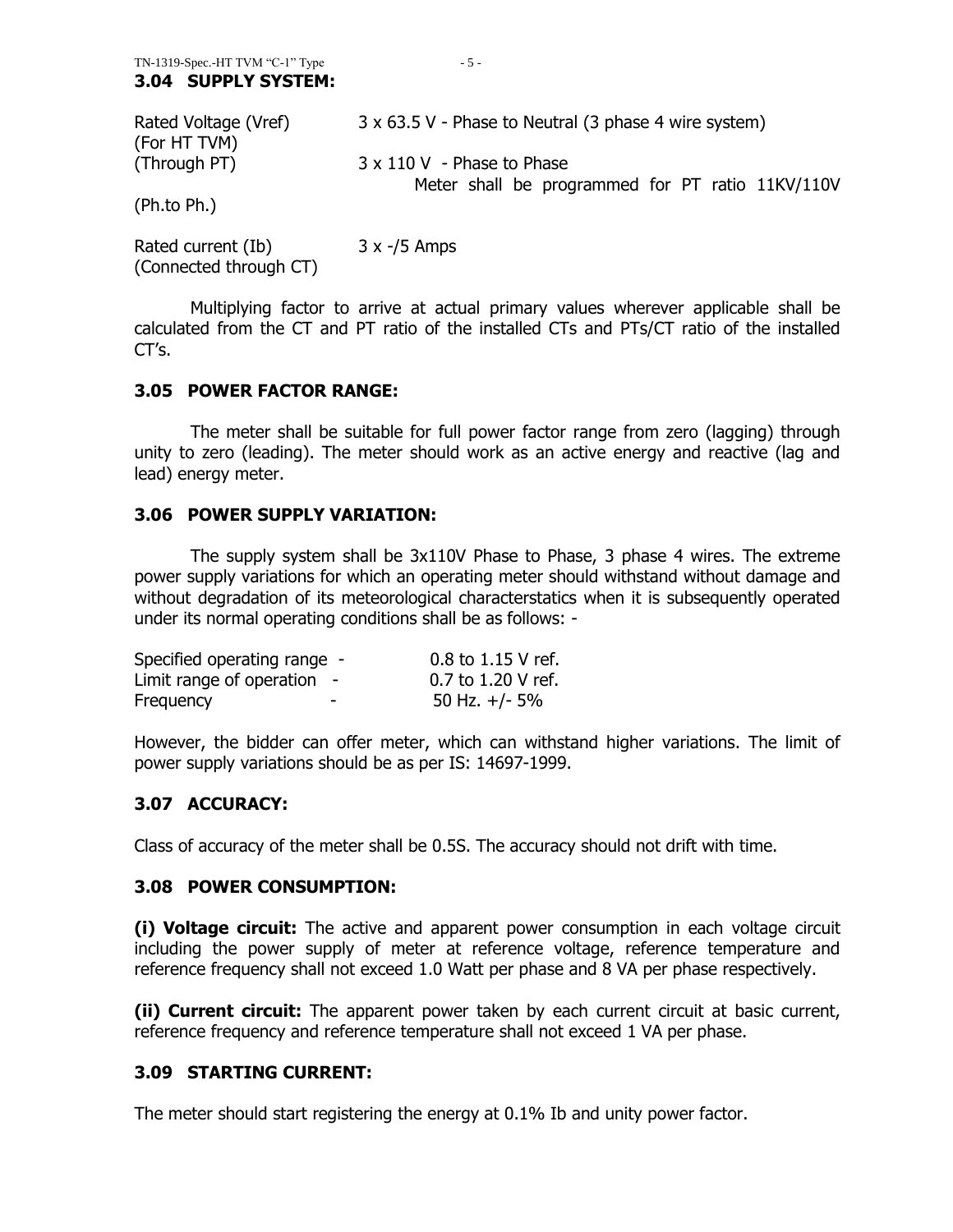### 3.04 SUPPLY SYSTEM:

| | |
|---|---|
| Rated Voltage (Vref) (For HT TVM) | 3 x 63.5 V - Phase to Neutral (3 phase 4 wire system) |
| (Through PT) | 3 x 110 V - Phase to Phase |
| | Meter shall be programmed for PT ratio 11KV/110V (Ph.to Ph.) |
| Rated current (Ib) (Connected through CT) | 3 x -/5 Amps |

Multiplying factor to arrive at actual primary values wherever applicable shall be calculated from the CT and PT ratio of the installed CTs and PTs/CT ratio of the installed CT's.

### 3.05 POWER FACTOR RANGE:

The meter shall be suitable for full power factor range from zero (lagging) through unity to zero (leading). The meter should work as an active energy and reactive (lag and lead) energy meter.

### 3.06 POWER SUPPLY VARIATION:

The supply system shall be 3x110V Phase to Phase, 3 phase 4 wires. The extreme power supply variations for which an operating meter should withstand without damage and without degradation of its meteorological characterstatics when it is subsequently operated under its normal operating conditions shall be as follows: -

| | | |
|---|---|---|
| Specified operating range | - | 0.8 to 1.15 V ref. |
| Limit range of operation | - | 0.7 to 1.20 V ref. |
| Frequency | - | 50 Hz. +/- 5% |

However, the bidder can offer meter, which can withstand higher variations. The limit of power supply variations should be as per IS: 14697-1999.

### 3.07 ACCURACY:

Class of accuracy of the meter shall be 0.5S. The accuracy should not drift with time.

### 3.08 POWER CONSUMPTION:

**(i) Voltage circuit:** The active and apparent power consumption in each voltage circuit including the power supply of meter at reference voltage, reference temperature and reference frequency shall not exceed 1.0 Watt per phase and 8 VA per phase respectively.

**(ii) Current circuit:** The apparent power taken by each current circuit at basic current, reference frequency and reference temperature shall not exceed 1 VA per phase.

### 3.09 STARTING CURRENT:

The meter should start registering the energy at 0.1% Ib and unity power factor.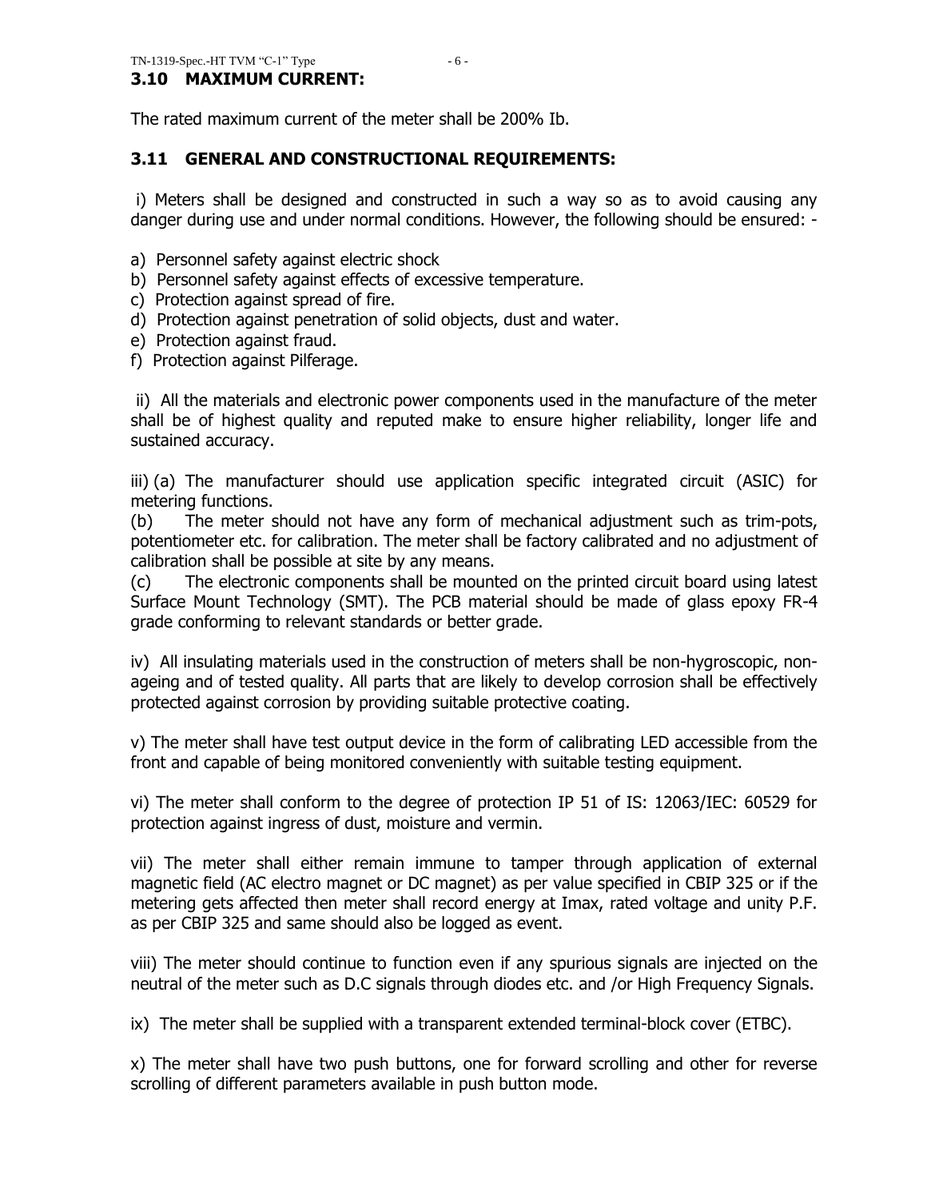### 3.10 MAXIMUM CURRENT:

The rated maximum current of the meter shall be 200% Ib.

### 3.11 GENERAL AND CONSTRUCTIONAL REQUIREMENTS:

i) Meters shall be designed and constructed in such a way so as to avoid causing any danger during use and under normal conditions. However, the following should be ensured: -

a) Personnel safety against electric shock
b) Personnel safety against effects of excessive temperature.
c) Protection against spread of fire.
d) Protection against penetration of solid objects, dust and water.
e) Protection against fraud.
f) Protection against Pilferage.

ii) All the materials and electronic power components used in the manufacture of the meter shall be of highest quality and reputed make to ensure higher reliability, longer life and sustained accuracy.

iii) (a) The manufacturer should use application specific integrated circuit (ASIC) for metering functions.
(b) The meter should not have any form of mechanical adjustment such as trim-pots, potentiometer etc. for calibration. The meter shall be factory calibrated and no adjustment of calibration shall be possible at site by any means.
(c) The electronic components shall be mounted on the printed circuit board using latest Surface Mount Technology (SMT). The PCB material should be made of glass epoxy FR-4 grade conforming to relevant standards or better grade.

iv) All insulating materials used in the construction of meters shall be non-hygroscopic, non-ageing and of tested quality. All parts that are likely to develop corrosion shall be effectively protected against corrosion by providing suitable protective coating.

v) The meter shall have test output device in the form of calibrating LED accessible from the front and capable of being monitored conveniently with suitable testing equipment.

vi) The meter shall conform to the degree of protection IP 51 of IS: 12063/IEC: 60529 for protection against ingress of dust, moisture and vermin.

vii) The meter shall either remain immune to tamper through application of external magnetic field (AC electro magnet or DC magnet) as per value specified in CBIP 325 or if the metering gets affected then meter shall record energy at Imax, rated voltage and unity P.F. as per CBIP 325 and same should also be logged as event.

viii) The meter should continue to function even if any spurious signals are injected on the neutral of the meter such as D.C signals through diodes etc. and /or High Frequency Signals.

ix) The meter shall be supplied with a transparent extended terminal-block cover (ETBC).

x) The meter shall have two push buttons, one for forward scrolling and other for reverse scrolling of different parameters available in push button mode.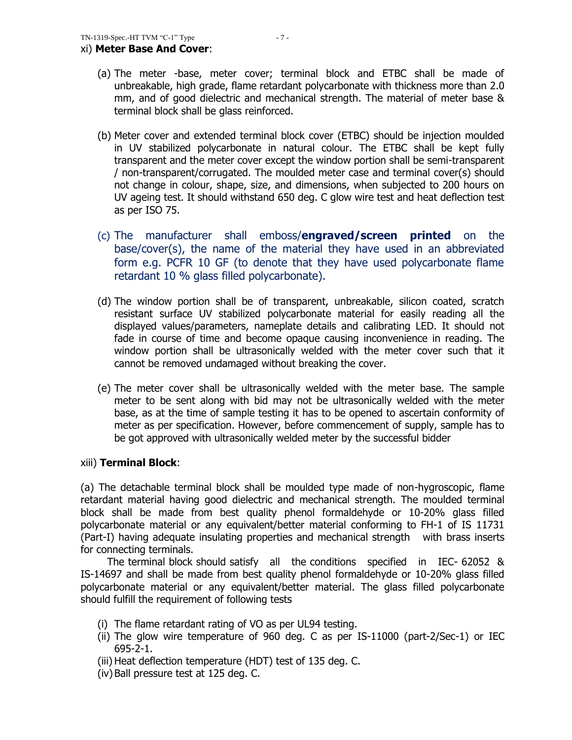xi) **Meter Base And Cover**:

(a) The meter -base, meter cover; terminal block and ETBC shall be made of unbreakable, high grade, flame retardant polycarbonate with thickness more than 2.0 mm, and of good dielectric and mechanical strength. The material of meter base & terminal block shall be glass reinforced.

(b) Meter cover and extended terminal block cover (ETBC) should be injection moulded in UV stabilized polycarbonate in natural colour. The ETBC shall be kept fully transparent and the meter cover except the window portion shall be semi-transparent / non-transparent/corrugated. The moulded meter case and terminal cover(s) should not change in colour, shape, size, and dimensions, when subjected to 200 hours on UV ageing test. It should withstand 650 deg. C glow wire test and heat deflection test as per ISO 75.

(c) The manufacturer shall emboss/**engraved/screen printed** on the base/cover(s), the name of the material they have used in an abbreviated form e.g. PCFR 10 GF (to denote that they have used polycarbonate flame retardant 10 % glass filled polycarbonate).

(d) The window portion shall be of transparent, unbreakable, silicon coated, scratch resistant surface UV stabilized polycarbonate material for easily reading all the displayed values/parameters, nameplate details and calibrating LED. It should not fade in course of time and become opaque causing inconvenience in reading. The window portion shall be ultrasonically welded with the meter cover such that it cannot be removed undamaged without breaking the cover.

(e) The meter cover shall be ultrasonically welded with the meter base. The sample meter to be sent along with bid may not be ultrasonically welded with the meter base, as at the time of sample testing it has to be opened to ascertain conformity of meter as per specification. However, before commencement of supply, sample has to be got approved with ultrasonically welded meter by the successful bidder

xiii) **Terminal Block**:

(a) The detachable terminal block shall be moulded type made of non-hygroscopic, flame retardant material having good dielectric and mechanical strength. The moulded terminal block shall be made from best quality phenol formaldehyde or 10-20% glass filled polycarbonate material or any equivalent/better material conforming to FH-1 of IS 11731 (Part-I) having adequate insulating properties and mechanical strength with brass inserts for connecting terminals.

The terminal block should satisfy all the conditions specified in IEC- 62052 & IS-14697 and shall be made from best quality phenol formaldehyde or 10-20% glass filled polycarbonate material or any equivalent/better material. The glass filled polycarbonate should fulfill the requirement of following tests

(i) The flame retardant rating of VO as per UL94 testing.
(ii) The glow wire temperature of 960 deg. C as per IS-11000 (part-2/Sec-1) or IEC 695-2-1.
(iii) Heat deflection temperature (HDT) test of 135 deg. C.
(iv) Ball pressure test at 125 deg. C.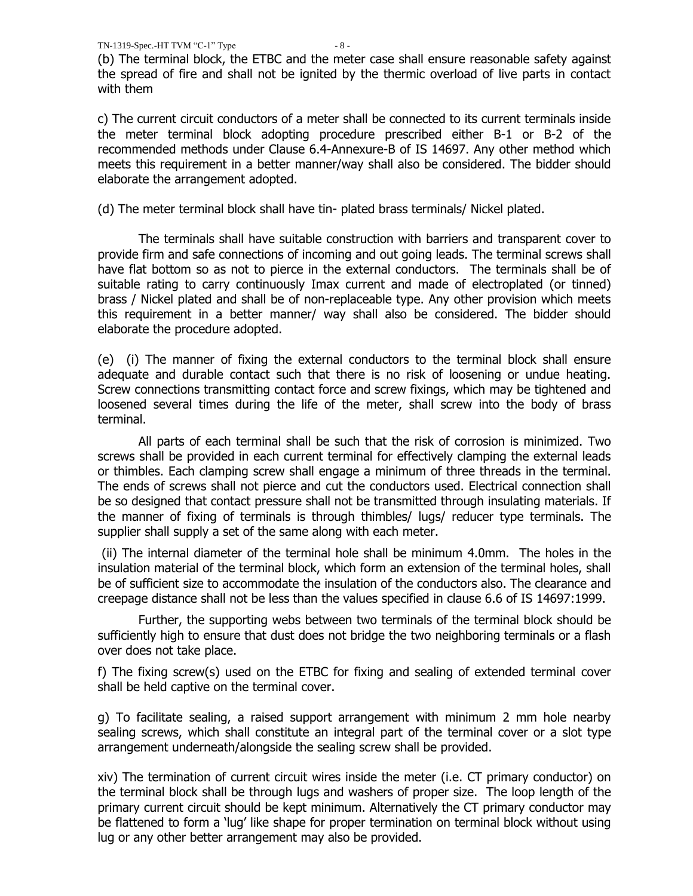(b) The terminal block, the ETBC and the meter case shall ensure reasonable safety against the spread of fire and shall not be ignited by the thermic overload of live parts in contact with them

c) The current circuit conductors of a meter shall be connected to its current terminals inside the meter terminal block adopting procedure prescribed either B-1 or B-2 of the recommended methods under Clause 6.4-Annexure-B of IS 14697. Any other method which meets this requirement in a better manner/way shall also be considered. The bidder should elaborate the arrangement adopted.

(d) The meter terminal block shall have tin- plated brass terminals/ Nickel plated.

The terminals shall have suitable construction with barriers and transparent cover to provide firm and safe connections of incoming and out going leads. The terminal screws shall have flat bottom so as not to pierce in the external conductors. The terminals shall be of suitable rating to carry continuously Imax current and made of electroplated (or tinned) brass / Nickel plated and shall be of non-replaceable type. Any other provision which meets this requirement in a better manner/ way shall also be considered. The bidder should elaborate the procedure adopted.

(e) (i) The manner of fixing the external conductors to the terminal block shall ensure adequate and durable contact such that there is no risk of loosening or undue heating. Screw connections transmitting contact force and screw fixings, which may be tightened and loosened several times during the life of the meter, shall screw into the body of brass terminal.

All parts of each terminal shall be such that the risk of corrosion is minimized. Two screws shall be provided in each current terminal for effectively clamping the external leads or thimbles. Each clamping screw shall engage a minimum of three threads in the terminal. The ends of screws shall not pierce and cut the conductors used. Electrical connection shall be so designed that contact pressure shall not be transmitted through insulating materials. If the manner of fixing of terminals is through thimbles/ lugs/ reducer type terminals. The supplier shall supply a set of the same along with each meter.

(ii) The internal diameter of the terminal hole shall be minimum 4.0mm. The holes in the insulation material of the terminal block, which form an extension of the terminal holes, shall be of sufficient size to accommodate the insulation of the conductors also. The clearance and creepage distance shall not be less than the values specified in clause 6.6 of IS 14697:1999.

Further, the supporting webs between two terminals of the terminal block should be sufficiently high to ensure that dust does not bridge the two neighboring terminals or a flash over does not take place.

f) The fixing screw(s) used on the ETBC for fixing and sealing of extended terminal cover shall be held captive on the terminal cover.

g) To facilitate sealing, a raised support arrangement with minimum 2 mm hole nearby sealing screws, which shall constitute an integral part of the terminal cover or a slot type arrangement underneath/alongside the sealing screw shall be provided.

xiv) The termination of current circuit wires inside the meter (i.e. CT primary conductor) on the terminal block shall be through lugs and washers of proper size. The loop length of the primary current circuit should be kept minimum. Alternatively the CT primary conductor may be flattened to form a 'lug' like shape for proper termination on terminal block without using lug or any other better arrangement may also be provided.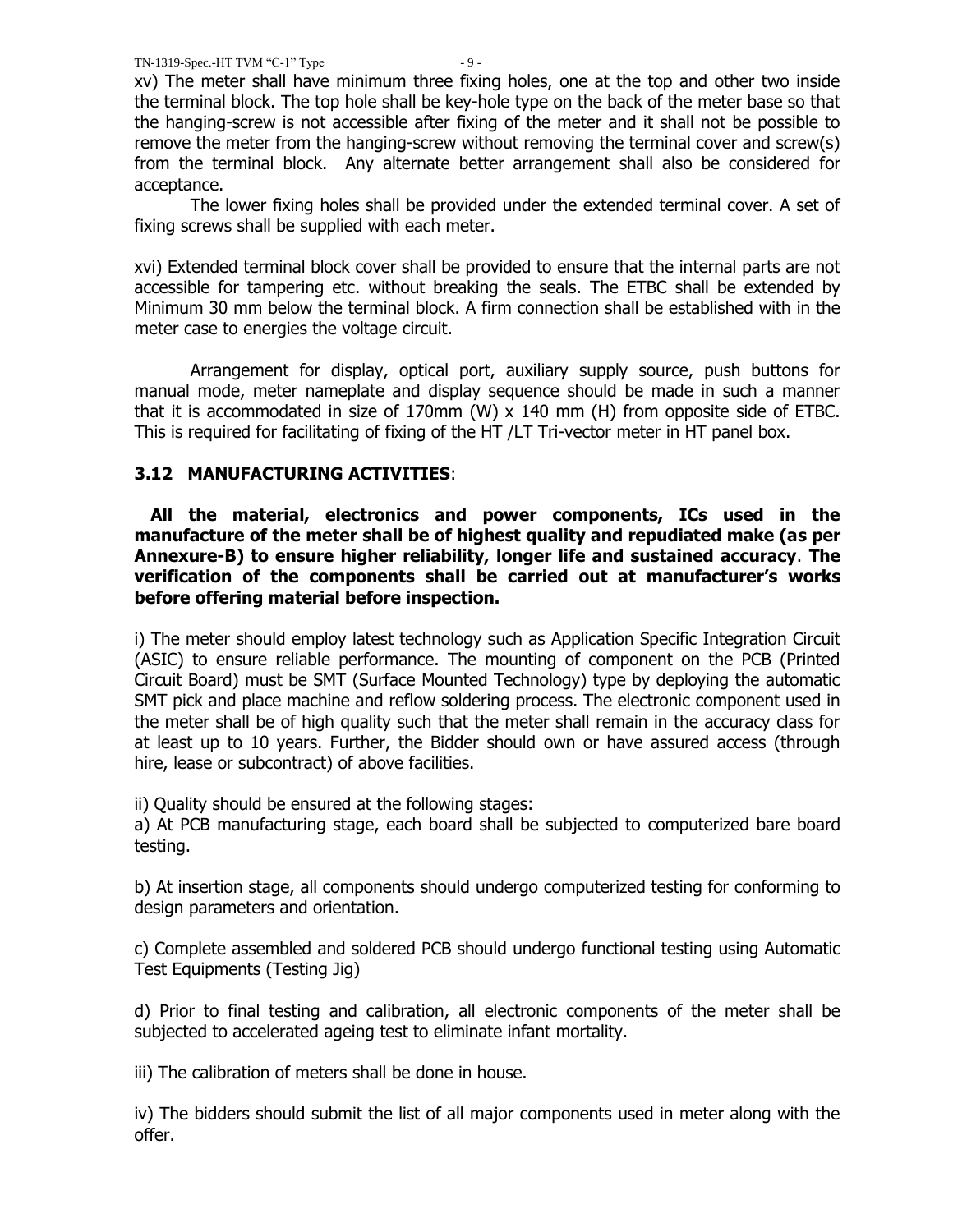xv) The meter shall have minimum three fixing holes, one at the top and other two inside the terminal block. The top hole shall be key-hole type on the back of the meter base so that the hanging-screw is not accessible after fixing of the meter and it shall not be possible to remove the meter from the hanging-screw without removing the terminal cover and screw(s) from the terminal block. Any alternate better arrangement shall also be considered for acceptance.

The lower fixing holes shall be provided under the extended terminal cover. A set of fixing screws shall be supplied with each meter.

xvi) Extended terminal block cover shall be provided to ensure that the internal parts are not accessible for tampering etc. without breaking the seals. The ETBC shall be extended by Minimum 30 mm below the terminal block. A firm connection shall be established with in the meter case to energies the voltage circuit.

Arrangement for display, optical port, auxiliary supply source, push buttons for manual mode, meter nameplate and display sequence should be made in such a manner that it is accommodated in size of 170mm (W) x 140 mm (H) from opposite side of ETBC. This is required for facilitating of fixing of the HT /LT Tri-vector meter in HT panel box.

### 3.12 MANUFACTURING ACTIVITIES:

**All the material, electronics and power components, ICs used in the manufacture of the meter shall be of highest quality and repudiated make (as per Annexure-B) to ensure higher reliability, longer life and sustained accuracy. The verification of the components shall be carried out at manufacturer's works before offering material before inspection.**

i) The meter should employ latest technology such as Application Specific Integration Circuit (ASIC) to ensure reliable performance. The mounting of component on the PCB (Printed Circuit Board) must be SMT (Surface Mounted Technology) type by deploying the automatic SMT pick and place machine and reflow soldering process. The electronic component used in the meter shall be of high quality such that the meter shall remain in the accuracy class for at least up to 10 years. Further, the Bidder should own or have assured access (through hire, lease or subcontract) of above facilities.

ii) Quality should be ensured at the following stages:

a) At PCB manufacturing stage, each board shall be subjected to computerized bare board testing.

b) At insertion stage, all components should undergo computerized testing for conforming to design parameters and orientation.

c) Complete assembled and soldered PCB should undergo functional testing using Automatic Test Equipments (Testing Jig)

d) Prior to final testing and calibration, all electronic components of the meter shall be subjected to accelerated ageing test to eliminate infant mortality.

iii) The calibration of meters shall be done in house.

iv) The bidders should submit the list of all major components used in meter along with the offer.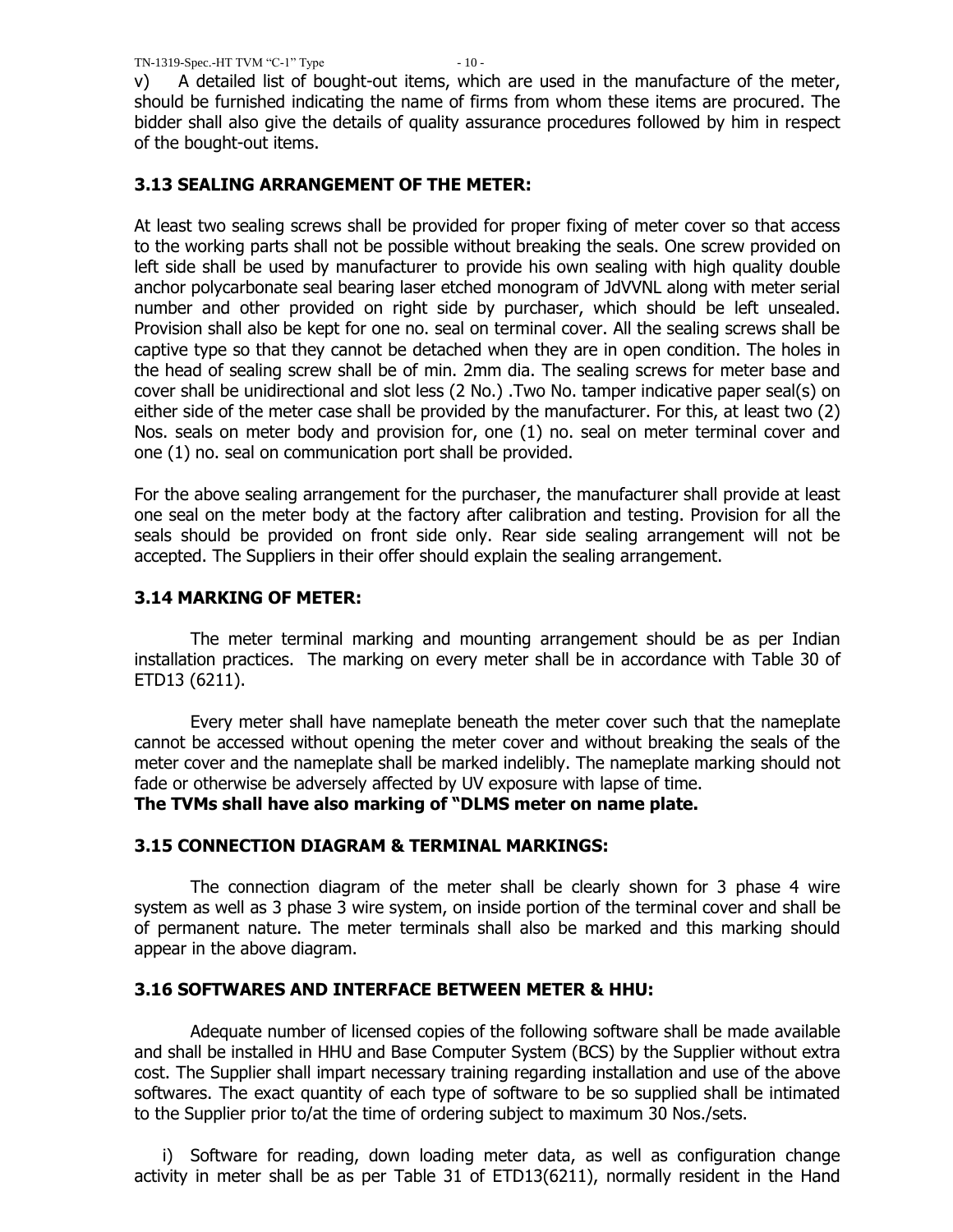v) A detailed list of bought-out items, which are used in the manufacture of the meter, should be furnished indicating the name of firms from whom these items are procured. The bidder shall also give the details of quality assurance procedures followed by him in respect of the bought-out items.

### 3.13 SEALING ARRANGEMENT OF THE METER:

At least two sealing screws shall be provided for proper fixing of meter cover so that access to the working parts shall not be possible without breaking the seals. One screw provided on left side shall be used by manufacturer to provide his own sealing with high quality double anchor polycarbonate seal bearing laser etched monogram of JdVVNL along with meter serial number and other provided on right side by purchaser, which should be left unsealed. Provision shall also be kept for one no. seal on terminal cover. All the sealing screws shall be captive type so that they cannot be detached when they are in open condition. The holes in the head of sealing screw shall be of min. 2mm dia. The sealing screws for meter base and cover shall be unidirectional and slot less (2 No.) .Two No. tamper indicative paper seal(s) on either side of the meter case shall be provided by the manufacturer. For this, at least two (2) Nos. seals on meter body and provision for, one (1) no. seal on meter terminal cover and one (1) no. seal on communication port shall be provided.

For the above sealing arrangement for the purchaser, the manufacturer shall provide at least one seal on the meter body at the factory after calibration and testing. Provision for all the seals should be provided on front side only. Rear side sealing arrangement will not be accepted. The Suppliers in their offer should explain the sealing arrangement.

### 3.14 MARKING OF METER:

The meter terminal marking and mounting arrangement should be as per Indian installation practices. The marking on every meter shall be in accordance with Table 30 of ETD13 (6211).

Every meter shall have nameplate beneath the meter cover such that the nameplate cannot be accessed without opening the meter cover and without breaking the seals of the meter cover and the nameplate shall be marked indelibly. The nameplate marking should not fade or otherwise be adversely affected by UV exposure with lapse of time.

**The TVMs shall have also marking of "DLMS meter on name plate.**

### 3.15 CONNECTION DIAGRAM & TERMINAL MARKINGS:

The connection diagram of the meter shall be clearly shown for 3 phase 4 wire system as well as 3 phase 3 wire system, on inside portion of the terminal cover and shall be of permanent nature. The meter terminals shall also be marked and this marking should appear in the above diagram.

### 3.16 SOFTWARES AND INTERFACE BETWEEN METER & HHU:

Adequate number of licensed copies of the following software shall be made available and shall be installed in HHU and Base Computer System (BCS) by the Supplier without extra cost. The Supplier shall impart necessary training regarding installation and use of the above softwares. The exact quantity of each type of software to be so supplied shall be intimated to the Supplier prior to/at the time of ordering subject to maximum 30 Nos./sets.

i) Software for reading, down loading meter data, as well as configuration change activity in meter shall be as per Table 31 of ETD13(6211), normally resident in the Hand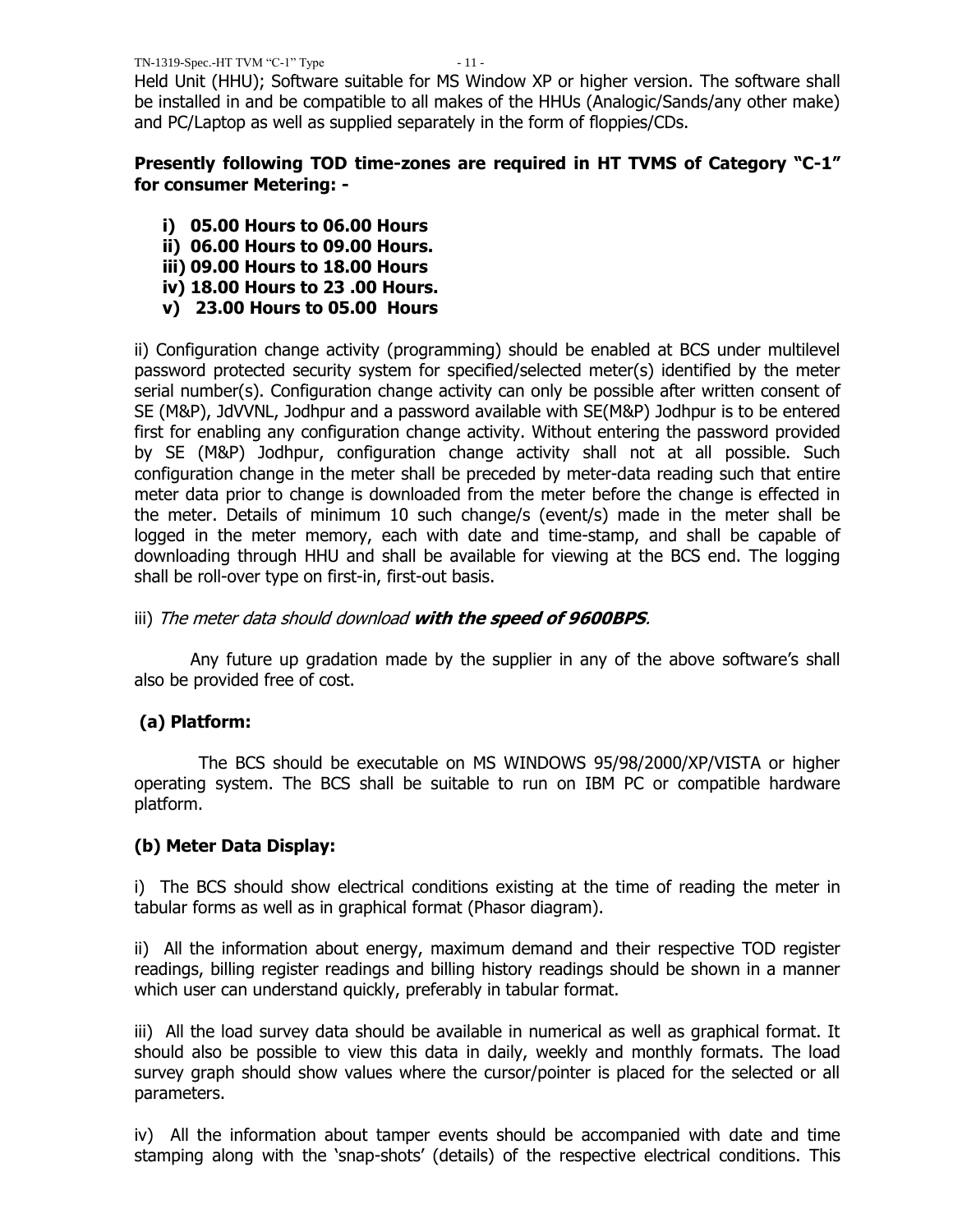Held Unit (HHU); Software suitable for MS Window XP or higher version. The software shall be installed in and be compatible to all makes of the HHUs (Analogic/Sands/any other make) and PC/Laptop as well as supplied separately in the form of floppies/CDs.

**Presently following TOD time-zones are required in HT TVMS of Category "C-1" for consumer Metering: -**

- **i) 05.00 Hours to 06.00 Hours**
- **ii) 06.00 Hours to 09.00 Hours.**
- **iii) 09.00 Hours to 18.00 Hours**
- **iv) 18.00 Hours to 23 .00 Hours.**
- **v) 23.00 Hours to 05.00 Hours**

ii) Configuration change activity (programming) should be enabled at BCS under multilevel password protected security system for specified/selected meter(s) identified by the meter serial number(s). Configuration change activity can only be possible after written consent of SE (M&P), JdVVNL, Jodhpur and a password available with SE(M&P) Jodhpur is to be entered first for enabling any configuration change activity. Without entering the password provided by SE (M&P) Jodhpur, configuration change activity shall not at all possible. Such configuration change in the meter shall be preceded by meter-data reading such that entire meter data prior to change is downloaded from the meter before the change is effected in the meter. Details of minimum 10 such change/s (event/s) made in the meter shall be logged in the meter memory, each with date and time-stamp, and shall be capable of downloading through HHU and shall be available for viewing at the BCS end. The logging shall be roll-over type on first-in, first-out basis.

iii) *The meter data should download* ***with the speed of 9600BPS****.*

Any future up gradation made by the supplier in any of the above software's shall also be provided free of cost.

**(a) Platform:**

The BCS should be executable on MS WINDOWS 95/98/2000/XP/VISTA or higher operating system. The BCS shall be suitable to run on IBM PC or compatible hardware platform.

**(b) Meter Data Display:**

i) The BCS should show electrical conditions existing at the time of reading the meter in tabular forms as well as in graphical format (Phasor diagram).

ii) All the information about energy, maximum demand and their respective TOD register readings, billing register readings and billing history readings should be shown in a manner which user can understand quickly, preferably in tabular format.

iii) All the load survey data should be available in numerical as well as graphical format. It should also be possible to view this data in daily, weekly and monthly formats. The load survey graph should show values where the cursor/pointer is placed for the selected or all parameters.

iv) All the information about tamper events should be accompanied with date and time stamping along with the 'snap-shots' (details) of the respective electrical conditions. This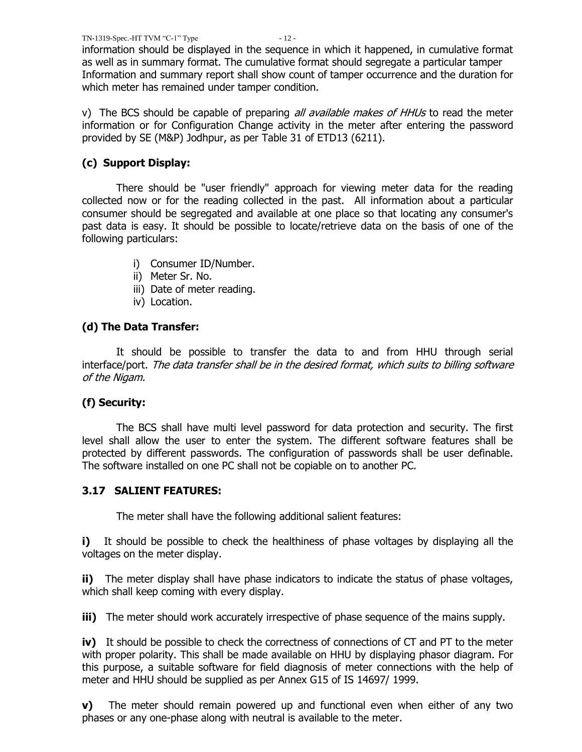information should be displayed in the sequence in which it happened, in cumulative format as well as in summary format. The cumulative format should segregate a particular tamper Information and summary report shall show count of tamper occurrence and the duration for which meter has remained under tamper condition.

v) The BCS should be capable of preparing *all available makes of HHUs* to read the meter information or for Configuration Change activity in the meter after entering the password provided by SE (M&P) Jodhpur, as per Table 31 of ETD13 (6211).

**(c) Support Display:**

There should be "user friendly" approach for viewing meter data for the reading collected now or for the reading collected in the past. All information about a particular consumer should be segregated and available at one place so that locating any consumer's past data is easy. It should be possible to locate/retrieve data on the basis of one of the following particulars:

i) Consumer ID/Number.
ii) Meter Sr. No.
iii) Date of meter reading.
iv) Location.

**(d) The Data Transfer:**

It should be possible to transfer the data to and from HHU through serial interface/port. *The data transfer shall be in the desired format, which suits to billing software of the Nigam.*

**(f) Security:**

The BCS shall have multi level password for data protection and security. The first level shall allow the user to enter the system. The different software features shall be protected by different passwords. The configuration of passwords shall be user definable. The software installed on one PC shall not be copiable on to another PC.

### 3.17 SALIENT FEATURES:

The meter shall have the following additional salient features:

**i)** It should be possible to check the healthiness of phase voltages by displaying all the voltages on the meter display.

**ii)** The meter display shall have phase indicators to indicate the status of phase voltages, which shall keep coming with every display.

**iii)** The meter should work accurately irrespective of phase sequence of the mains supply.

**iv)** It should be possible to check the correctness of connections of CT and PT to the meter with proper polarity. This shall be made available on HHU by displaying phasor diagram. For this purpose, a suitable software for field diagnosis of meter connections with the help of meter and HHU should be supplied as per Annex G15 of IS 14697/ 1999.

**v)** The meter should remain powered up and functional even when either of any two phases or any one-phase along with neutral is available to the meter.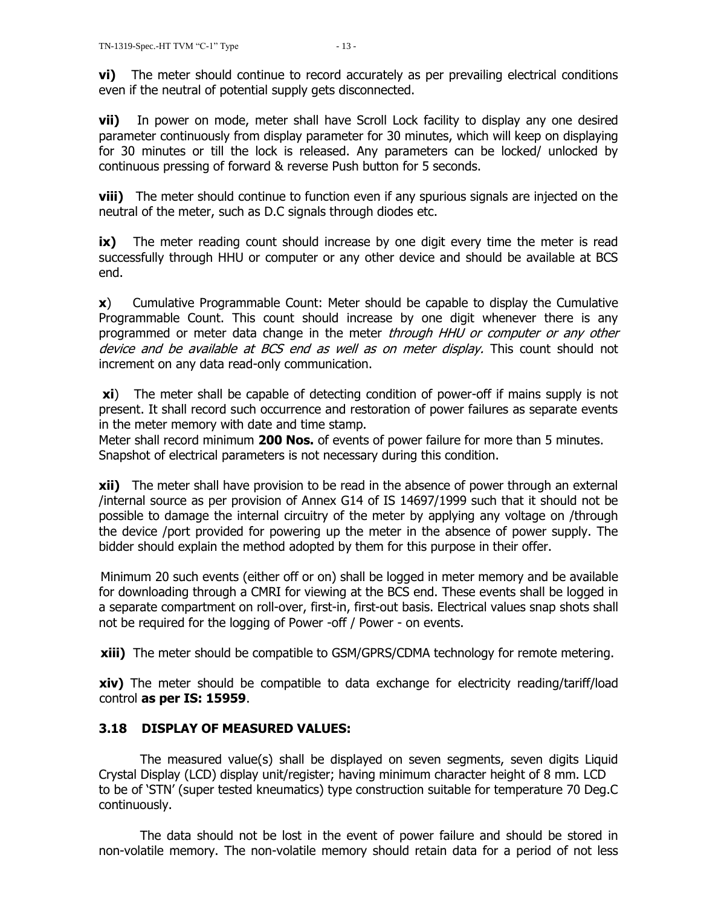**vi)** The meter should continue to record accurately as per prevailing electrical conditions even if the neutral of potential supply gets disconnected.

**vii)** In power on mode, meter shall have Scroll Lock facility to display any one desired parameter continuously from display parameter for 30 minutes, which will keep on displaying for 30 minutes or till the lock is released. Any parameters can be locked/ unlocked by continuous pressing of forward & reverse Push button for 5 seconds.

**viii)** The meter should continue to function even if any spurious signals are injected on the neutral of the meter, such as D.C signals through diodes etc.

**ix)** The meter reading count should increase by one digit every time the meter is read successfully through HHU or computer or any other device and should be available at BCS end.

**x**) Cumulative Programmable Count: Meter should be capable to display the Cumulative Programmable Count. This count should increase by one digit whenever there is any programmed or meter data change in the meter *through HHU or computer or any other device and be available at BCS end as well as on meter display.* This count should not increment on any data read-only communication.

**xi**) The meter shall be capable of detecting condition of power-off if mains supply is not present. It shall record such occurrence and restoration of power failures as separate events in the meter memory with date and time stamp.
Meter shall record minimum **200 Nos.** of events of power failure for more than 5 minutes. Snapshot of electrical parameters is not necessary during this condition.

**xii)** The meter shall have provision to be read in the absence of power through an external /internal source as per provision of Annex G14 of IS 14697/1999 such that it should not be possible to damage the internal circuitry of the meter by applying any voltage on /through the device /port provided for powering up the meter in the absence of power supply. The bidder should explain the method adopted by them for this purpose in their offer.

Minimum 20 such events (either off or on) shall be logged in meter memory and be available for downloading through a CMRI for viewing at the BCS end. These events shall be logged in a separate compartment on roll-over, first-in, first-out basis. Electrical values snap shots shall not be required for the logging of Power -off / Power - on events.

**xiii)** The meter should be compatible to GSM/GPRS/CDMA technology for remote metering.

**xiv)** The meter should be compatible to data exchange for electricity reading/tariff/load control **as per IS: 15959**.

### 3.18 DISPLAY OF MEASURED VALUES:

The measured value(s) shall be displayed on seven segments, seven digits Liquid Crystal Display (LCD) display unit/register; having minimum character height of 8 mm. LCD to be of 'STN' (super tested kneumatics) type construction suitable for temperature 70 Deg.C continuously.

The data should not be lost in the event of power failure and should be stored in non-volatile memory. The non-volatile memory should retain data for a period of not less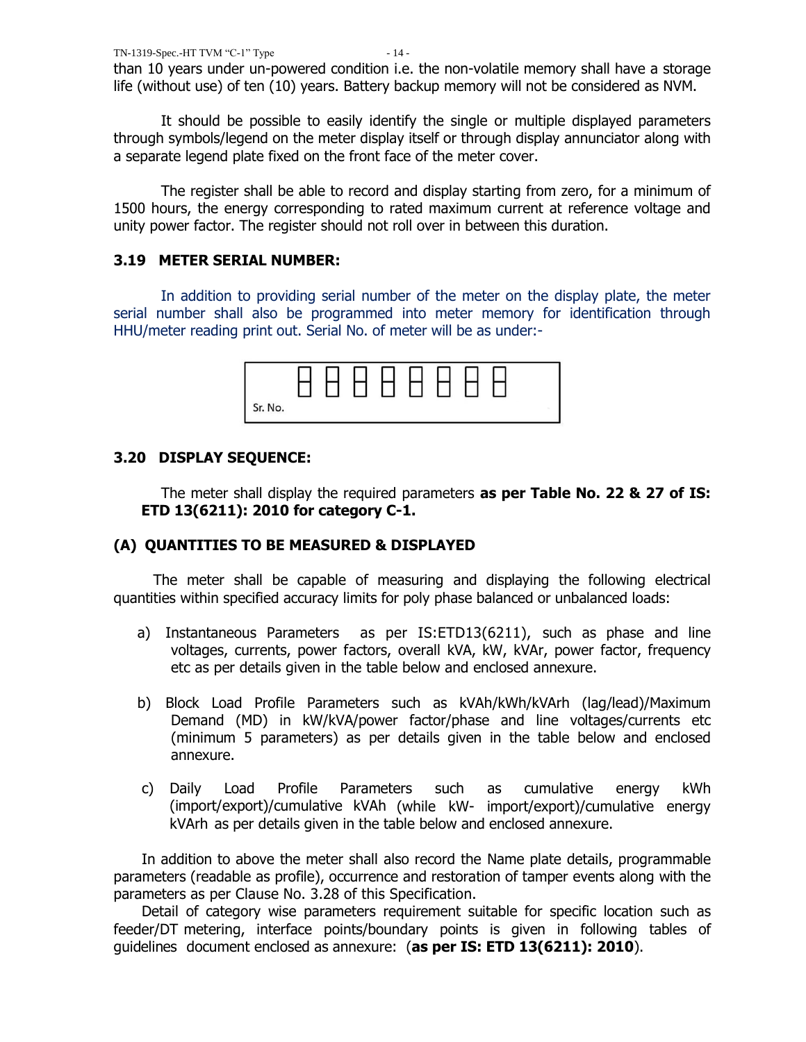than 10 years under un-powered condition i.e. the non-volatile memory shall have a storage life (without use) of ten (10) years. Battery backup memory will not be considered as NVM.

It should be possible to easily identify the single or multiple displayed parameters through symbols/legend on the meter display itself or through display annunciator along with a separate legend plate fixed on the front face of the meter cover.

The register shall be able to record and display starting from zero, for a minimum of 1500 hours, the energy corresponding to rated maximum current at reference voltage and unity power factor. The register should not roll over in between this duration.

### 3.19 METER SERIAL NUMBER:

In addition to providing serial number of the meter on the display plate, the meter serial number shall also be programmed into meter memory for identification through HHU/meter reading print out. Serial No. of meter will be as under:-

| Sr. No. | ☐ | ☐ | ☐ | ☐ | ☐ | ☐ | ☐ | ☐ |
|---|---|---|---|---|---|---|---|---|

### 3.20 DISPLAY SEQUENCE:

The meter shall display the required parameters **as per Table No. 22 & 27 of IS: ETD 13(6211): 2010 for category C-1.**

### (A) QUANTITIES TO BE MEASURED & DISPLAYED

The meter shall be capable of measuring and displaying the following electrical quantities within specified accuracy limits for poly phase balanced or unbalanced loads:

a) Instantaneous Parameters as per IS:ETD13(6211), such as phase and line voltages, currents, power factors, overall kVA, kW, kVAr, power factor, frequency etc as per details given in the table below and enclosed annexure.

b) Block Load Profile Parameters such as kVAh/kWh/kVArh (lag/lead)/Maximum Demand (MD) in kW/kVA/power factor/phase and line voltages/currents etc (minimum 5 parameters) as per details given in the table below and enclosed annexure.

c) Daily Load Profile Parameters such as cumulative energy kWh (import/export)/cumulative kVAh (while kW- import/export)/cumulative energy kVArh as per details given in the table below and enclosed annexure.

In addition to above the meter shall also record the Name plate details, programmable parameters (readable as profile), occurrence and restoration of tamper events along with the parameters as per Clause No. 3.28 of this Specification.

Detail of category wise parameters requirement suitable for specific location such as feeder/DT metering, interface points/boundary points is given in following tables of guidelines document enclosed as annexure: (**as per IS: ETD 13(6211): 2010**).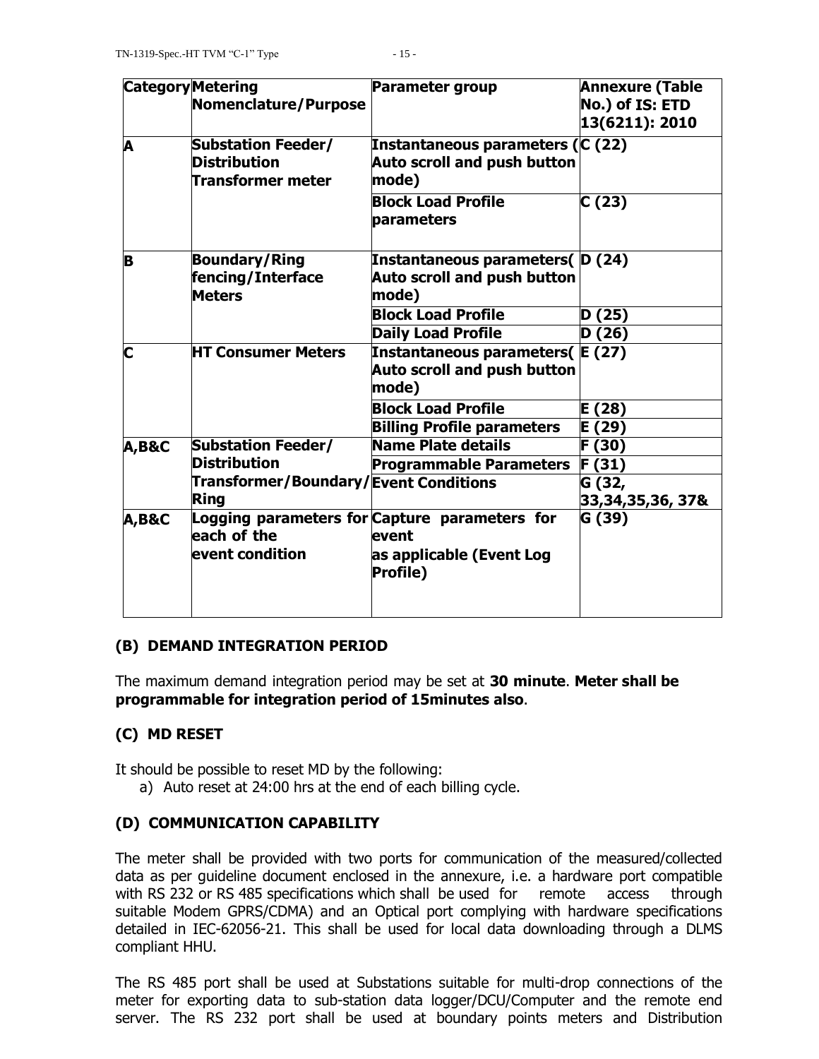| Category | Metering Nomenclature/Purpose | Parameter group | Annexure (Table No.) of IS: ETD 13(6211): 2010 |
|---|---|---|---|
| **A** | **Substation Feeder/ Distribution Transformer meter** | **Instantaneous parameters (Auto scroll and push button mode)** | **C (22)** |
| | | **Block Load Profile parameters** | **C (23)** |
| **B** | **Boundary/Ring fencing/Interface Meters** | **Instantaneous parameters( Auto scroll and push button mode)** | **D (24)** |
| | | **Block Load Profile** | **D (25)** |
| | | **Daily Load Profile** | **D (26)** |
| **C** | **HT Consumer Meters** | **Instantaneous parameters( Auto scroll and push button mode)** | **E (27)** |
| | | **Block Load Profile** | **E (28)** |
| | | **Billing Profile parameters** | **E (29)** |
| **A,B&C** | **Substation Feeder/ Distribution Transformer/Boundary/ Ring** | **Name Plate details** | **F (30)** |
| | | **Programmable Parameters** | **F (31)** |
| | | **Event Conditions** | **G (32, 33,34,35,36, 37&** |
| **A,B&C** | **Logging parameters for each of the event condition** | **Capture parameters for event as applicable (Event Log Profile)** | **G (39)** |

### (B) DEMAND INTEGRATION PERIOD

The maximum demand integration period may be set at **30 minute**. **Meter shall be programmable for integration period of 15minutes also**.

### (C) MD RESET

It should be possible to reset MD by the following:

a) Auto reset at 24:00 hrs at the end of each billing cycle.

### (D) COMMUNICATION CAPABILITY

The meter shall be provided with two ports for communication of the measured/collected data as per guideline document enclosed in the annexure, i.e. a hardware port compatible with RS 232 or RS 485 specifications which shall be used for remote access through suitable Modem GPRS/CDMA) and an Optical port complying with hardware specifications detailed in IEC-62056-21. This shall be used for local data downloading through a DLMS compliant HHU.

The RS 485 port shall be used at Substations suitable for multi-drop connections of the meter for exporting data to sub-station data logger/DCU/Computer and the remote end server. The RS 232 port shall be used at boundary points meters and Distribution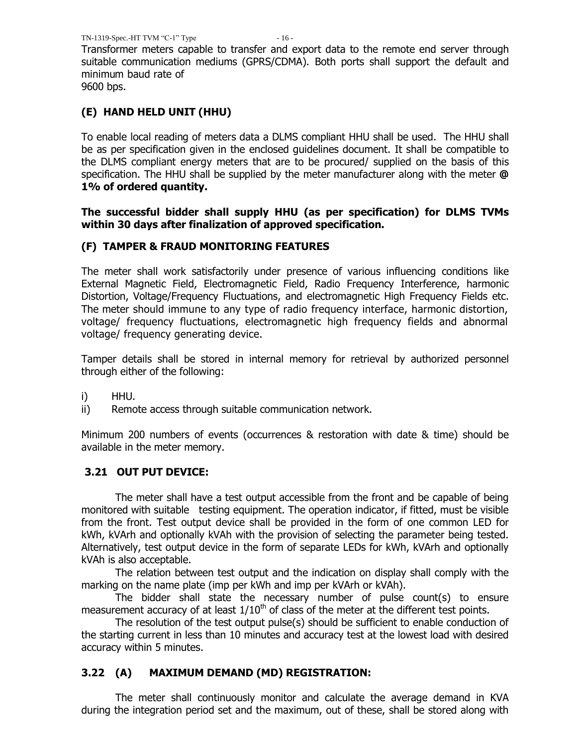Transformer meters capable to transfer and export data to the remote end server through suitable communication mediums (GPRS/CDMA). Both ports shall support the default and minimum baud rate of
9600 bps.

### (E) HAND HELD UNIT (HHU)

To enable local reading of meters data a DLMS compliant HHU shall be used. The HHU shall be as per specification given in the enclosed guidelines document. It shall be compatible to the DLMS compliant energy meters that are to be procured/ supplied on the basis of this specification. The HHU shall be supplied by the meter manufacturer along with the meter **@ 1% of ordered quantity.**

**The successful bidder shall supply HHU (as per specification) for DLMS TVMs within 30 days after finalization of approved specification.**

### (F) TAMPER & FRAUD MONITORING FEATURES

The meter shall work satisfactorily under presence of various influencing conditions like External Magnetic Field, Electromagnetic Field, Radio Frequency Interference, harmonic Distortion, Voltage/Frequency Fluctuations, and electromagnetic High Frequency Fields etc. The meter should immune to any type of radio frequency interface, harmonic distortion, voltage/ frequency fluctuations, electromagnetic high frequency fields and abnormal voltage/ frequency generating device.

Tamper details shall be stored in internal memory for retrieval by authorized personnel through either of the following:

i) HHU.
ii) Remote access through suitable communication network.

Minimum 200 numbers of events (occurrences & restoration with date & time) should be available in the meter memory.

## 3.21 OUT PUT DEVICE:

The meter shall have a test output accessible from the front and be capable of being monitored with suitable testing equipment. The operation indicator, if fitted, must be visible from the front. Test output device shall be provided in the form of one common LED for kWh, kVArh and optionally kVAh with the provision of selecting the parameter being tested. Alternatively, test output device in the form of separate LEDs for kWh, kVArh and optionally kVAh is also acceptable.

The relation between test output and the indication on display shall comply with the marking on the name plate (imp per kWh and imp per kVArh or kVAh).

The bidder shall state the necessary number of pulse count(s) to ensure measurement accuracy of at least $1/10^{th}$ of class of the meter at the different test points.

The resolution of the test output pulse(s) should be sufficient to enable conduction of the starting current in less than 10 minutes and accuracy test at the lowest load with desired accuracy within 5 minutes.

## 3.22 (A) MAXIMUM DEMAND (MD) REGISTRATION:

The meter shall continuously monitor and calculate the average demand in KVA during the integration period set and the maximum, out of these, shall be stored along with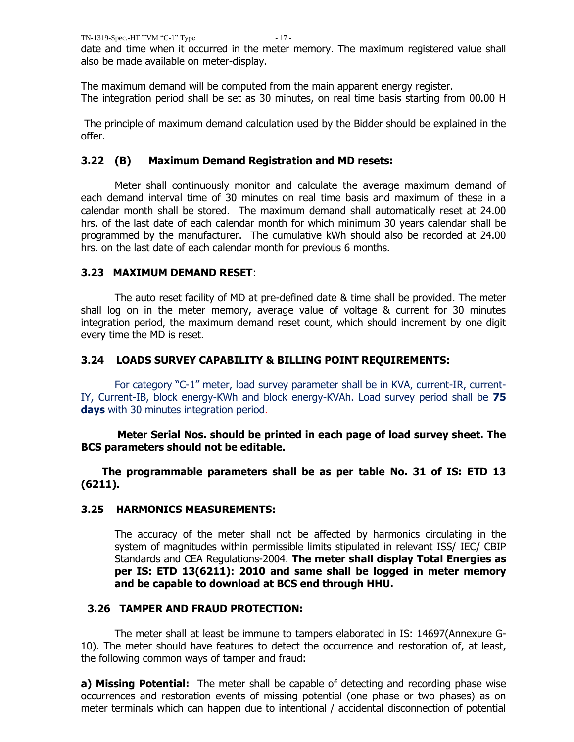date and time when it occurred in the meter memory. The maximum registered value shall also be made available on meter-display.

The maximum demand will be computed from the main apparent energy register.
The integration period shall be set as 30 minutes, on real time basis starting from 00.00 H

The principle of maximum demand calculation used by the Bidder should be explained in the offer.

### 3.22 (B) Maximum Demand Registration and MD resets:

Meter shall continuously monitor and calculate the average maximum demand of each demand interval time of 30 minutes on real time basis and maximum of these in a calendar month shall be stored. The maximum demand shall automatically reset at 24.00 hrs. of the last date of each calendar month for which minimum 30 years calendar shall be programmed by the manufacturer. The cumulative kWh should also be recorded at 24.00 hrs. on the last date of each calendar month for previous 6 months.

### 3.23 MAXIMUM DEMAND RESET:

The auto reset facility of MD at pre-defined date & time shall be provided. The meter shall log on in the meter memory, average value of voltage & current for 30 minutes integration period, the maximum demand reset count, which should increment by one digit every time the MD is reset.

### 3.24 LOADS SURVEY CAPABILITY & BILLING POINT REQUIREMENTS:

For category "C-1" meter, load survey parameter shall be in KVA, current-IR, current-IY, Current-IB, block energy-KWh and block energy-KVAh. Load survey period shall be **75 days** with 30 minutes integration period.

**Meter Serial Nos. should be printed in each page of load survey sheet. The BCS parameters should not be editable.**

**The programmable parameters shall be as per table No. 31 of IS: ETD 13 (6211).**

### 3.25 HARMONICS MEASUREMENTS:

The accuracy of the meter shall not be affected by harmonics circulating in the system of magnitudes within permissible limits stipulated in relevant ISS/ IEC/ CBIP Standards and CEA Regulations-2004. **The meter shall display Total Energies as per IS: ETD 13(6211): 2010 and same shall be logged in meter memory and be capable to download at BCS end through HHU.**

### 3.26 TAMPER AND FRAUD PROTECTION:

The meter shall at least be immune to tampers elaborated in IS: 14697(Annexure G-10). The meter should have features to detect the occurrence and restoration of, at least, the following common ways of tamper and fraud:

**a) Missing Potential:** The meter shall be capable of detecting and recording phase wise occurrences and restoration events of missing potential (one phase or two phases) as on meter terminals which can happen due to intentional / accidental disconnection of potential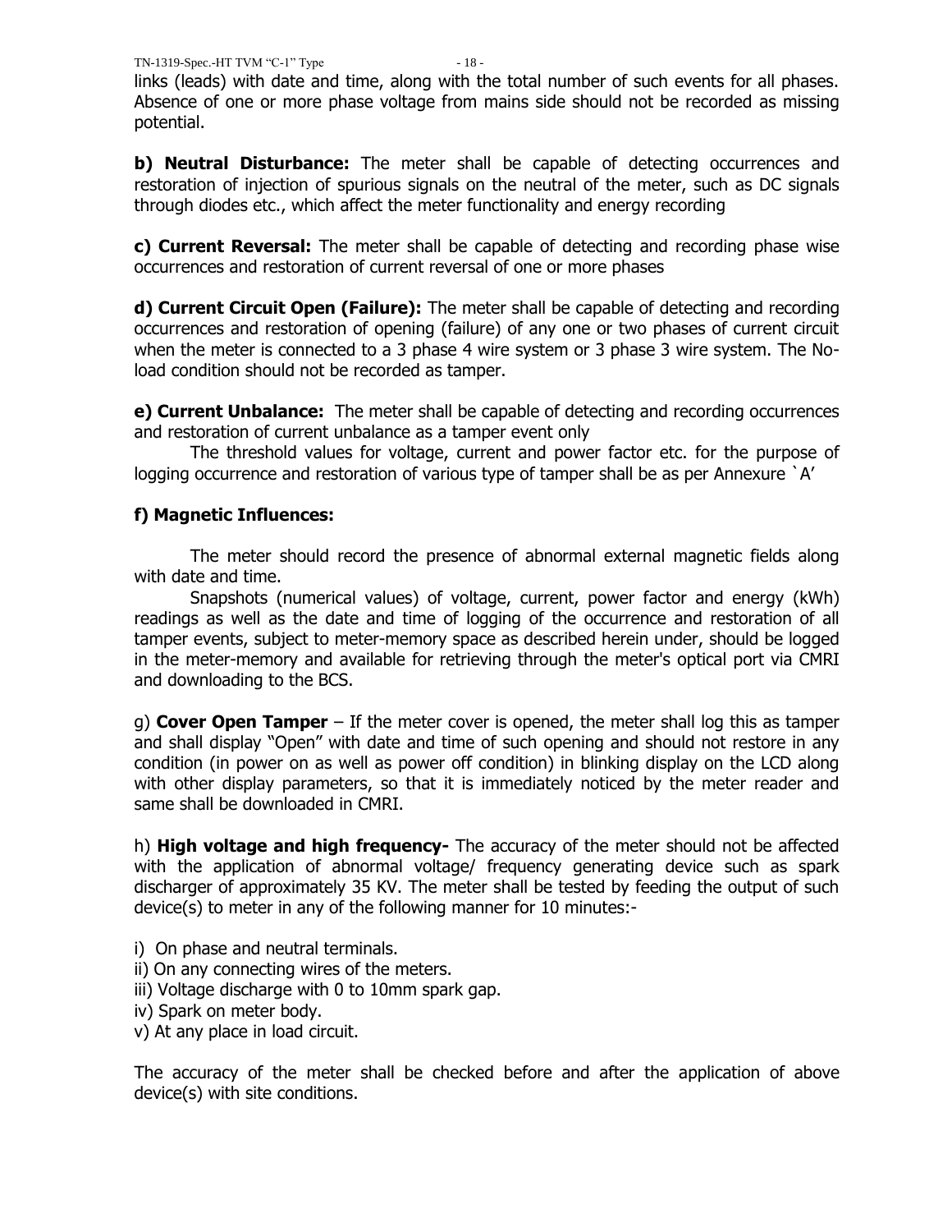links (leads) with date and time, along with the total number of such events for all phases. Absence of one or more phase voltage from mains side should not be recorded as missing potential.

**b) Neutral Disturbance:** The meter shall be capable of detecting occurrences and restoration of injection of spurious signals on the neutral of the meter, such as DC signals through diodes etc., which affect the meter functionality and energy recording

**c) Current Reversal:** The meter shall be capable of detecting and recording phase wise occurrences and restoration of current reversal of one or more phases

**d) Current Circuit Open (Failure):** The meter shall be capable of detecting and recording occurrences and restoration of opening (failure) of any one or two phases of current circuit when the meter is connected to a 3 phase 4 wire system or 3 phase 3 wire system. The No-load condition should not be recorded as tamper.

**e) Current Unbalance:** The meter shall be capable of detecting and recording occurrences and restoration of current unbalance as a tamper event only

The threshold values for voltage, current and power factor etc. for the purpose of logging occurrence and restoration of various type of tamper shall be as per Annexure `A'

**f) Magnetic Influences:**

The meter should record the presence of abnormal external magnetic fields along with date and time.

Snapshots (numerical values) of voltage, current, power factor and energy (kWh) readings as well as the date and time of logging of the occurrence and restoration of all tamper events, subject to meter-memory space as described herein under, should be logged in the meter-memory and available for retrieving through the meter's optical port via CMRI and downloading to the BCS.

g) **Cover Open Tamper** – If the meter cover is opened, the meter shall log this as tamper and shall display "Open" with date and time of such opening and should not restore in any condition (in power on as well as power off condition) in blinking display on the LCD along with other display parameters, so that it is immediately noticed by the meter reader and same shall be downloaded in CMRI.

h) **High voltage and high frequency-** The accuracy of the meter should not be affected with the application of abnormal voltage/ frequency generating device such as spark discharger of approximately 35 KV. The meter shall be tested by feeding the output of such device(s) to meter in any of the following manner for 10 minutes:-

i) On phase and neutral terminals.
ii) On any connecting wires of the meters.
iii) Voltage discharge with 0 to 10mm spark gap.
iv) Spark on meter body.
v) At any place in load circuit.

The accuracy of the meter shall be checked before and after the application of above device(s) with site conditions.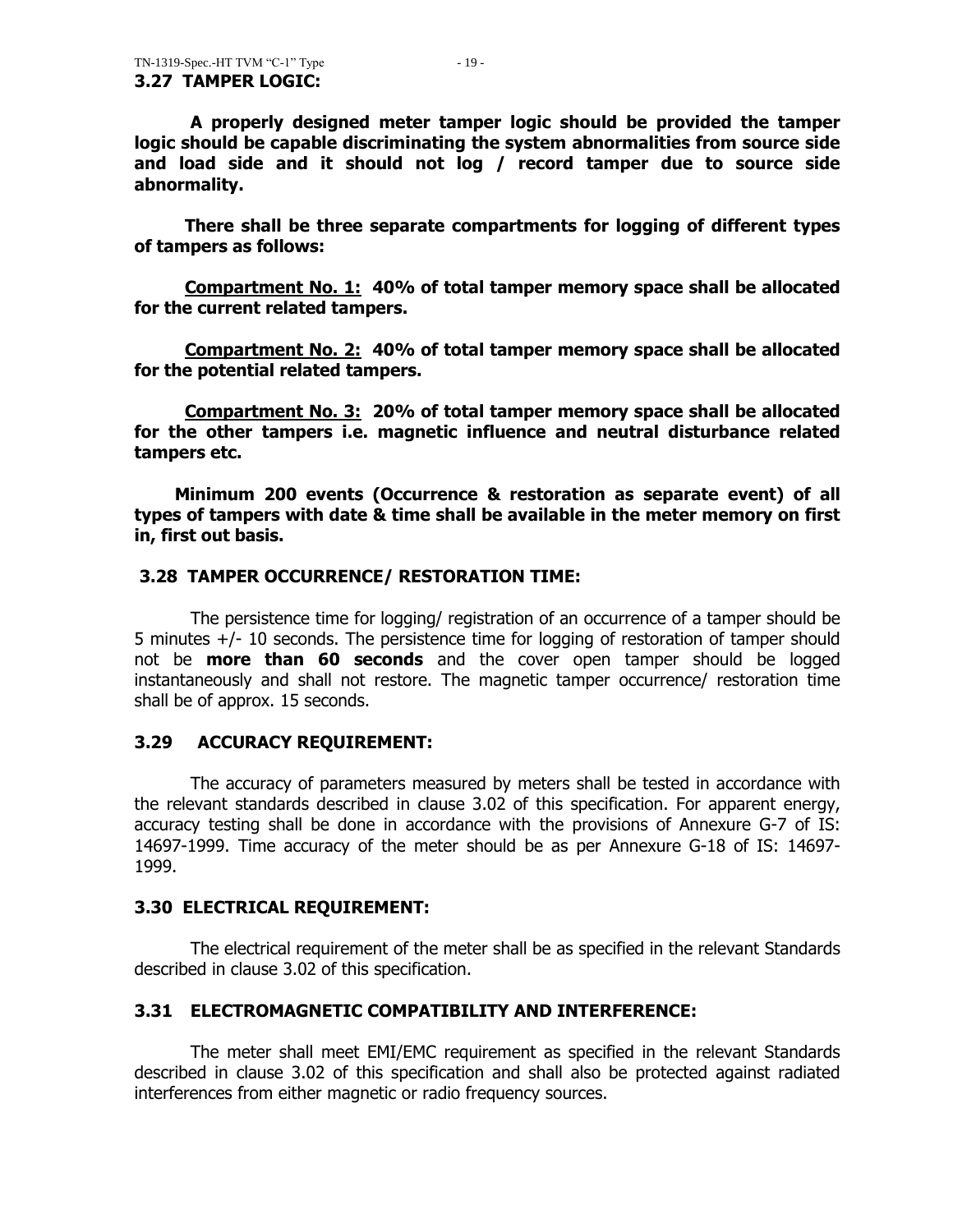### 3.27 TAMPER LOGIC:

**A properly designed meter tamper logic should be provided the tamper logic should be capable discriminating the system abnormalities from source side and load side and it should not log / record tamper due to source side abnormality.**

**There shall be three separate compartments for logging of different types of tampers as follows:**

**<u>Compartment No. 1:</u> 40% of total tamper memory space shall be allocated for the current related tampers.**

**<u>Compartment No. 2:</u> 40% of total tamper memory space shall be allocated for the potential related tampers.**

**<u>Compartment No. 3:</u> 20% of total tamper memory space shall be allocated for the other tampers i.e. magnetic influence and neutral disturbance related tampers etc.**

**Minimum 200 events (Occurrence & restoration as separate event) of all types of tampers with date & time shall be available in the meter memory on first in, first out basis.**

### 3.28 TAMPER OCCURRENCE/ RESTORATION TIME:

The persistence time for logging/ registration of an occurrence of a tamper should be 5 minutes +/- 10 seconds. The persistence time for logging of restoration of tamper should not be **more than 60 seconds** and the cover open tamper should be logged instantaneously and shall not restore. The magnetic tamper occurrence/ restoration time shall be of approx. 15 seconds.

### 3.29 ACCURACY REQUIREMENT:

The accuracy of parameters measured by meters shall be tested in accordance with the relevant standards described in clause 3.02 of this specification. For apparent energy, accuracy testing shall be done in accordance with the provisions of Annexure G-7 of IS: 14697-1999. Time accuracy of the meter should be as per Annexure G-18 of IS: 14697-1999.

### 3.30 ELECTRICAL REQUIREMENT:

The electrical requirement of the meter shall be as specified in the relevant Standards described in clause 3.02 of this specification.

### 3.31 ELECTROMAGNETIC COMPATIBILITY AND INTERFERENCE:

The meter shall meet EMI/EMC requirement as specified in the relevant Standards described in clause 3.02 of this specification and shall also be protected against radiated interferences from either magnetic or radio frequency sources.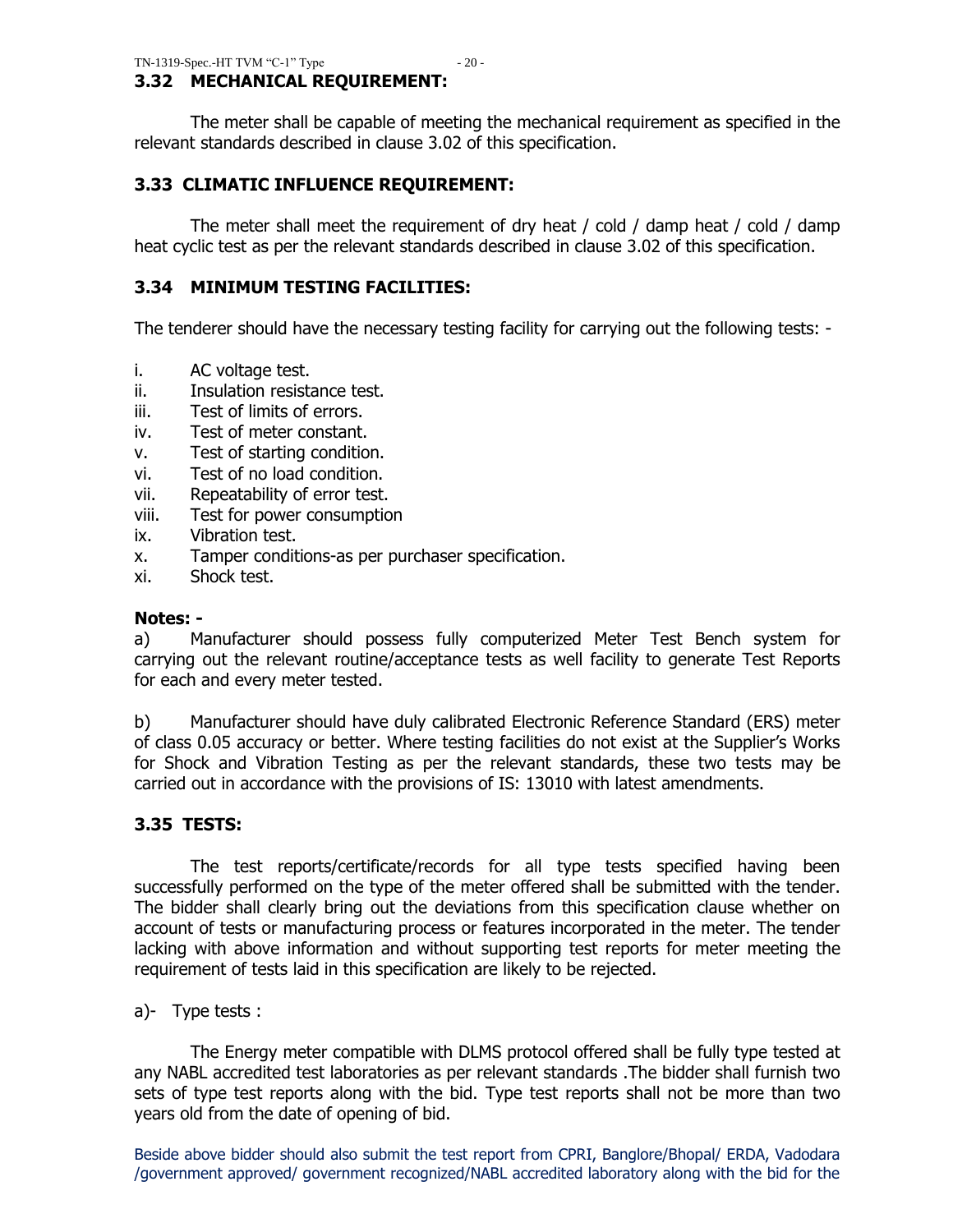### 3.32 MECHANICAL REQUIREMENT:

The meter shall be capable of meeting the mechanical requirement as specified in the relevant standards described in clause 3.02 of this specification.

### 3.33 CLIMATIC INFLUENCE REQUIREMENT:

The meter shall meet the requirement of dry heat / cold / damp heat / cold / damp heat cyclic test as per the relevant standards described in clause 3.02 of this specification.

### 3.34 MINIMUM TESTING FACILITIES:

The tenderer should have the necessary testing facility for carrying out the following tests: -

i. AC voltage test.
ii. Insulation resistance test.
iii. Test of limits of errors.
iv. Test of meter constant.
v. Test of starting condition.
vi. Test of no load condition.
vii. Repeatability of error test.
viii. Test for power consumption
ix. Vibration test.
x. Tamper conditions-as per purchaser specification.
xi. Shock test.

**Notes: -**

a) Manufacturer should possess fully computerized Meter Test Bench system for carrying out the relevant routine/acceptance tests as well facility to generate Test Reports for each and every meter tested.

b) Manufacturer should have duly calibrated Electronic Reference Standard (ERS) meter of class 0.05 accuracy or better. Where testing facilities do not exist at the Supplier's Works for Shock and Vibration Testing as per the relevant standards, these two tests may be carried out in accordance with the provisions of IS: 13010 with latest amendments.

### 3.35 TESTS:

The test reports/certificate/records for all type tests specified having been successfully performed on the type of the meter offered shall be submitted with the tender. The bidder shall clearly bring out the deviations from this specification clause whether on account of tests or manufacturing process or features incorporated in the meter. The tender lacking with above information and without supporting test reports for meter meeting the requirement of tests laid in this specification are likely to be rejected.

a)- Type tests :

The Energy meter compatible with DLMS protocol offered shall be fully type tested at any NABL accredited test laboratories as per relevant standards .The bidder shall furnish two sets of type test reports along with the bid. Type test reports shall not be more than two years old from the date of opening of bid.

Beside above bidder should also submit the test report from CPRI, Banglore/Bhopal/ ERDA, Vadodara /government approved/ government recognized/NABL accredited laboratory along with the bid for the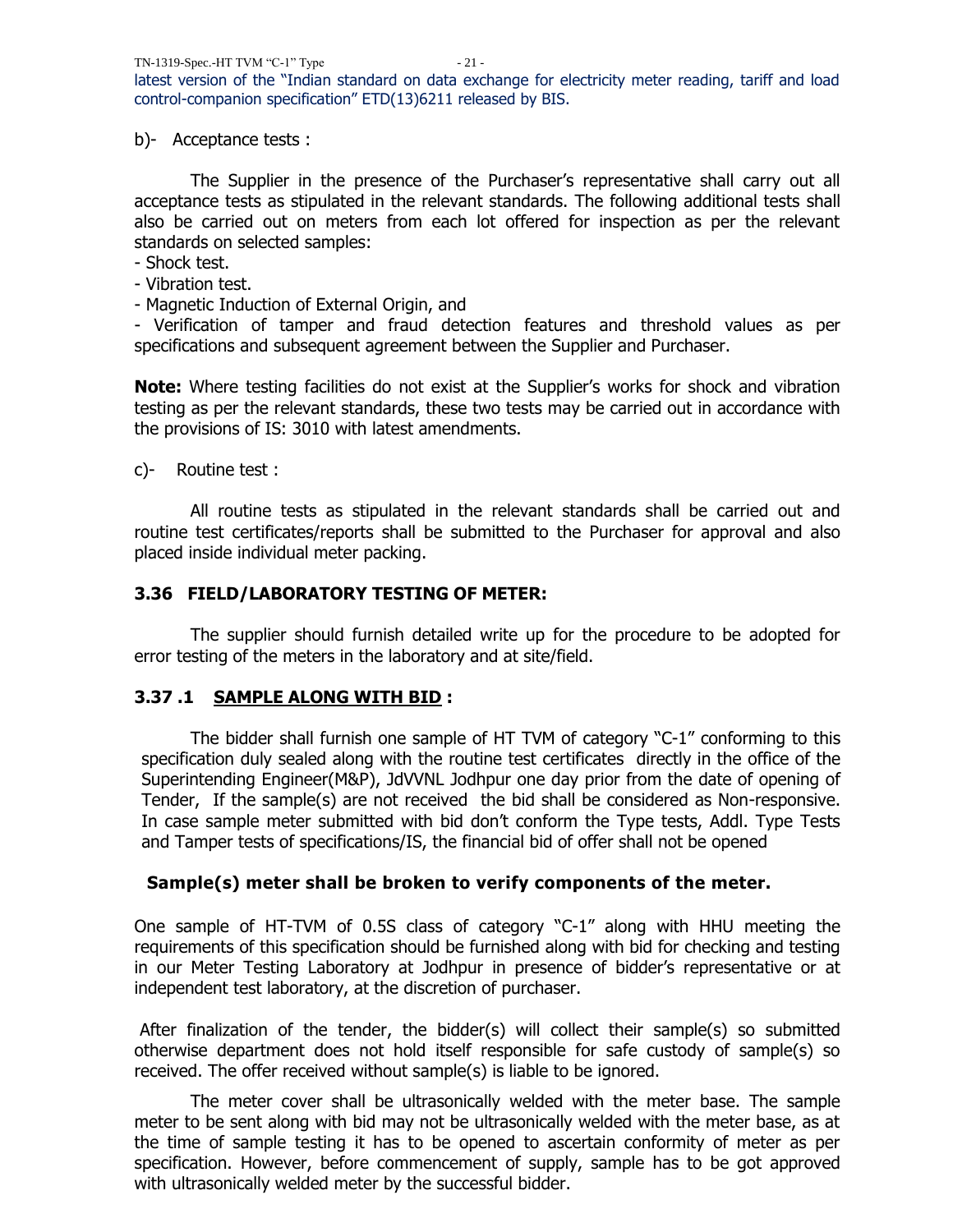latest version of the "Indian standard on data exchange for electricity meter reading, tariff and load control-companion specification" ETD(13)6211 released by BIS.

b)- Acceptance tests :

The Supplier in the presence of the Purchaser's representative shall carry out all acceptance tests as stipulated in the relevant standards. The following additional tests shall also be carried out on meters from each lot offered for inspection as per the relevant standards on selected samples:

- Shock test.
- Vibration test.
- Magnetic Induction of External Origin, and
- Verification of tamper and fraud detection features and threshold values as per specifications and subsequent agreement between the Supplier and Purchaser.

**Note:** Where testing facilities do not exist at the Supplier's works for shock and vibration testing as per the relevant standards, these two tests may be carried out in accordance with the provisions of IS: 3010 with latest amendments.

c)- Routine test :

All routine tests as stipulated in the relevant standards shall be carried out and routine test certificates/reports shall be submitted to the Purchaser for approval and also placed inside individual meter packing.

### 3.36 FIELD/LABORATORY TESTING OF METER:

The supplier should furnish detailed write up for the procedure to be adopted for error testing of the meters in the laboratory and at site/field.

### 3.37 .1 SAMPLE ALONG WITH BID :

The bidder shall furnish one sample of HT TVM of category "C-1" conforming to this specification duly sealed along with the routine test certificates directly in the office of the Superintending Engineer(M&P), JdVVNL Jodhpur one day prior from the date of opening of Tender, If the sample(s) are not received the bid shall be considered as Non-responsive. In case sample meter submitted with bid don't conform the Type tests, Addl. Type Tests and Tamper tests of specifications/IS, the financial bid of offer shall not be opened

**Sample(s) meter shall be broken to verify components of the meter.**

One sample of HT-TVM of 0.5S class of category "C-1" along with HHU meeting the requirements of this specification should be furnished along with bid for checking and testing in our Meter Testing Laboratory at Jodhpur in presence of bidder's representative or at independent test laboratory, at the discretion of purchaser.

After finalization of the tender, the bidder(s) will collect their sample(s) so submitted otherwise department does not hold itself responsible for safe custody of sample(s) so received. The offer received without sample(s) is liable to be ignored.

The meter cover shall be ultrasonically welded with the meter base. The sample meter to be sent along with bid may not be ultrasonically welded with the meter base, as at the time of sample testing it has to be opened to ascertain conformity of meter as per specification. However, before commencement of supply, sample has to be got approved with ultrasonically welded meter by the successful bidder.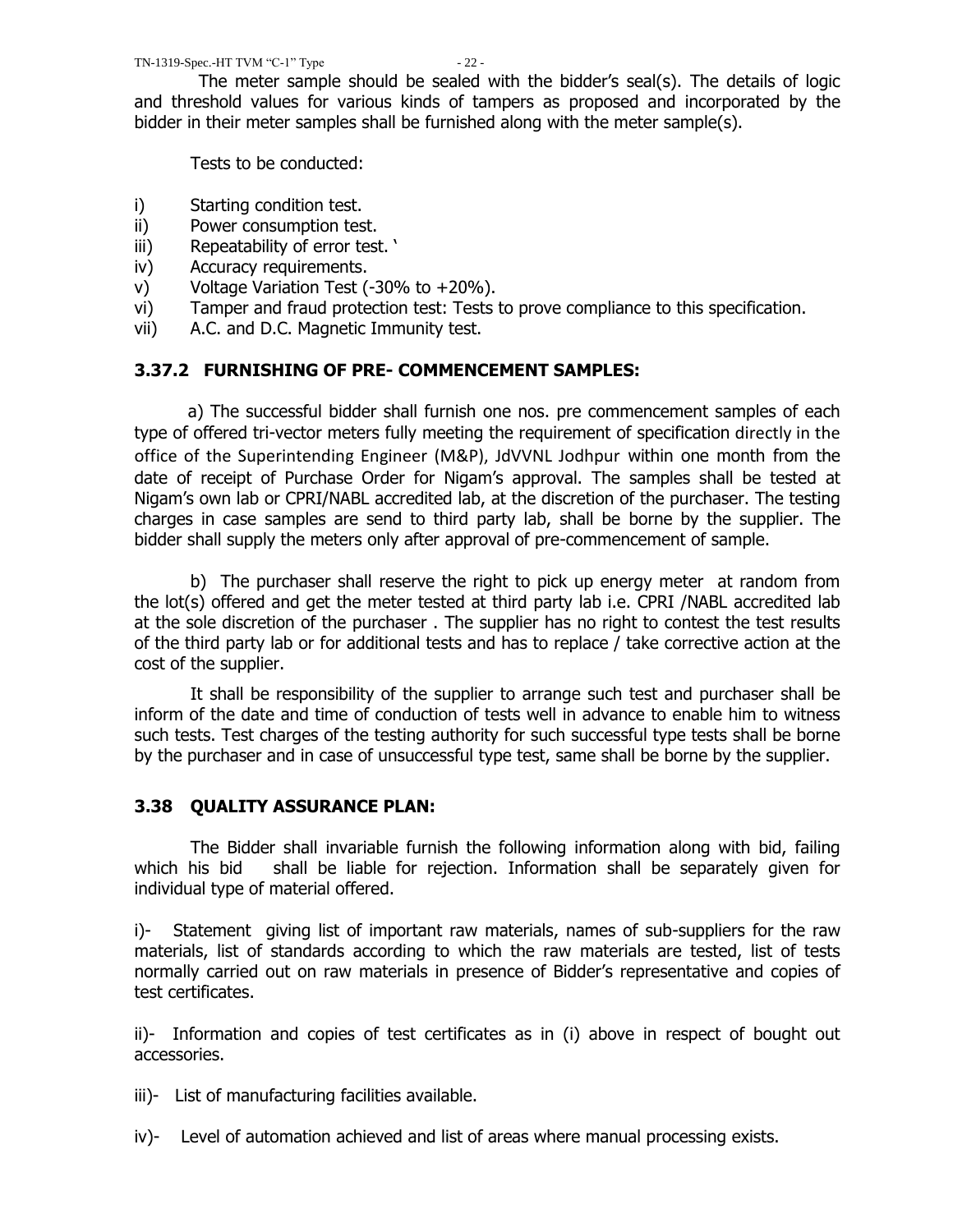The meter sample should be sealed with the bidder's seal(s). The details of logic and threshold values for various kinds of tampers as proposed and incorporated by the bidder in their meter samples shall be furnished along with the meter sample(s).

Tests to be conducted:

i) Starting condition test.
ii) Power consumption test.
iii) Repeatability of error test. '
iv) Accuracy requirements.
v) Voltage Variation Test (-30% to +20%).
vi) Tamper and fraud protection test: Tests to prove compliance to this specification.
vii) A.C. and D.C. Magnetic Immunity test.

### 3.37.2 FURNISHING OF PRE- COMMENCEMENT SAMPLES:

a) The successful bidder shall furnish one nos. pre commencement samples of each type of offered tri-vector meters fully meeting the requirement of specification directly in the office of the Superintending Engineer (M&P), JdVVNL Jodhpur within one month from the date of receipt of Purchase Order for Nigam's approval. The samples shall be tested at Nigam's own lab or CPRI/NABL accredited lab, at the discretion of the purchaser. The testing charges in case samples are send to third party lab, shall be borne by the supplier. The bidder shall supply the meters only after approval of pre-commencement of sample.

b) The purchaser shall reserve the right to pick up energy meter at random from the lot(s) offered and get the meter tested at third party lab i.e. CPRI /NABL accredited lab at the sole discretion of the purchaser . The supplier has no right to contest the test results of the third party lab or for additional tests and has to replace / take corrective action at the cost of the supplier.

It shall be responsibility of the supplier to arrange such test and purchaser shall be inform of the date and time of conduction of tests well in advance to enable him to witness such tests. Test charges of the testing authority for such successful type tests shall be borne by the purchaser and in case of unsuccessful type test, same shall be borne by the supplier.

### 3.38 QUALITY ASSURANCE PLAN:

The Bidder shall invariable furnish the following information along with bid, failing which his bid shall be liable for rejection. Information shall be separately given for individual type of material offered.

i)- Statement giving list of important raw materials, names of sub-suppliers for the raw materials, list of standards according to which the raw materials are tested, list of tests normally carried out on raw materials in presence of Bidder's representative and copies of test certificates.

ii)- Information and copies of test certificates as in (i) above in respect of bought out accessories.

iii)- List of manufacturing facilities available.

iv)- Level of automation achieved and list of areas where manual processing exists.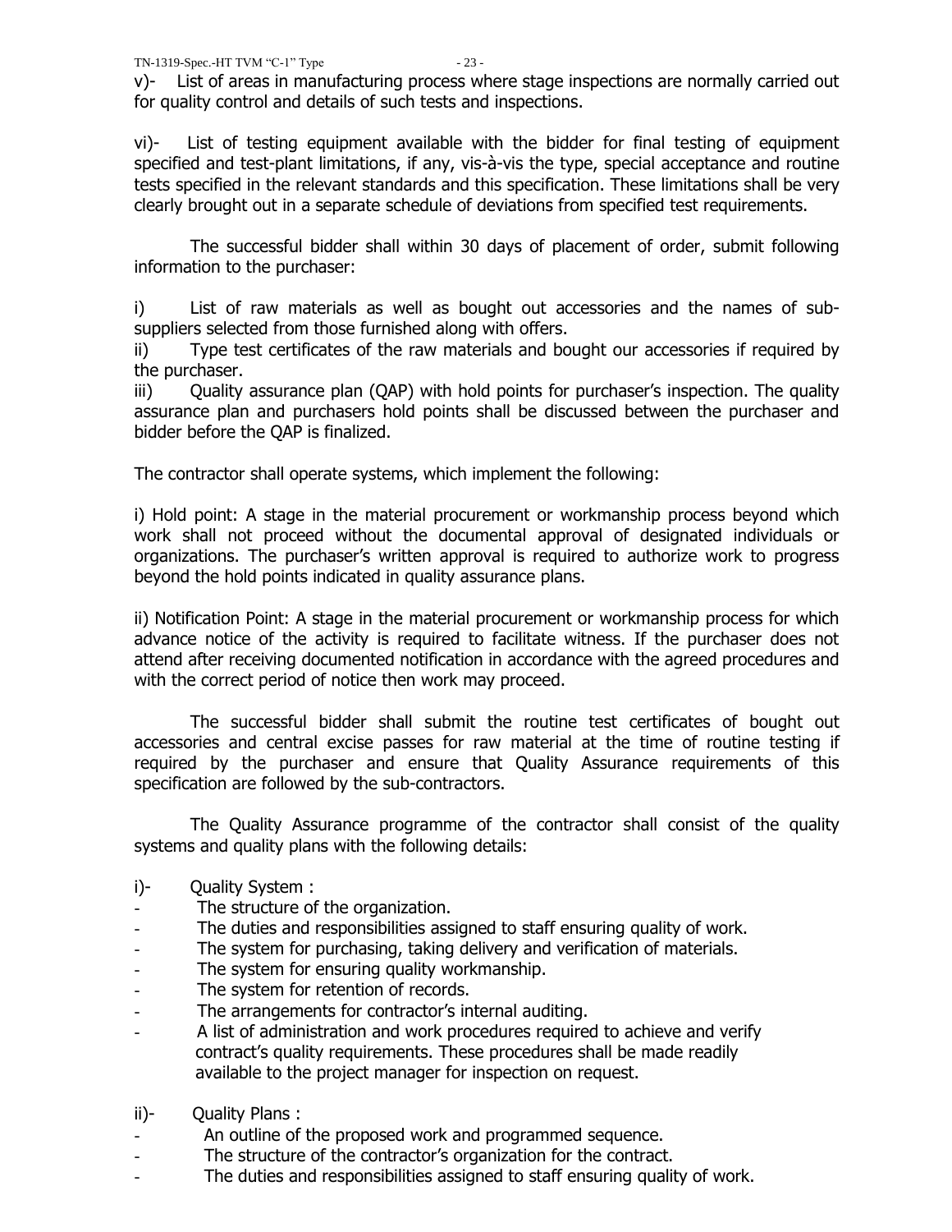v)- List of areas in manufacturing process where stage inspections are normally carried out for quality control and details of such tests and inspections.

vi)- List of testing equipment available with the bidder for final testing of equipment specified and test-plant limitations, if any, vis-à-vis the type, special acceptance and routine tests specified in the relevant standards and this specification. These limitations shall be very clearly brought out in a separate schedule of deviations from specified test requirements.

The successful bidder shall within 30 days of placement of order, submit following information to the purchaser:

i) List of raw materials as well as bought out accessories and the names of sub-suppliers selected from those furnished along with offers.
ii) Type test certificates of the raw materials and bought our accessories if required by the purchaser.
iii) Quality assurance plan (QAP) with hold points for purchaser's inspection. The quality assurance plan and purchasers hold points shall be discussed between the purchaser and bidder before the QAP is finalized.

The contractor shall operate systems, which implement the following:

i) Hold point: A stage in the material procurement or workmanship process beyond which work shall not proceed without the documental approval of designated individuals or organizations. The purchaser's written approval is required to authorize work to progress beyond the hold points indicated in quality assurance plans.

ii) Notification Point: A stage in the material procurement or workmanship process for which advance notice of the activity is required to facilitate witness. If the purchaser does not attend after receiving documented notification in accordance with the agreed procedures and with the correct period of notice then work may proceed.

The successful bidder shall submit the routine test certificates of bought out accessories and central excise passes for raw material at the time of routine testing if required by the purchaser and ensure that Quality Assurance requirements of this specification are followed by the sub-contractors.

The Quality Assurance programme of the contractor shall consist of the quality systems and quality plans with the following details:

i)- Quality System :
- The structure of the organization.
- The duties and responsibilities assigned to staff ensuring quality of work.
- The system for purchasing, taking delivery and verification of materials.
- The system for ensuring quality workmanship.
- The system for retention of records.
- The arrangements for contractor's internal auditing.
- A list of administration and work procedures required to achieve and verify contract's quality requirements. These procedures shall be made readily available to the project manager for inspection on request.

ii)- Quality Plans :
- An outline of the proposed work and programmed sequence.
- The structure of the contractor's organization for the contract.
- The duties and responsibilities assigned to staff ensuring quality of work.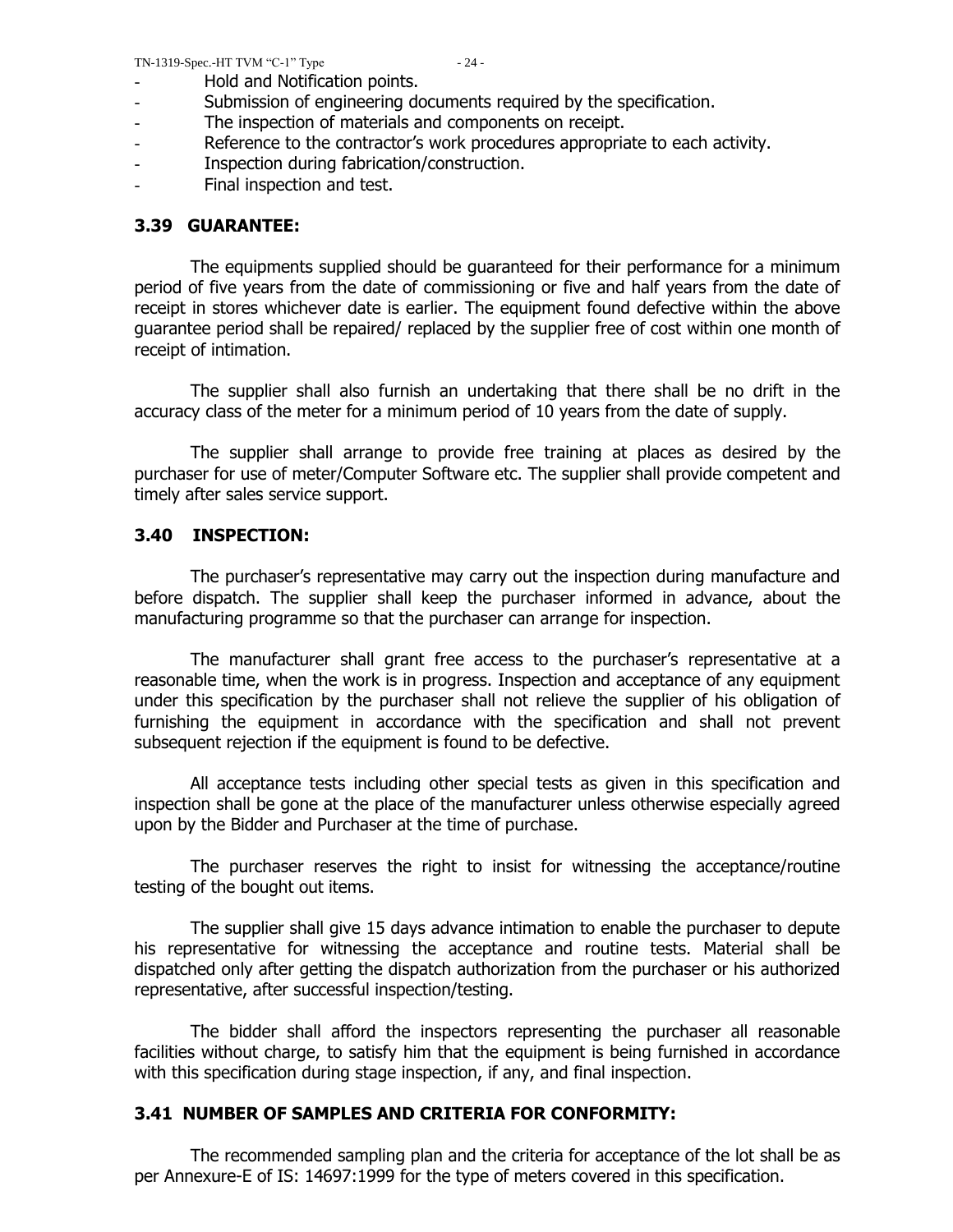- Hold and Notification points.
- Submission of engineering documents required by the specification.
- The inspection of materials and components on receipt.
- Reference to the contractor's work procedures appropriate to each activity.
- Inspection during fabrication/construction.
- Final inspection and test.

### 3.39 GUARANTEE:

The equipments supplied should be guaranteed for their performance for a minimum period of five years from the date of commissioning or five and half years from the date of receipt in stores whichever date is earlier. The equipment found defective within the above guarantee period shall be repaired/ replaced by the supplier free of cost within one month of receipt of intimation.

The supplier shall also furnish an undertaking that there shall be no drift in the accuracy class of the meter for a minimum period of 10 years from the date of supply.

The supplier shall arrange to provide free training at places as desired by the purchaser for use of meter/Computer Software etc. The supplier shall provide competent and timely after sales service support.

### 3.40 INSPECTION:

The purchaser's representative may carry out the inspection during manufacture and before dispatch. The supplier shall keep the purchaser informed in advance, about the manufacturing programme so that the purchaser can arrange for inspection.

The manufacturer shall grant free access to the purchaser's representative at a reasonable time, when the work is in progress. Inspection and acceptance of any equipment under this specification by the purchaser shall not relieve the supplier of his obligation of furnishing the equipment in accordance with the specification and shall not prevent subsequent rejection if the equipment is found to be defective.

All acceptance tests including other special tests as given in this specification and inspection shall be gone at the place of the manufacturer unless otherwise especially agreed upon by the Bidder and Purchaser at the time of purchase.

The purchaser reserves the right to insist for witnessing the acceptance/routine testing of the bought out items.

The supplier shall give 15 days advance intimation to enable the purchaser to depute his representative for witnessing the acceptance and routine tests. Material shall be dispatched only after getting the dispatch authorization from the purchaser or his authorized representative, after successful inspection/testing.

The bidder shall afford the inspectors representing the purchaser all reasonable facilities without charge, to satisfy him that the equipment is being furnished in accordance with this specification during stage inspection, if any, and final inspection.

### 3.41 NUMBER OF SAMPLES AND CRITERIA FOR CONFORMITY:

The recommended sampling plan and the criteria for acceptance of the lot shall be as per Annexure-E of IS: 14697:1999 for the type of meters covered in this specification.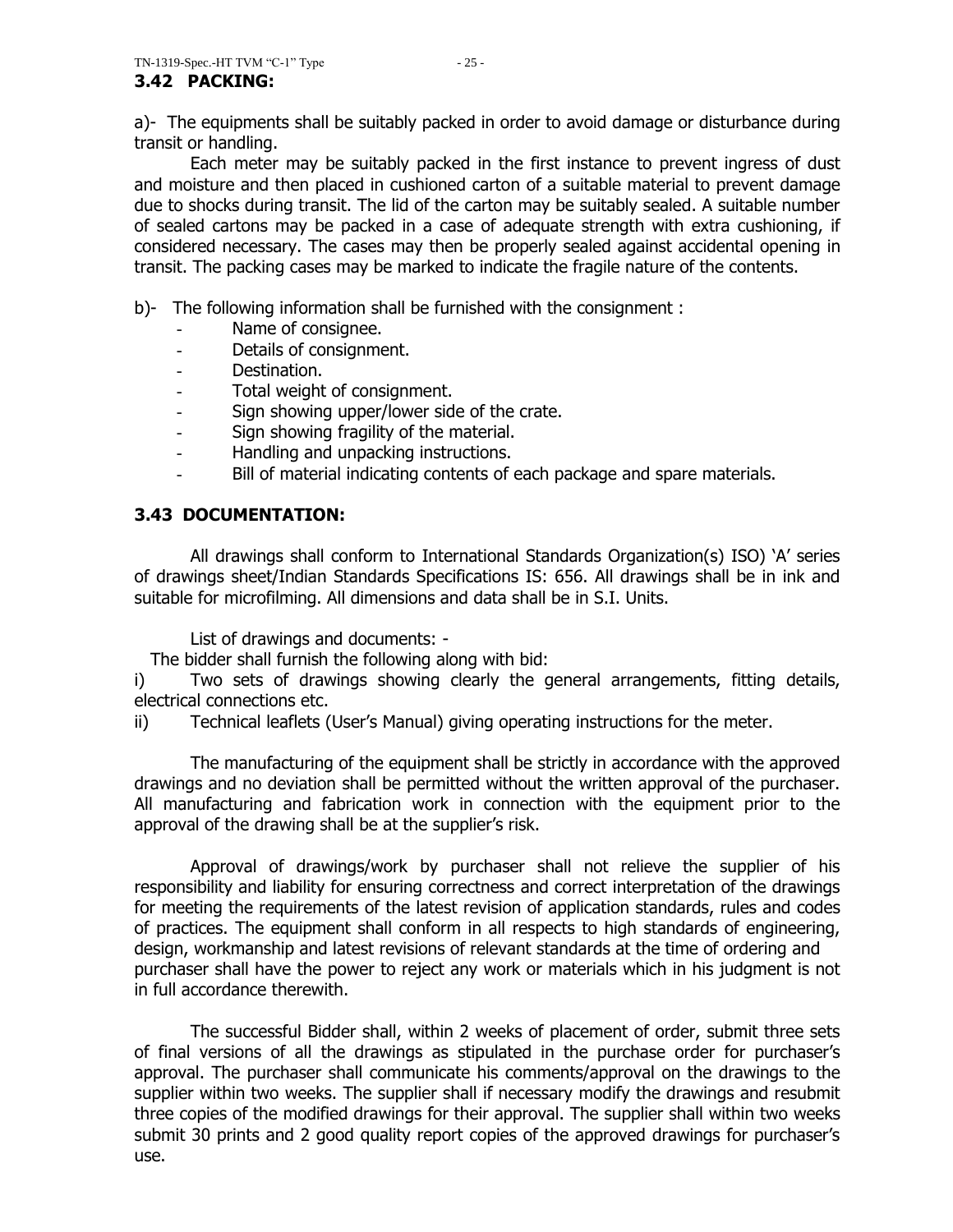### 3.42 PACKING:

a)- The equipments shall be suitably packed in order to avoid damage or disturbance during transit or handling.

Each meter may be suitably packed in the first instance to prevent ingress of dust and moisture and then placed in cushioned carton of a suitable material to prevent damage due to shocks during transit. The lid of the carton may be suitably sealed. A suitable number of sealed cartons may be packed in a case of adequate strength with extra cushioning, if considered necessary. The cases may then be properly sealed against accidental opening in transit. The packing cases may be marked to indicate the fragile nature of the contents.

b)- The following information shall be furnished with the consignment :

- Name of consignee.
- Details of consignment.
- Destination.
- Total weight of consignment.
- Sign showing upper/lower side of the crate.
- Sign showing fragility of the material.
- Handling and unpacking instructions.
- Bill of material indicating contents of each package and spare materials.

### 3.43 DOCUMENTATION:

All drawings shall conform to International Standards Organization(s) ISO) 'A' series of drawings sheet/Indian Standards Specifications IS: 656. All drawings shall be in ink and suitable for microfilming. All dimensions and data shall be in S.I. Units.

List of drawings and documents: -

The bidder shall furnish the following along with bid:

i) Two sets of drawings showing clearly the general arrangements, fitting details, electrical connections etc.

ii) Technical leaflets (User's Manual) giving operating instructions for the meter.

The manufacturing of the equipment shall be strictly in accordance with the approved drawings and no deviation shall be permitted without the written approval of the purchaser. All manufacturing and fabrication work in connection with the equipment prior to the approval of the drawing shall be at the supplier's risk.

Approval of drawings/work by purchaser shall not relieve the supplier of his responsibility and liability for ensuring correctness and correct interpretation of the drawings for meeting the requirements of the latest revision of application standards, rules and codes of practices. The equipment shall conform in all respects to high standards of engineering, design, workmanship and latest revisions of relevant standards at the time of ordering and purchaser shall have the power to reject any work or materials which in his judgment is not in full accordance therewith.

The successful Bidder shall, within 2 weeks of placement of order, submit three sets of final versions of all the drawings as stipulated in the purchase order for purchaser's approval. The purchaser shall communicate his comments/approval on the drawings to the supplier within two weeks. The supplier shall if necessary modify the drawings and resubmit three copies of the modified drawings for their approval. The supplier shall within two weeks submit 30 prints and 2 good quality report copies of the approved drawings for purchaser's use.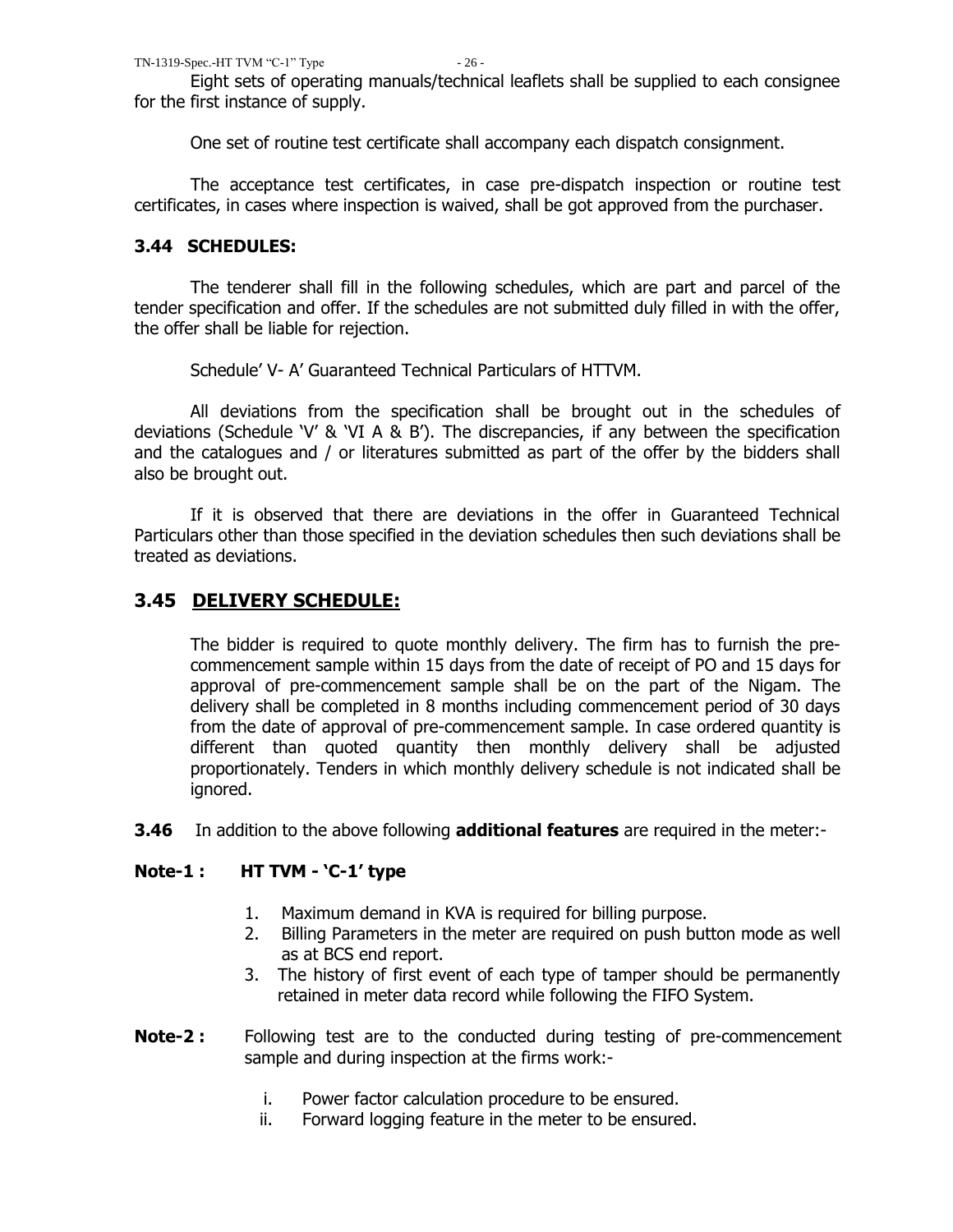Eight sets of operating manuals/technical leaflets shall be supplied to each consignee for the first instance of supply.

One set of routine test certificate shall accompany each dispatch consignment.

The acceptance test certificates, in case pre-dispatch inspection or routine test certificates, in cases where inspection is waived, shall be got approved from the purchaser.

**3.44 SCHEDULES:**

The tenderer shall fill in the following schedules, which are part and parcel of the tender specification and offer. If the schedules are not submitted duly filled in with the offer, the offer shall be liable for rejection.

Schedule' V- A' Guaranteed Technical Particulars of HTTVM.

All deviations from the specification shall be brought out in the schedules of deviations (Schedule 'V' & 'VI A & B'). The discrepancies, if any between the specification and the catalogues and / or literatures submitted as part of the offer by the bidders shall also be brought out.

If it is observed that there are deviations in the offer in Guaranteed Technical Particulars other than those specified in the deviation schedules then such deviations shall be treated as deviations.

## 3.45 DELIVERY SCHEDULE:

The bidder is required to quote monthly delivery. The firm has to furnish the pre-commencement sample within 15 days from the date of receipt of PO and 15 days for approval of pre-commencement sample shall be on the part of the Nigam. The delivery shall be completed in 8 months including commencement period of 30 days from the date of approval of pre-commencement sample. In case ordered quantity is different than quoted quantity then monthly delivery shall be adjusted proportionately. Tenders in which monthly delivery schedule is not indicated shall be ignored.

**3.46** In addition to the above following **additional features** are required in the meter:-

**Note-1 : HT TVM - 'C-1' type**

1. Maximum demand in KVA is required for billing purpose.
2. Billing Parameters in the meter are required on push button mode as well as at BCS end report.
3. The history of first event of each type of tamper should be permanently retained in meter data record while following the FIFO System.

**Note-2 :** Following test are to the conducted during testing of pre-commencement sample and during inspection at the firms work:-

i. Power factor calculation procedure to be ensured.
ii. Forward logging feature in the meter to be ensured.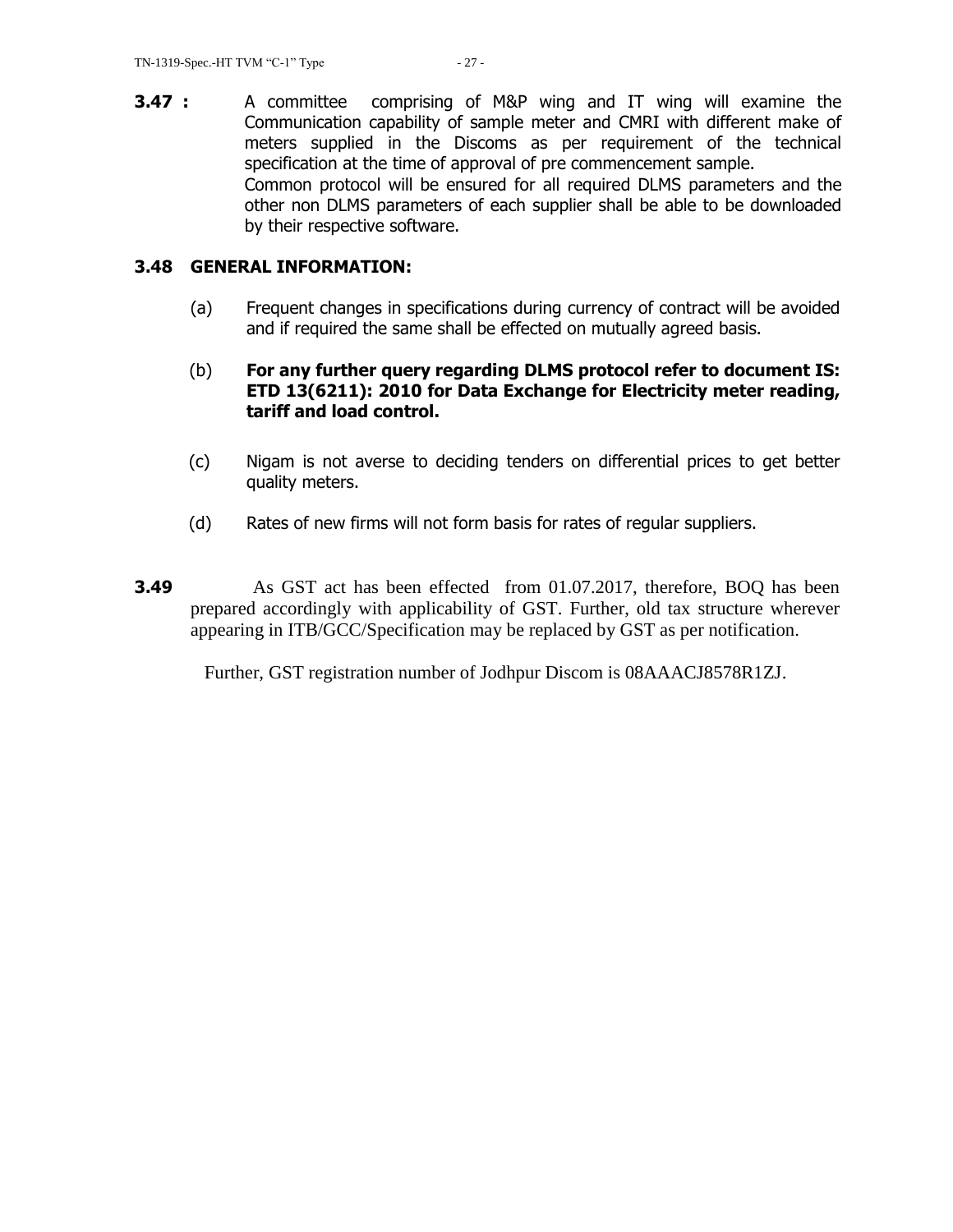**3.47 :** A committee comprising of M&P wing and IT wing will examine the Communication capability of sample meter and CMRI with different make of meters supplied in the Discoms as per requirement of the technical specification at the time of approval of pre commencement sample.

Common protocol will be ensured for all required DLMS parameters and the other non DLMS parameters of each supplier shall be able to be downloaded by their respective software.

**3.48 GENERAL INFORMATION:**

(a) Frequent changes in specifications during currency of contract will be avoided and if required the same shall be effected on mutually agreed basis.

(b) **For any further query regarding DLMS protocol refer to document IS: ETD 13(6211): 2010 for Data Exchange for Electricity meter reading, tariff and load control.**

(c) Nigam is not averse to deciding tenders on differential prices to get better quality meters.

(d) Rates of new firms will not form basis for rates of regular suppliers.

**3.49** As GST act has been effected from 01.07.2017, therefore, BOQ has been prepared accordingly with applicability of GST. Further, old tax structure wherever appearing in ITB/GCC/Specification may be replaced by GST as per notification.

Further, GST registration number of Jodhpur Discom is 08AAACJ8578R1ZJ.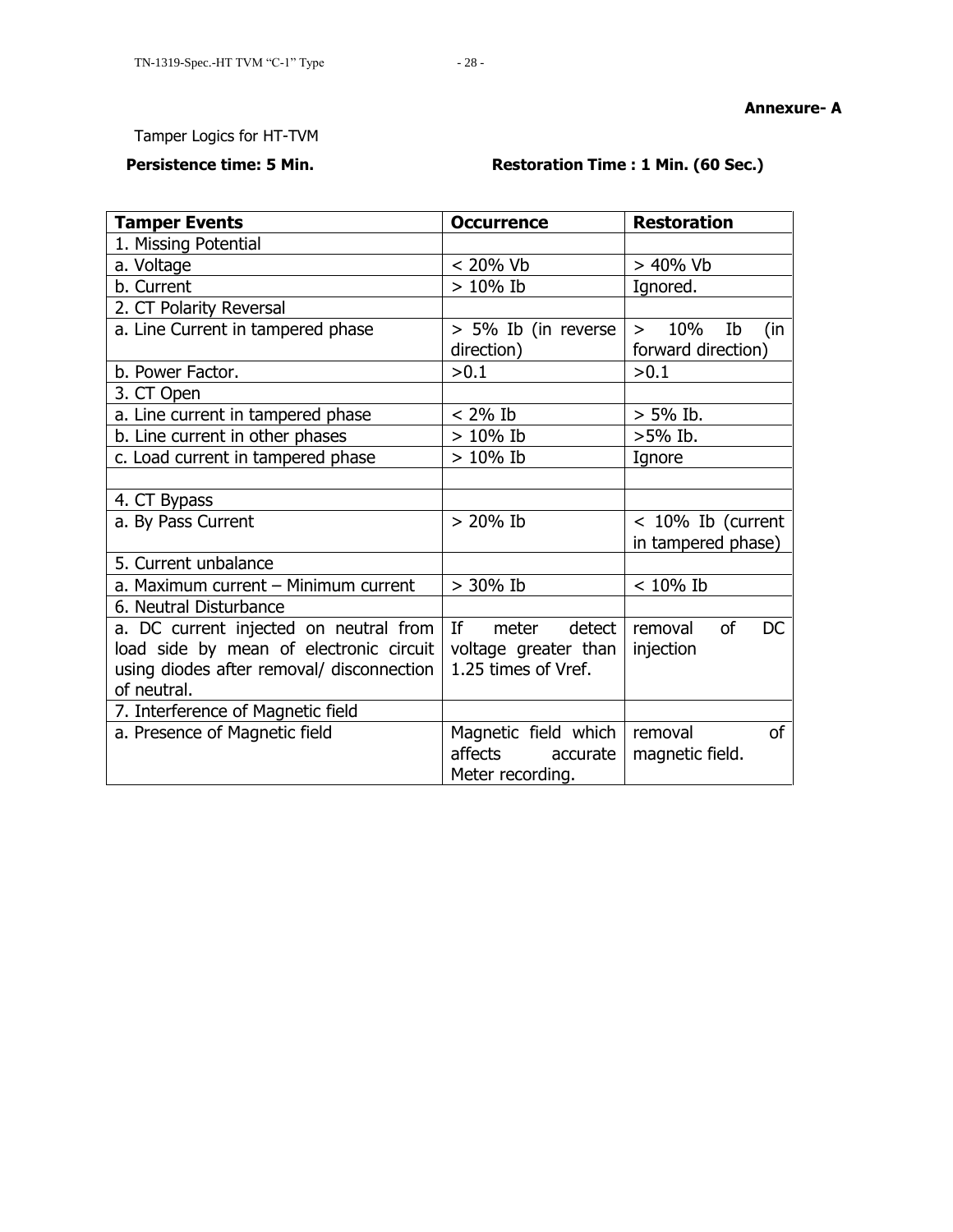**Annexure- A**

Tamper Logics for HT-TVM

**Persistence time: 5 Min.** **Restoration Time : 1 Min. (60 Sec.)**

| **Tamper Events** | **Occurrence** | **Restoration** |
|---|---|---|
| 1. Missing Potential | | |
| a. Voltage | < 20% Vb | > 40% Vb |
| b. Current | > 10% Ib | Ignored. |
| 2. CT Polarity Reversal | | |
| a. Line Current in tampered phase | > 5% Ib (in reverse direction) | > 10% Ib (in forward direction) |
| b. Power Factor. | >0.1 | >0.1 |
| 3. CT Open | | |
| a. Line current in tampered phase | < 2% Ib | > 5% Ib. |
| b. Line current in other phases | > 10% Ib | >5% Ib. |
| c. Load current in tampered phase | > 10% Ib | Ignore |
| | | |
| 4. CT Bypass | | |
| a. By Pass Current | > 20% Ib | < 10% Ib (current in tampered phase) |
| 5. Current unbalance | | |
| a. Maximum current – Minimum current | > 30% Ib | < 10% Ib |
| 6. Neutral Disturbance | | |
| a. DC current injected on neutral from load side by mean of electronic circuit using diodes after removal/ disconnection of neutral. | If meter detect voltage greater than 1.25 times of Vref. | removal of DC injection |
| 7. Interference of Magnetic field | | |
| a. Presence of Magnetic field | Magnetic field which affects accurate Meter recording. | removal of magnetic field. |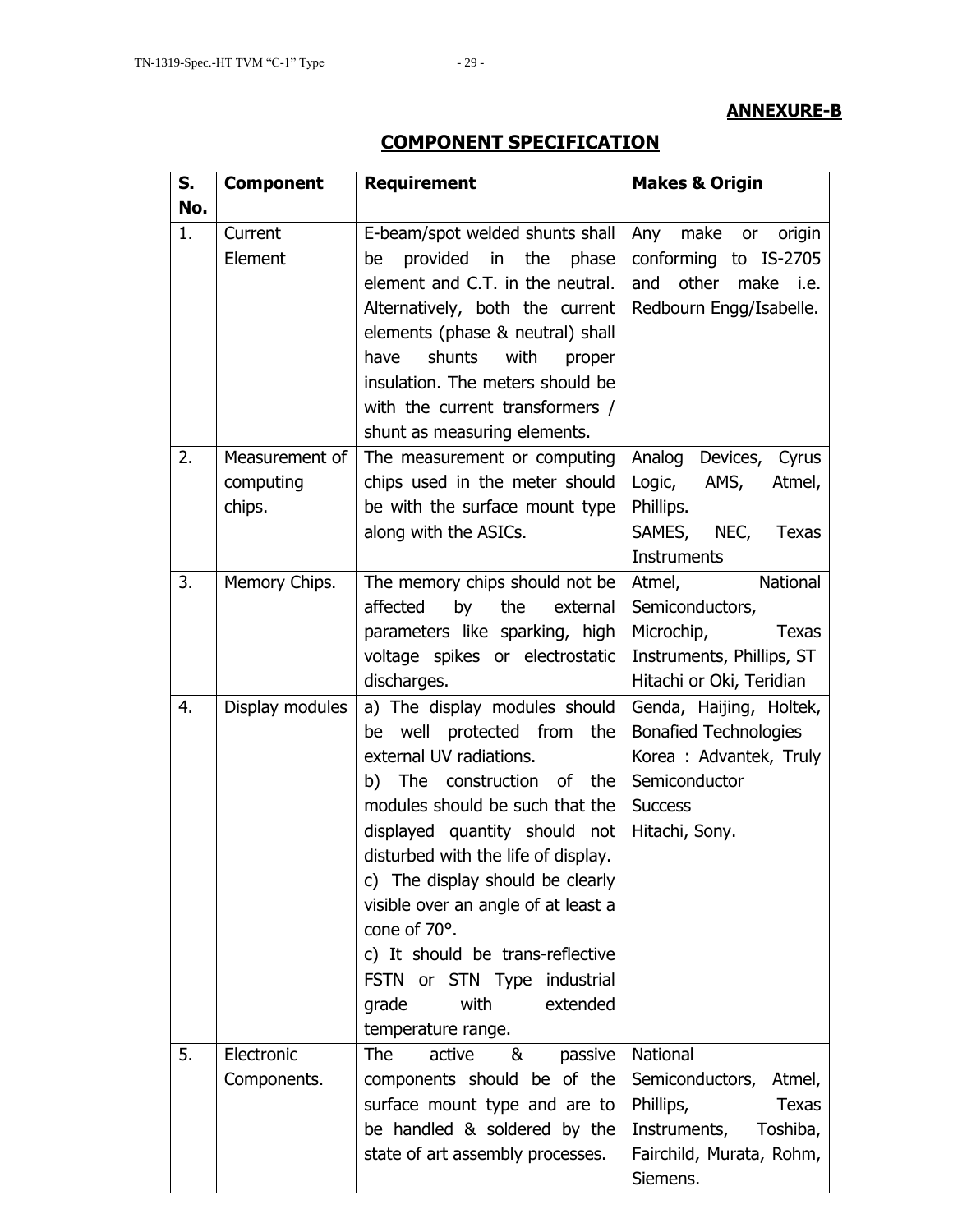**ANNEXURE-B**

## COMPONENT SPECIFICATION

| S. No. | Component | Requirement | Makes & Origin |
|---|---|---|---|
| 1. | Current Element | E-beam/spot welded shunts shall be provided in the phase element and C.T. in the neutral. Alternatively, both the current elements (phase & neutral) shall have shunts with proper insulation. The meters should be with the current transformers / shunt as measuring elements. | Any make or origin conforming to IS-2705 and other make i.e. Redbourn Engg/Isabelle. |
| 2. | Measurement of computing chips. | The measurement or computing chips used in the meter should be with the surface mount type along with the ASICs. | Analog Devices, Cyrus Logic, AMS, Atmel, Phillips.<br>SAMES, NEC, Texas Instruments |
| 3. | Memory Chips. | The memory chips should not be affected by the external parameters like sparking, high voltage spikes or electrostatic discharges. | Atmel, National Semiconductors, Microchip, Texas Instruments, Phillips, ST Hitachi or Oki, Teridian |
| 4. | Display modules | a) The display modules should be well protected from the external UV radiations.<br>b) The construction of the modules should be such that the displayed quantity should not disturbed with the life of display.<br>c) The display should be clearly visible over an angle of at least a cone of 70°.<br>c) It should be trans-reflective FSTN or STN Type industrial grade with extended temperature range. | Genda, Haijing, Holtek, Bonafied Technologies<br>Korea : Advantek, Truly Semiconductor<br>Success<br>Hitachi, Sony. |
| 5. | Electronic Components. | The active & passive components should be of the surface mount type and are to be handled & soldered by the state of art assembly processes. | National Semiconductors, Atmel, Phillips, Texas Instruments, Toshiba, Fairchild, Murata, Rohm, Siemens. |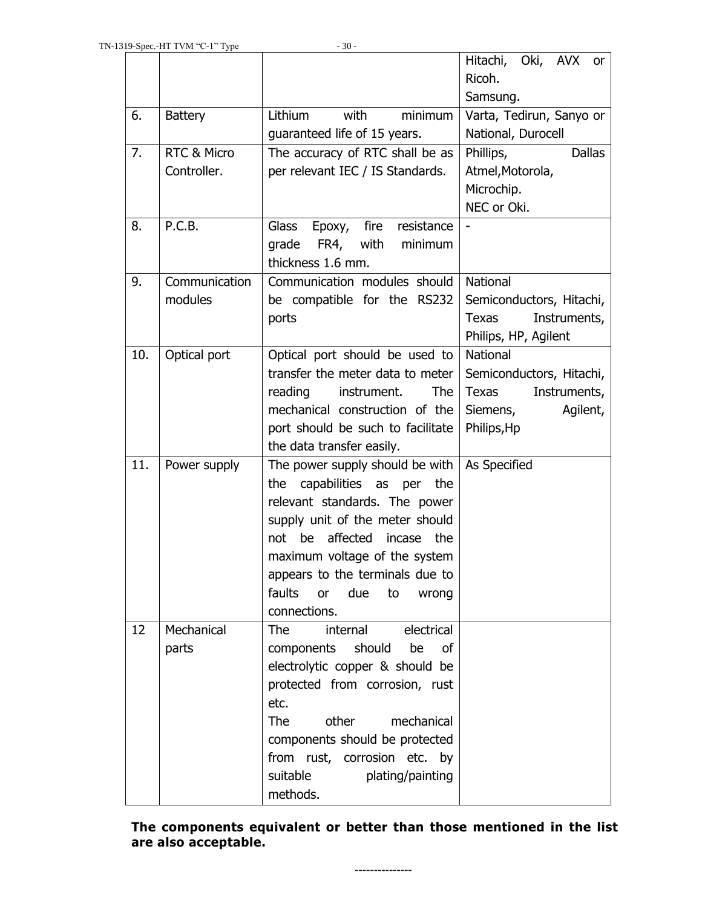| | | | Hitachi, Oki, AVX or Ricoh. Samsung. |
|---|---|---|---|
| 6. | Battery | Lithium with minimum guaranteed life of 15 years. | Varta, Tedirun, Sanyo or National, Durocell |
| 7. | RTC & Micro Controller. | The accuracy of RTC shall be as per relevant IEC / IS Standards. | Phillips, Dallas Atmel,Motorola, Microchip. NEC or Oki. |
| 8. | P.C.B. | Glass Epoxy, fire resistance grade FR4, with minimum thickness 1.6 mm. | - |
| 9. | Communication modules | Communication modules should be compatible for the RS232 ports | National Semiconductors, Hitachi, Texas Instruments, Philips, HP, Agilent |
| 10. | Optical port | Optical port should be used to transfer the meter data to meter reading instrument. The mechanical construction of the port should be such to facilitate the data transfer easily. | National Semiconductors, Hitachi, Texas Instruments, Siemens, Agilent, Philips,Hp |
| 11. | Power supply | The power supply should be with the capabilities as per the relevant standards. The power supply unit of the meter should not be affected incase the maximum voltage of the system appears to the terminals due to faults or due to wrong connections. | As Specified |
| 12 | Mechanical parts | The internal electrical components should be of electrolytic copper & should be protected from corrosion, rust etc. The other mechanical components should be protected from rust, corrosion etc. by suitable plating/painting methods. | |

**The components equivalent or better than those mentioned in the list are also acceptable.**

---------------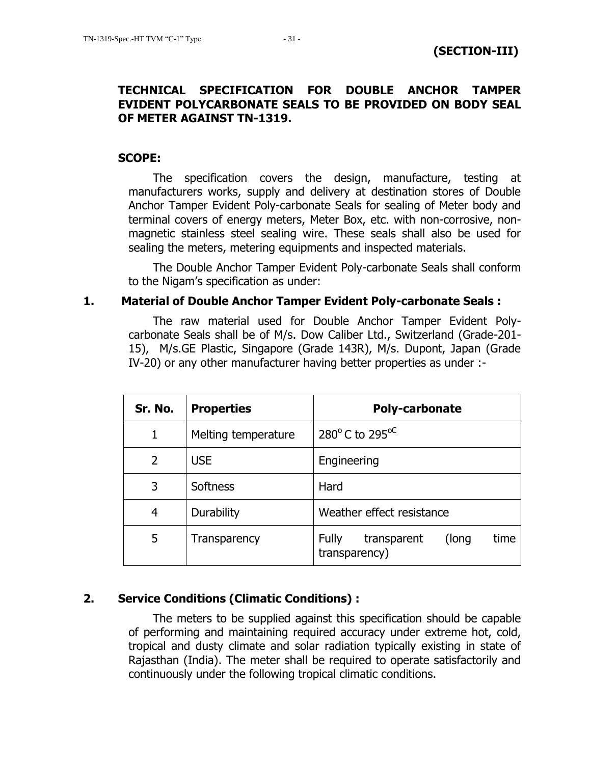**(SECTION-III)**

## TECHNICAL SPECIFICATION FOR DOUBLE ANCHOR TAMPER EVIDENT POLYCARBONATE SEALS TO BE PROVIDED ON BODY SEAL OF METER AGAINST TN-1319.

### SCOPE:

The specification covers the design, manufacture, testing at manufacturers works, supply and delivery at destination stores of Double Anchor Tamper Evident Poly-carbonate Seals for sealing of Meter body and terminal covers of energy meters, Meter Box, etc. with non-corrosive, non-magnetic stainless steel sealing wire. These seals shall also be used for sealing the meters, metering equipments and inspected materials.

The Double Anchor Tamper Evident Poly-carbonate Seals shall conform to the Nigam's specification as under:

### 1. Material of Double Anchor Tamper Evident Poly-carbonate Seals :

The raw material used for Double Anchor Tamper Evident Poly-carbonate Seals shall be of M/s. Dow Caliber Ltd., Switzerland (Grade-201-15), M/s.GE Plastic, Singapore (Grade 143R), M/s. Dupont, Japan (Grade IV-20) or any other manufacturer having better properties as under :-

| Sr. No. | Properties | Poly-carbonate |
|---|---|---|
| 1 | Melting temperature | $280^{o}$ C to $295^{oC}$ |
| 2 | USE | Engineering |
| 3 | Softness | Hard |
| 4 | Durability | Weather effect resistance |
| 5 | Transparency | Fully transparent (long time transparency) |

### 2. Service Conditions (Climatic Conditions) :

The meters to be supplied against this specification should be capable of performing and maintaining required accuracy under extreme hot, cold, tropical and dusty climate and solar radiation typically existing in state of Rajasthan (India). The meter shall be required to operate satisfactorily and continuously under the following tropical climatic conditions.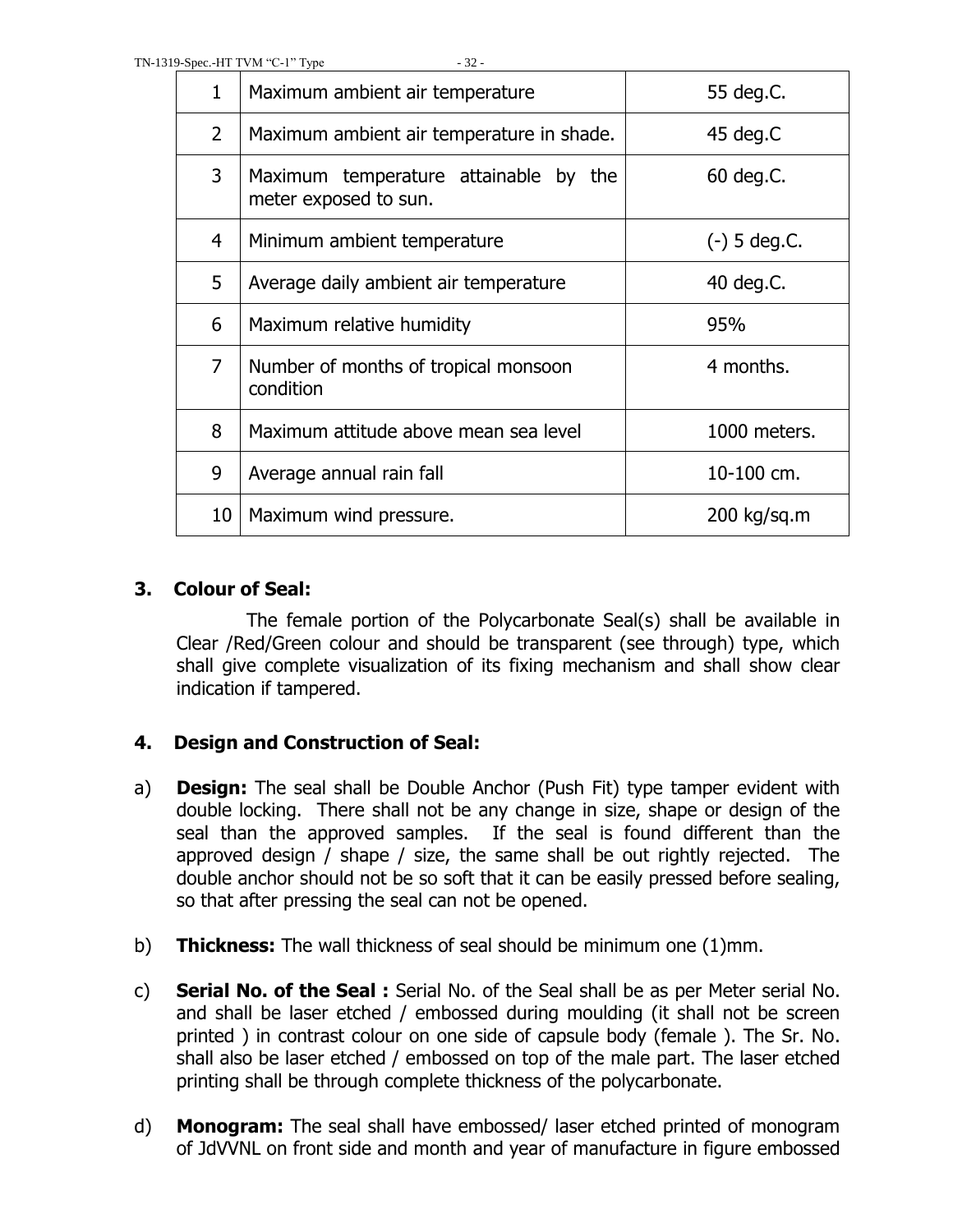| | | |
|---|---|---|
| 1 | Maximum ambient air temperature | 55 deg.C. |
| 2 | Maximum ambient air temperature in shade. | 45 deg.C |
| 3 | Maximum temperature attainable by the meter exposed to sun. | 60 deg.C. |
| 4 | Minimum ambient temperature | (-) 5 deg.C. |
| 5 | Average daily ambient air temperature | 40 deg.C. |
| 6 | Maximum relative humidity | 95% |
| 7 | Number of months of tropical monsoon condition | 4 months. |
| 8 | Maximum attitude above mean sea level | 1000 meters. |
| 9 | Average annual rain fall | 10-100 cm. |
| 10 | Maximum wind pressure. | 200 kg/sq.m |

## 3. Colour of Seal:

The female portion of the Polycarbonate Seal(s) shall be available in Clear /Red/Green colour and should be transparent (see through) type, which shall give complete visualization of its fixing mechanism and shall show clear indication if tampered.

## 4. Design and Construction of Seal:

a) **Design:** The seal shall be Double Anchor (Push Fit) type tamper evident with double locking. There shall not be any change in size, shape or design of the seal than the approved samples. If the seal is found different than the approved design / shape / size, the same shall be out rightly rejected. The double anchor should not be so soft that it can be easily pressed before sealing, so that after pressing the seal can not be opened.

b) **Thickness:** The wall thickness of seal should be minimum one (1)mm.

c) **Serial No. of the Seal :** Serial No. of the Seal shall be as per Meter serial No. and shall be laser etched / embossed during moulding (it shall not be screen printed ) in contrast colour on one side of capsule body (female ). The Sr. No. shall also be laser etched / embossed on top of the male part. The laser etched printing shall be through complete thickness of the polycarbonate.

d) **Monogram:** The seal shall have embossed/ laser etched printed of monogram of JdVVNL on front side and month and year of manufacture in figure embossed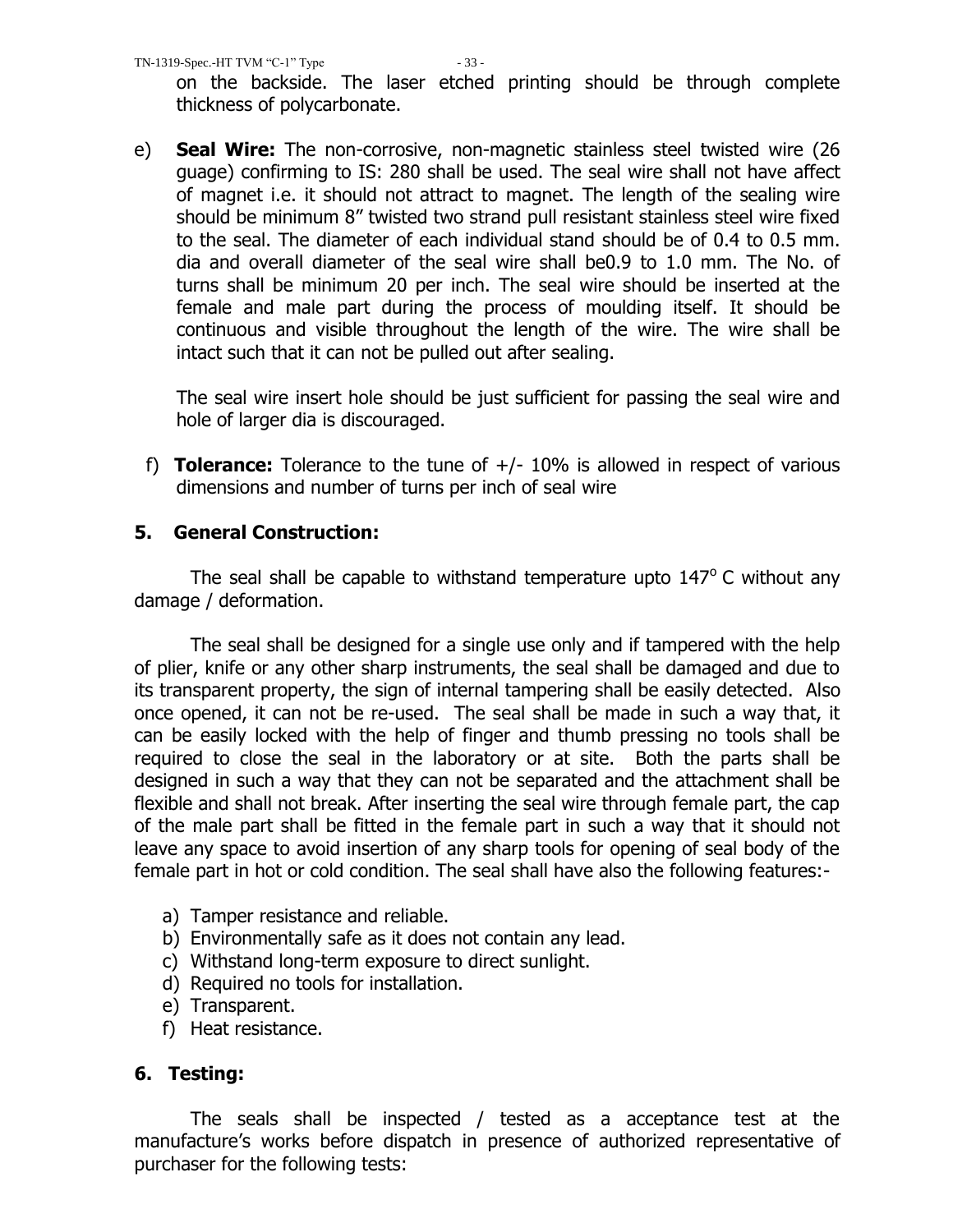on the backside. The laser etched printing should be through complete thickness of polycarbonate.

e) **Seal Wire:** The non-corrosive, non-magnetic stainless steel twisted wire (26 guage) confirming to IS: 280 shall be used. The seal wire shall not have affect of magnet i.e. it should not attract to magnet. The length of the sealing wire should be minimum 8" twisted two strand pull resistant stainless steel wire fixed to the seal. The diameter of each individual stand should be of 0.4 to 0.5 mm. dia and overall diameter of the seal wire shall be0.9 to 1.0 mm. The No. of turns shall be minimum 20 per inch. The seal wire should be inserted at the female and male part during the process of moulding itself. It should be continuous and visible throughout the length of the wire. The wire shall be intact such that it can not be pulled out after sealing.

The seal wire insert hole should be just sufficient for passing the seal wire and hole of larger dia is discouraged.

f) **Tolerance:** Tolerance to the tune of +/- 10% is allowed in respect of various dimensions and number of turns per inch of seal wire

## 5. General Construction:

The seal shall be capable to withstand temperature upto 147$^{o}$ C without any damage / deformation.

The seal shall be designed for a single use only and if tampered with the help of plier, knife or any other sharp instruments, the seal shall be damaged and due to its transparent property, the sign of internal tampering shall be easily detected. Also once opened, it can not be re-used. The seal shall be made in such a way that, it can be easily locked with the help of finger and thumb pressing no tools shall be required to close the seal in the laboratory or at site. Both the parts shall be designed in such a way that they can not be separated and the attachment shall be flexible and shall not break. After inserting the seal wire through female part, the cap of the male part shall be fitted in the female part in such a way that it should not leave any space to avoid insertion of any sharp tools for opening of seal body of the female part in hot or cold condition. The seal shall have also the following features:-

a) Tamper resistance and reliable.
b) Environmentally safe as it does not contain any lead.
c) Withstand long-term exposure to direct sunlight.
d) Required no tools for installation.
e) Transparent.
f) Heat resistance.

## 6. Testing:

The seals shall be inspected / tested as a acceptance test at the manufacture's works before dispatch in presence of authorized representative of purchaser for the following tests: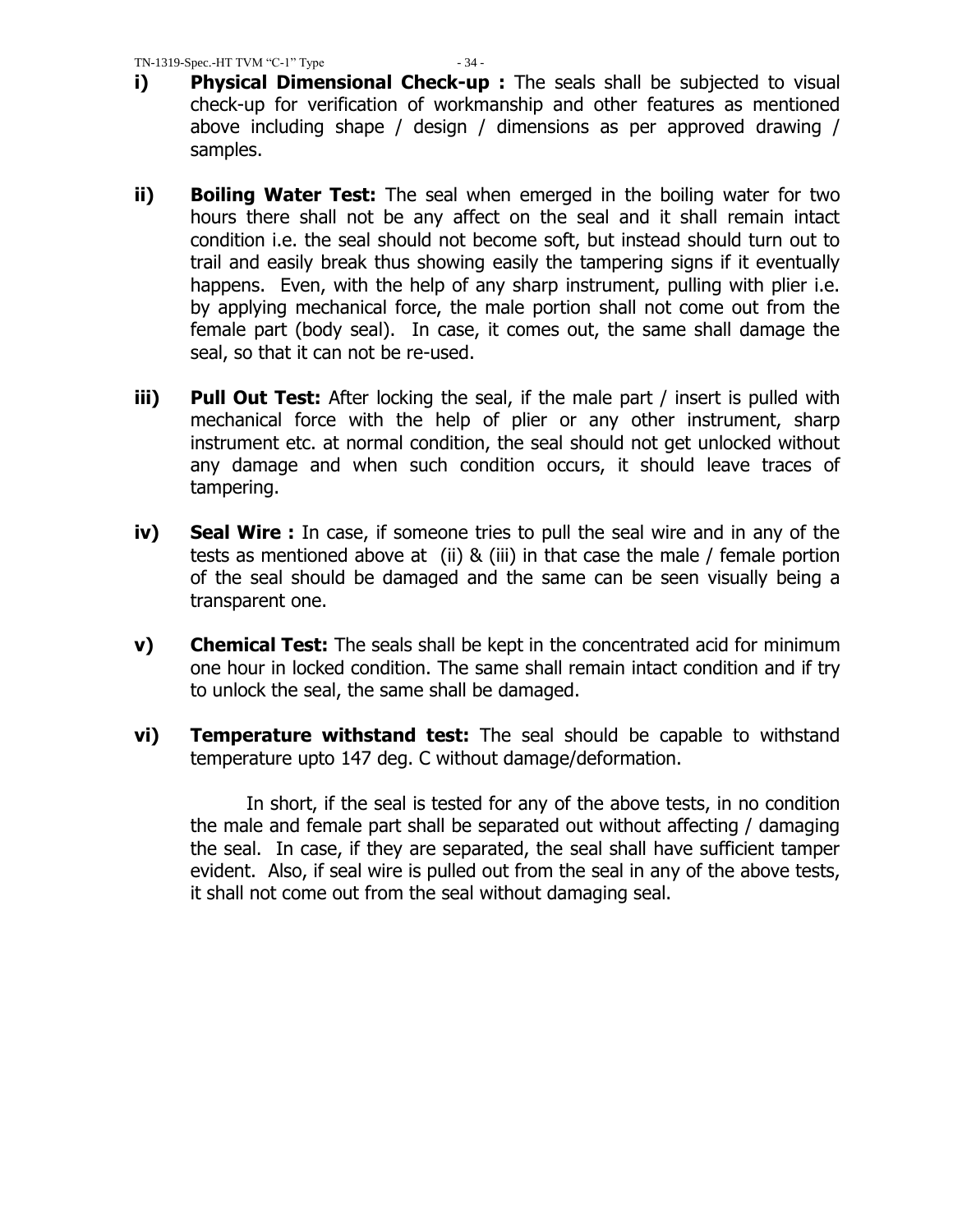i) **Physical Dimensional Check-up :** The seals shall be subjected to visual check-up for verification of workmanship and other features as mentioned above including shape / design / dimensions as per approved drawing / samples.

ii) **Boiling Water Test:** The seal when emerged in the boiling water for two hours there shall not be any affect on the seal and it shall remain intact condition i.e. the seal should not become soft, but instead should turn out to trail and easily break thus showing easily the tampering signs if it eventually happens. Even, with the help of any sharp instrument, pulling with plier i.e. by applying mechanical force, the male portion shall not come out from the female part (body seal). In case, it comes out, the same shall damage the seal, so that it can not be re-used.

iii) **Pull Out Test:** After locking the seal, if the male part / insert is pulled with mechanical force with the help of plier or any other instrument, sharp instrument etc. at normal condition, the seal should not get unlocked without any damage and when such condition occurs, it should leave traces of tampering.

iv) **Seal Wire :** In case, if someone tries to pull the seal wire and in any of the tests as mentioned above at (ii) & (iii) in that case the male / female portion of the seal should be damaged and the same can be seen visually being a transparent one.

v) **Chemical Test:** The seals shall be kept in the concentrated acid for minimum one hour in locked condition. The same shall remain intact condition and if try to unlock the seal, the same shall be damaged.

vi) **Temperature withstand test:** The seal should be capable to withstand temperature upto 147 deg. C without damage/deformation.

In short, if the seal is tested for any of the above tests, in no condition the male and female part shall be separated out without affecting / damaging the seal. In case, if they are separated, the seal shall have sufficient tamper evident. Also, if seal wire is pulled out from the seal in any of the above tests, it shall not come out from the seal without damaging seal.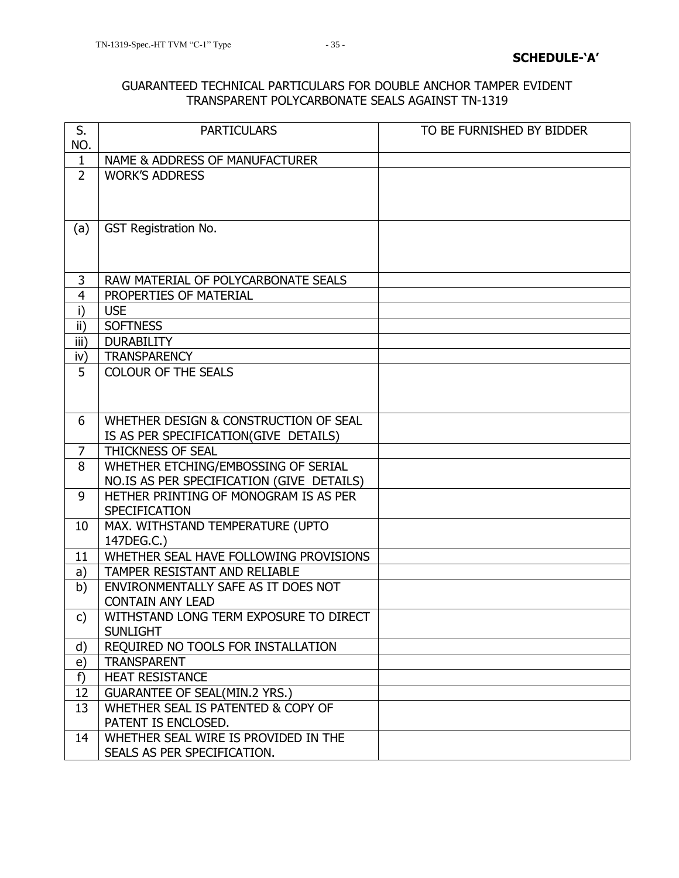**SCHEDULE-'A'**

GUARANTEED TECHNICAL PARTICULARS FOR DOUBLE ANCHOR TAMPER EVIDENT TRANSPARENT POLYCARBONATE SEALS AGAINST TN-1319

| S. NO. | PARTICULARS | TO BE FURNISHED BY BIDDER |
|---|---|---|
| 1 | NAME & ADDRESS OF MANUFACTURER | |
| 2 | WORK'S ADDRESS | |
| (a) | GST Registration No. | |
| 3 | RAW MATERIAL OF POLYCARBONATE SEALS | |
| 4 | PROPERTIES OF MATERIAL | |
| i) | USE | |
| ii) | SOFTNESS | |
| iii) | DURABILITY | |
| iv) | TRANSPARENCY | |
| 5 | COLOUR OF THE SEALS | |
| 6 | WHETHER DESIGN & CONSTRUCTION OF SEAL IS AS PER SPECIFICATION(GIVE DETAILS) | |
| 7 | THICKNESS OF SEAL | |
| 8 | WHETHER ETCHING/EMBOSSING OF SERIAL NO.IS AS PER SPECIFICATION (GIVE DETAILS) | |
| 9 | HETHER PRINTING OF MONOGRAM IS AS PER SPECIFICATION | |
| 10 | MAX. WITHSTAND TEMPERATURE (UPTO 147DEG.C.) | |
| 11 | WHETHER SEAL HAVE FOLLOWING PROVISIONS | |
| a) | TAMPER RESISTANT AND RELIABLE | |
| b) | ENVIRONMENTALLY SAFE AS IT DOES NOT CONTAIN ANY LEAD | |
| c) | WITHSTAND LONG TERM EXPOSURE TO DIRECT SUNLIGHT | |
| d) | REQUIRED NO TOOLS FOR INSTALLATION | |
| e) | TRANSPARENT | |
| f) | HEAT RESISTANCE | |
| 12 | GUARANTEE OF SEAL(MIN.2 YRS.) | |
| 13 | WHETHER SEAL IS PATENTED & COPY OF PATENT IS ENCLOSED. | |
| 14 | WHETHER SEAL WIRE IS PROVIDED IN THE SEALS AS PER SPECIFICATION. | |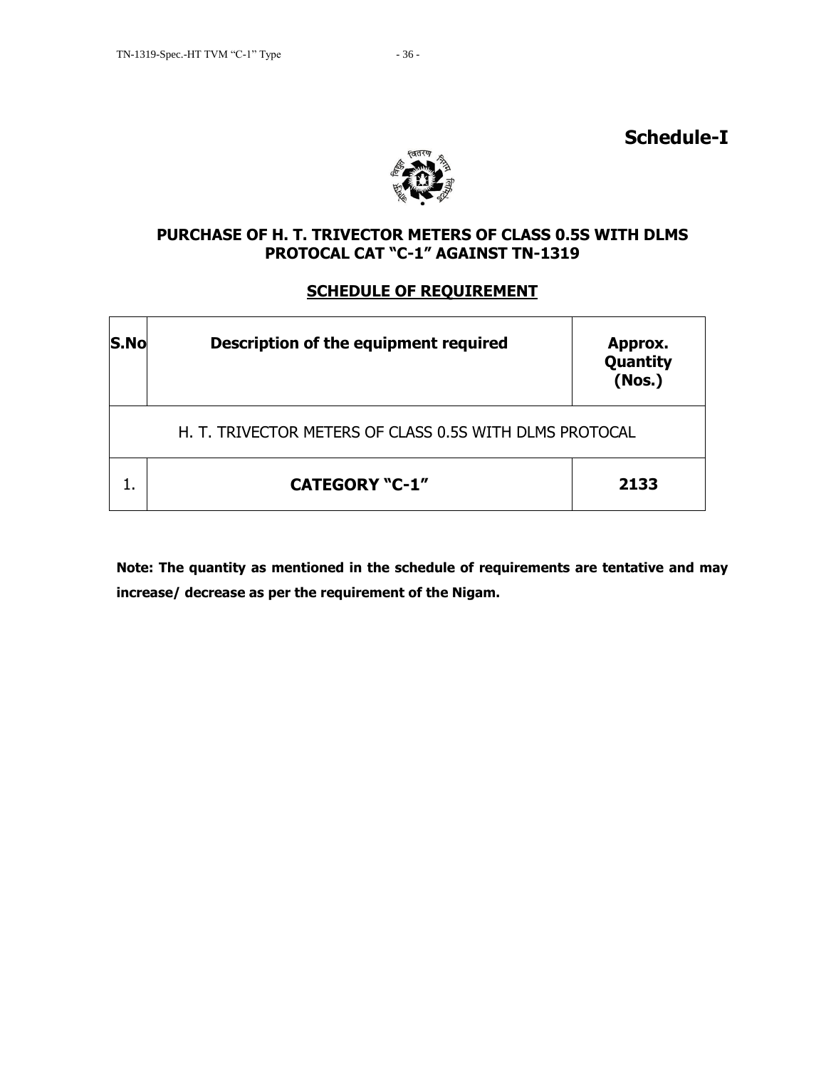# Schedule-I

## PURCHASE OF H. T. TRIVECTOR METERS OF CLASS 0.5S WITH DLMS PROTOCAL CAT "C-1" AGAINST TN-1319

## SCHEDULE OF REQUIREMENT

| S.No | Description of the equipment required | Approx. Quantity (Nos.) |
|---|---|---|
| H. T. TRIVECTOR METERS OF CLASS 0.5S WITH DLMS PROTOCAL | | |
| 1. | **CATEGORY "C-1"** | **2133** |

**Note: The quantity as mentioned in the schedule of requirements are tentative and may increase/ decrease as per the requirement of the Nigam.**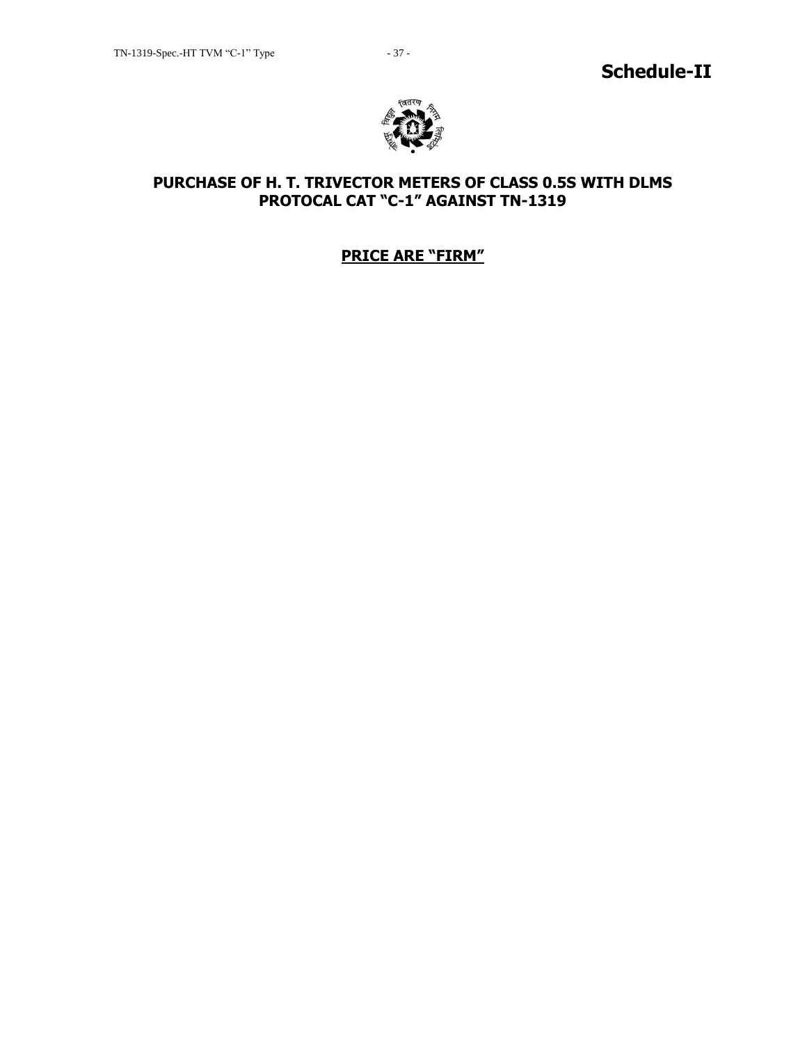# Schedule-II

## PURCHASE OF H. T. TRIVECTOR METERS OF CLASS 0.5S WITH DLMS PROTOCAL CAT "C-1" AGAINST TN-1319

**PRICE ARE "FIRM"**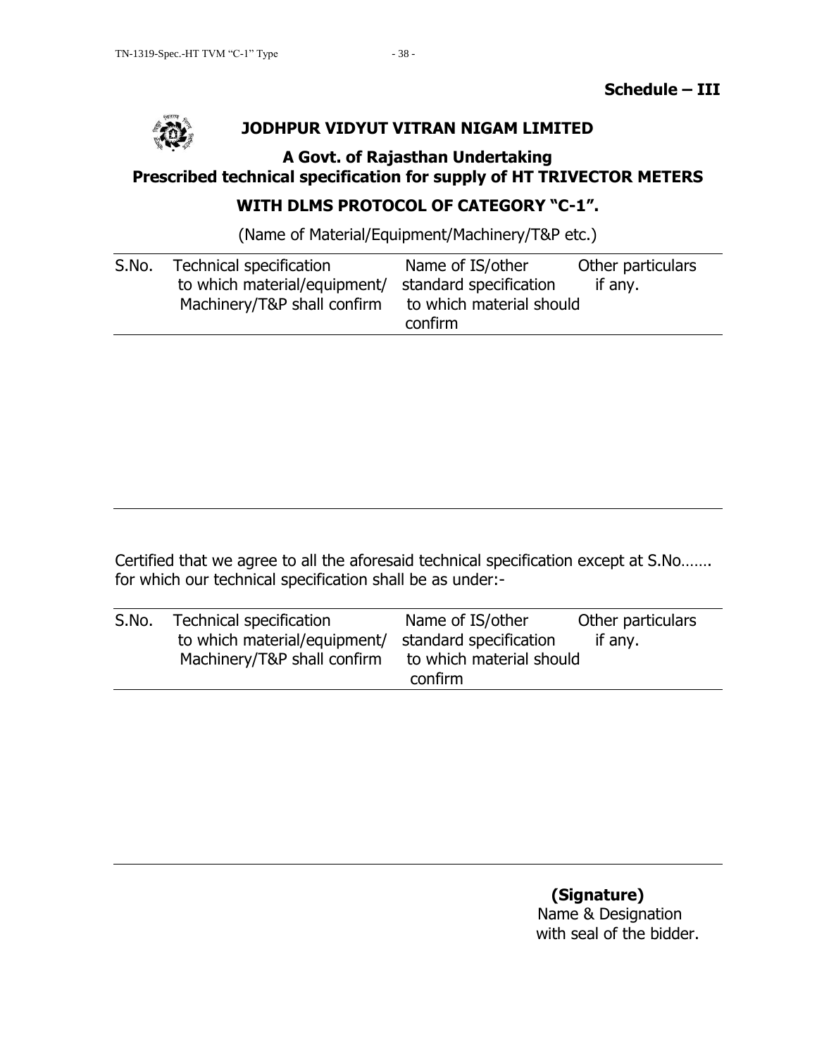**Schedule – III**

## JODHPUR VIDYUT VITRAN NIGAM LIMITED

### A Govt. of Rajasthan Undertaking

### Prescribed technical specification for supply of HT TRIVECTOR METERS WITH DLMS PROTOCOL OF CATEGORY "C-1".

(Name of Material/Equipment/Machinery/T&P etc.)

| S.No. | Technical specification to which material/equipment/ Machinery/T&P shall confirm | Name of IS/other standard specification to which material should confirm | Other particulars if any. |
|---|---|---|---|
| | | | |

Certified that we agree to all the aforesaid technical specification except at S.No……. for which our technical specification shall be as under:-

| S.No. | Technical specification to which material/equipment/ Machinery/T&P shall confirm | Name of IS/other standard specification to which material should confirm | Other particulars if any. |
|---|---|---|---|
| | | | |

**(Signature)**
Name & Designation
with seal of the bidder.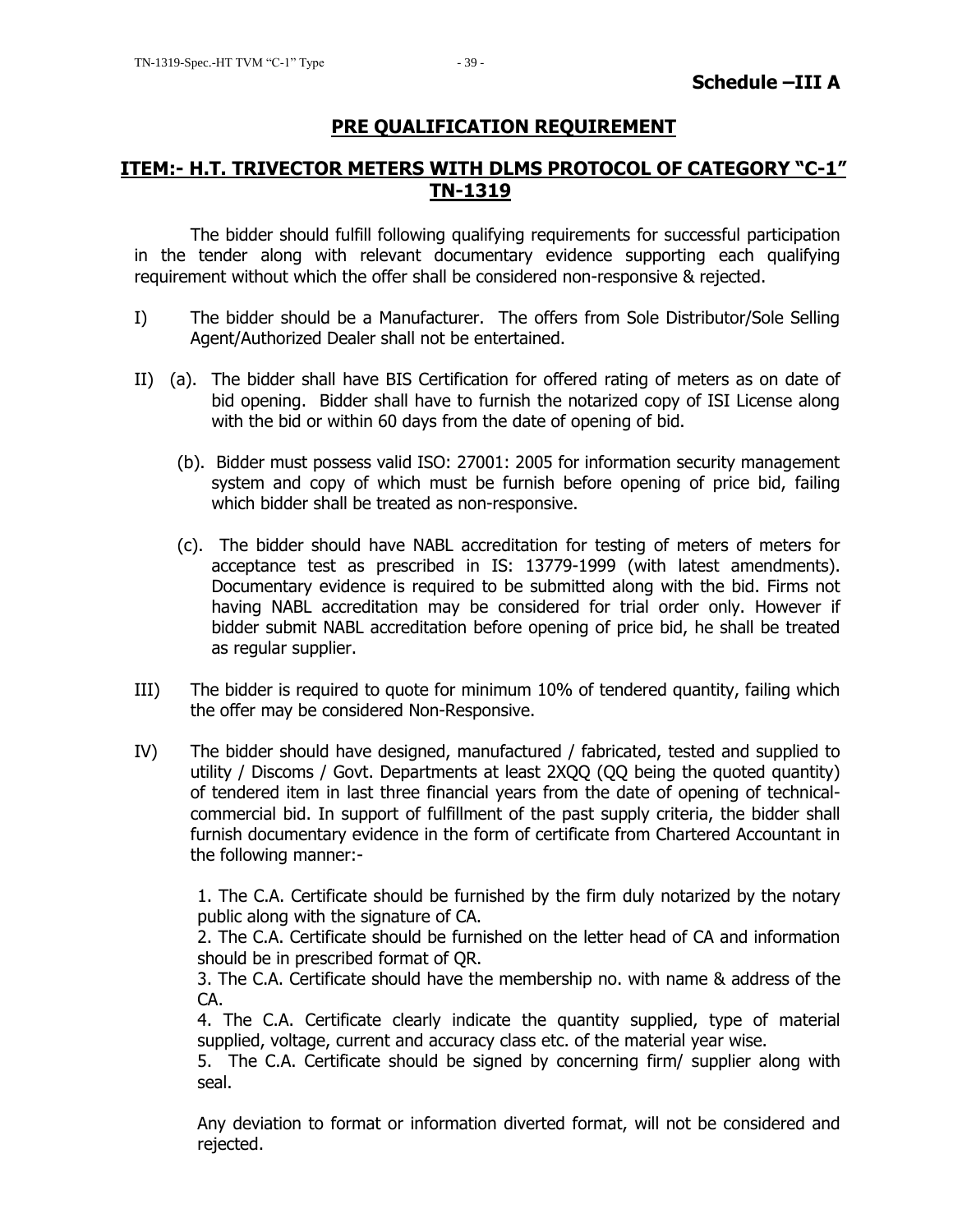**Schedule –III A**

## PRE QUALIFICATION REQUIREMENT

## ITEM:- H.T. TRIVECTOR METERS WITH DLMS PROTOCOL OF CATEGORY "C-1" TN-1319

The bidder should fulfill following qualifying requirements for successful participation in the tender along with relevant documentary evidence supporting each qualifying requirement without which the offer shall be considered non-responsive & rejected.

I) The bidder should be a Manufacturer. The offers from Sole Distributor/Sole Selling Agent/Authorized Dealer shall not be entertained.

II) (a). The bidder shall have BIS Certification for offered rating of meters as on date of bid opening. Bidder shall have to furnish the notarized copy of ISI License along with the bid or within 60 days from the date of opening of bid.

(b). Bidder must possess valid ISO: 27001: 2005 for information security management system and copy of which must be furnish before opening of price bid, failing which bidder shall be treated as non-responsive.

(c). The bidder should have NABL accreditation for testing of meters of meters for acceptance test as prescribed in IS: 13779-1999 (with latest amendments). Documentary evidence is required to be submitted along with the bid. Firms not having NABL accreditation may be considered for trial order only. However if bidder submit NABL accreditation before opening of price bid, he shall be treated as regular supplier.

III) The bidder is required to quote for minimum 10% of tendered quantity, failing which the offer may be considered Non-Responsive.

IV) The bidder should have designed, manufactured / fabricated, tested and supplied to utility / Discoms / Govt. Departments at least 2XQQ (QQ being the quoted quantity) of tendered item in last three financial years from the date of opening of technical-commercial bid. In support of fulfillment of the past supply criteria, the bidder shall furnish documentary evidence in the form of certificate from Chartered Accountant in the following manner:-

1. The C.A. Certificate should be furnished by the firm duly notarized by the notary public along with the signature of CA.
2. The C.A. Certificate should be furnished on the letter head of CA and information should be in prescribed format of QR.
3. The C.A. Certificate should have the membership no. with name & address of the CA.
4. The C.A. Certificate clearly indicate the quantity supplied, type of material supplied, voltage, current and accuracy class etc. of the material year wise.
5. The C.A. Certificate should be signed by concerning firm/ supplier along with seal.

Any deviation to format or information diverted format, will not be considered and rejected.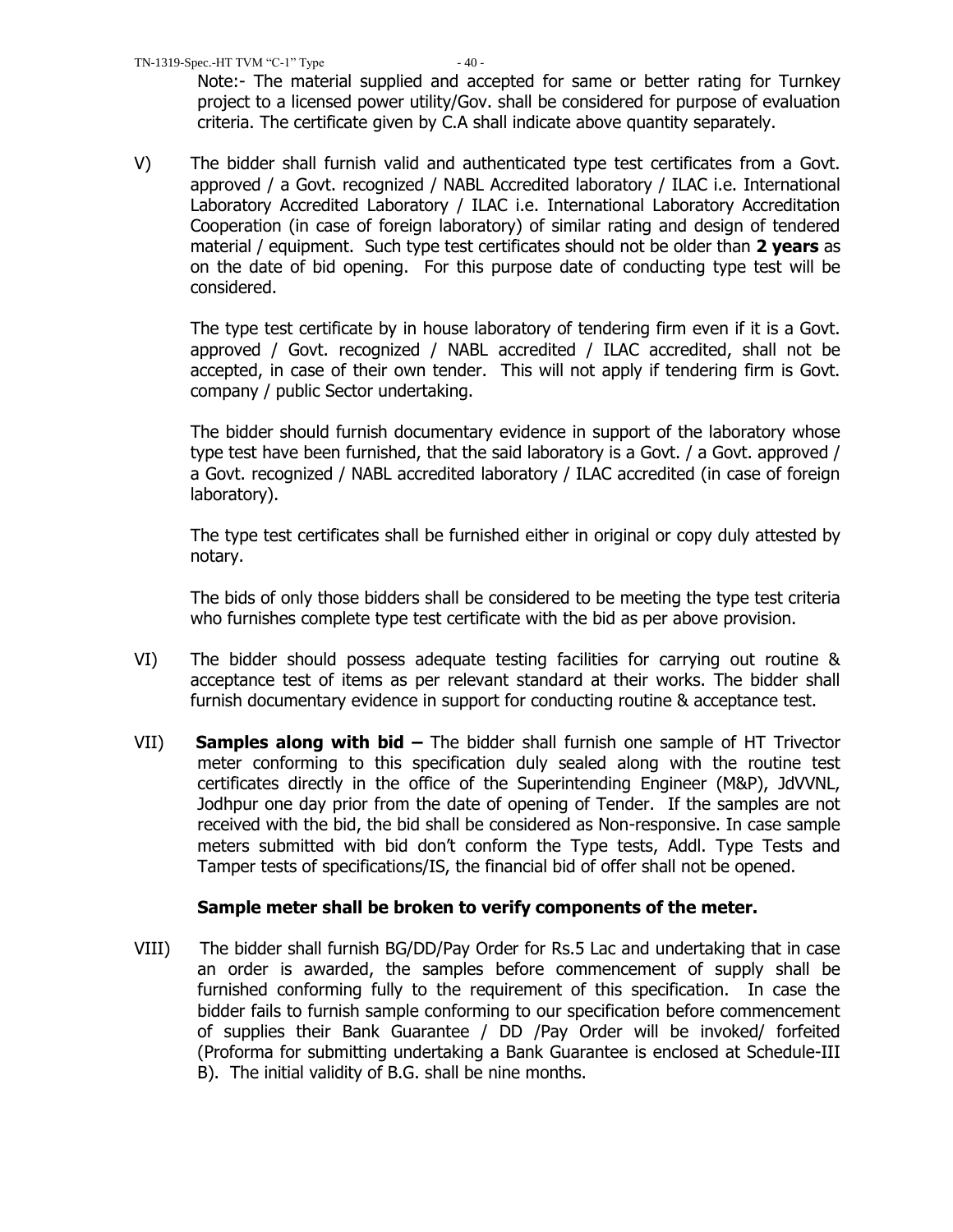Note:- The material supplied and accepted for same or better rating for Turnkey project to a licensed power utility/Gov. shall be considered for purpose of evaluation criteria. The certificate given by C.A shall indicate above quantity separately.

V) The bidder shall furnish valid and authenticated type test certificates from a Govt. approved / a Govt. recognized / NABL Accredited laboratory / ILAC i.e. International Laboratory Accredited Laboratory / ILAC i.e. International Laboratory Accreditation Cooperation (in case of foreign laboratory) of similar rating and design of tendered material / equipment. Such type test certificates should not be older than **2 years** as on the date of bid opening. For this purpose date of conducting type test will be considered.

The type test certificate by in house laboratory of tendering firm even if it is a Govt. approved / Govt. recognized / NABL accredited / ILAC accredited, shall not be accepted, in case of their own tender. This will not apply if tendering firm is Govt. company / public Sector undertaking.

The bidder should furnish documentary evidence in support of the laboratory whose type test have been furnished, that the said laboratory is a Govt. / a Govt. approved / a Govt. recognized / NABL accredited laboratory / ILAC accredited (in case of foreign laboratory).

The type test certificates shall be furnished either in original or copy duly attested by notary.

The bids of only those bidders shall be considered to be meeting the type test criteria who furnishes complete type test certificate with the bid as per above provision.

VI) The bidder should possess adequate testing facilities for carrying out routine & acceptance test of items as per relevant standard at their works. The bidder shall furnish documentary evidence in support for conducting routine & acceptance test.

VII) **Samples along with bid –** The bidder shall furnish one sample of HT Trivector meter conforming to this specification duly sealed along with the routine test certificates directly in the office of the Superintending Engineer (M&P), JdVVNL, Jodhpur one day prior from the date of opening of Tender. If the samples are not received with the bid, the bid shall be considered as Non-responsive. In case sample meters submitted with bid don't conform the Type tests, Addl. Type Tests and Tamper tests of specifications/IS, the financial bid of offer shall not be opened.

**Sample meter shall be broken to verify components of the meter.**

VIII) The bidder shall furnish BG/DD/Pay Order for Rs.5 Lac and undertaking that in case an order is awarded, the samples before commencement of supply shall be furnished conforming fully to the requirement of this specification. In case the bidder fails to furnish sample conforming to our specification before commencement of supplies their Bank Guarantee / DD /Pay Order will be invoked/ forfeited (Proforma for submitting undertaking a Bank Guarantee is enclosed at Schedule-III B). The initial validity of B.G. shall be nine months.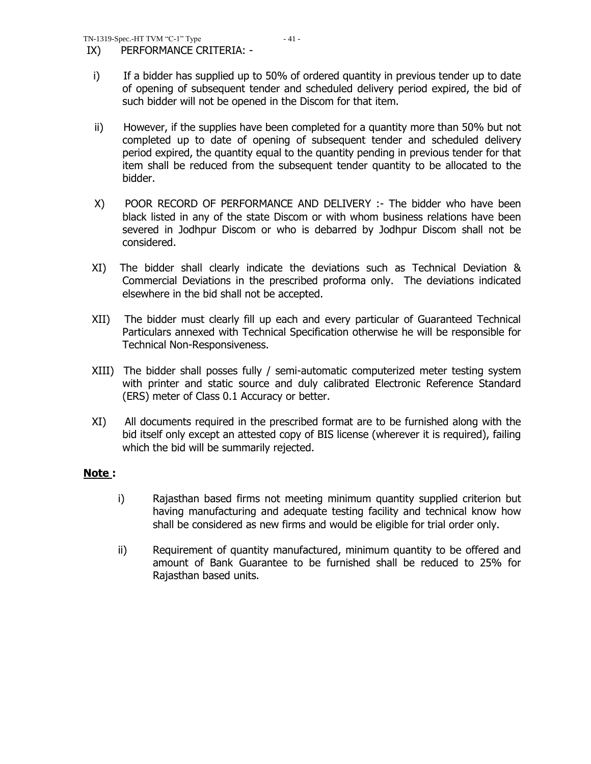IX) PERFORMANCE CRITERIA: -

i) If a bidder has supplied up to 50% of ordered quantity in previous tender up to date of opening of subsequent tender and scheduled delivery period expired, the bid of such bidder will not be opened in the Discom for that item.

ii) However, if the supplies have been completed for a quantity more than 50% but not completed up to date of opening of subsequent tender and scheduled delivery period expired, the quantity equal to the quantity pending in previous tender for that item shall be reduced from the subsequent tender quantity to be allocated to the bidder.

X) POOR RECORD OF PERFORMANCE AND DELIVERY :- The bidder who have been black listed in any of the state Discom or with whom business relations have been severed in Jodhpur Discom or who is debarred by Jodhpur Discom shall not be considered.

XI) The bidder shall clearly indicate the deviations such as Technical Deviation & Commercial Deviations in the prescribed proforma only. The deviations indicated elsewhere in the bid shall not be accepted.

XII) The bidder must clearly fill up each and every particular of Guaranteed Technical Particulars annexed with Technical Specification otherwise he will be responsible for Technical Non-Responsiveness.

XIII) The bidder shall posses fully / semi-automatic computerized meter testing system with printer and static source and duly calibrated Electronic Reference Standard (ERS) meter of Class 0.1 Accuracy or better.

XI) All documents required in the prescribed format are to be furnished along with the bid itself only except an attested copy of BIS license (wherever it is required), failing which the bid will be summarily rejected.

**Note :**

i) Rajasthan based firms not meeting minimum quantity supplied criterion but having manufacturing and adequate testing facility and technical know how shall be considered as new firms and would be eligible for trial order only.

ii) Requirement of quantity manufactured, minimum quantity to be offered and amount of Bank Guarantee to be furnished shall be reduced to 25% for Rajasthan based units.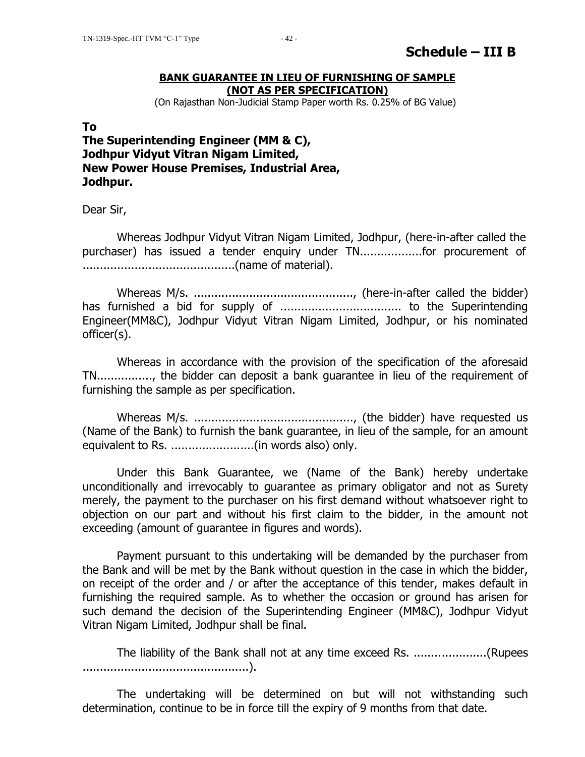## Schedule – III B

**BANK GUARANTEE IN LIEU OF FURNISHING OF SAMPLE (NOT AS PER SPECIFICATION)**

(On Rajasthan Non-Judicial Stamp Paper worth Rs. 0.25% of BG Value)

**To**
**The Superintending Engineer (MM & C),**
**Jodhpur Vidyut Vitran Nigam Limited,**
**New Power House Premises, Industrial Area,**
**Jodhpur.**

Dear Sir,

Whereas Jodhpur Vidyut Vitran Nigam Limited, Jodhpur, (here-in-after called the purchaser) has issued a tender enquiry under TN..................for procurement of ............................................(name of material).

Whereas M/s. .............................................., (here-in-after called the bidder) has furnished a bid for supply of ................................... to the Superintending Engineer(MM&C), Jodhpur Vidyut Vitran Nigam Limited, Jodhpur, or his nominated officer(s).

Whereas in accordance with the provision of the specification of the aforesaid TN................, the bidder can deposit a bank guarantee in lieu of the requirement of furnishing the sample as per specification.

Whereas M/s. .............................................., (the bidder) have requested us (Name of the Bank) to furnish the bank guarantee, in lieu of the sample, for an amount equivalent to Rs. ........................(in words also) only.

Under this Bank Guarantee, we (Name of the Bank) hereby undertake unconditionally and irrevocably to guarantee as primary obligator and not as Surety merely, the payment to the purchaser on his first demand without whatsoever right to objection on our part and without his first claim to the bidder, in the amount not exceeding (amount of guarantee in figures and words).

Payment pursuant to this undertaking will be demanded by the purchaser from the Bank and will be met by the Bank without question in the case in which the bidder, on receipt of the order and / or after the acceptance of this tender, makes default in furnishing the required sample. As to whether the occasion or ground has arisen for such demand the decision of the Superintending Engineer (MM&C), Jodhpur Vidyut Vitran Nigam Limited, Jodhpur shall be final.

The liability of the Bank shall not at any time exceed Rs. .....................(Rupees ................................................).

The undertaking will be determined on but will not withstanding such determination, continue to be in force till the expiry of 9 months from that date.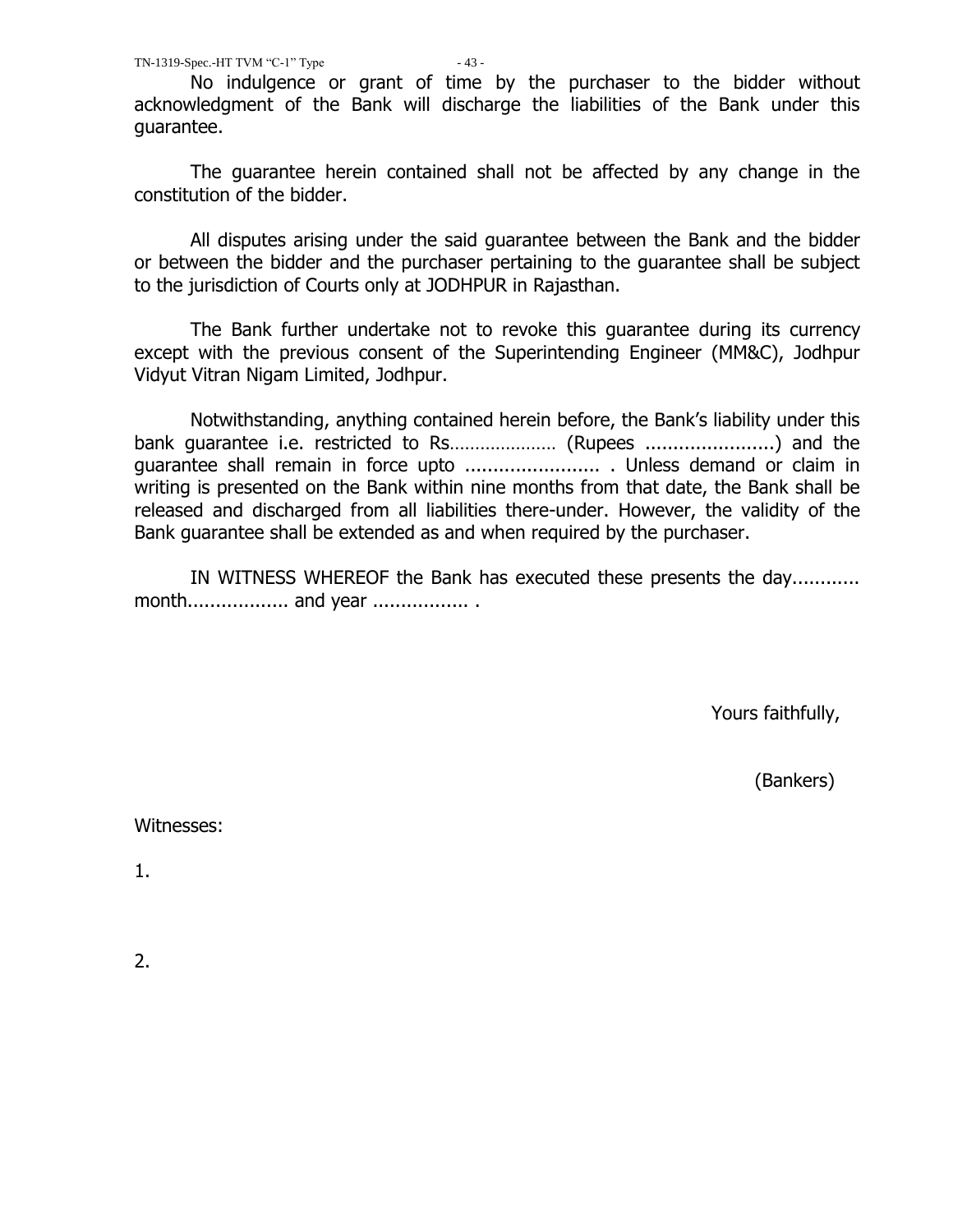No indulgence or grant of time by the purchaser to the bidder without acknowledgment of the Bank will discharge the liabilities of the Bank under this guarantee.

The guarantee herein contained shall not be affected by any change in the constitution of the bidder.

All disputes arising under the said guarantee between the Bank and the bidder or between the bidder and the purchaser pertaining to the guarantee shall be subject to the jurisdiction of Courts only at JODHPUR in Rajasthan.

The Bank further undertake not to revoke this guarantee during its currency except with the previous consent of the Superintending Engineer (MM&C), Jodhpur Vidyut Vitran Nigam Limited, Jodhpur.

Notwithstanding, anything contained herein before, the Bank's liability under this bank guarantee i.e. restricted to Rs………………… (Rupees .......................) and the guarantee shall remain in force upto ........................ . Unless demand or claim in writing is presented on the Bank within nine months from that date, the Bank shall be released and discharged from all liabilities there-under. However, the validity of the Bank guarantee shall be extended as and when required by the purchaser.

IN WITNESS WHEREOF the Bank has executed these presents the day............ month.................. and year ................. .

Yours faithfully,

(Bankers)

Witnesses:

1.

2.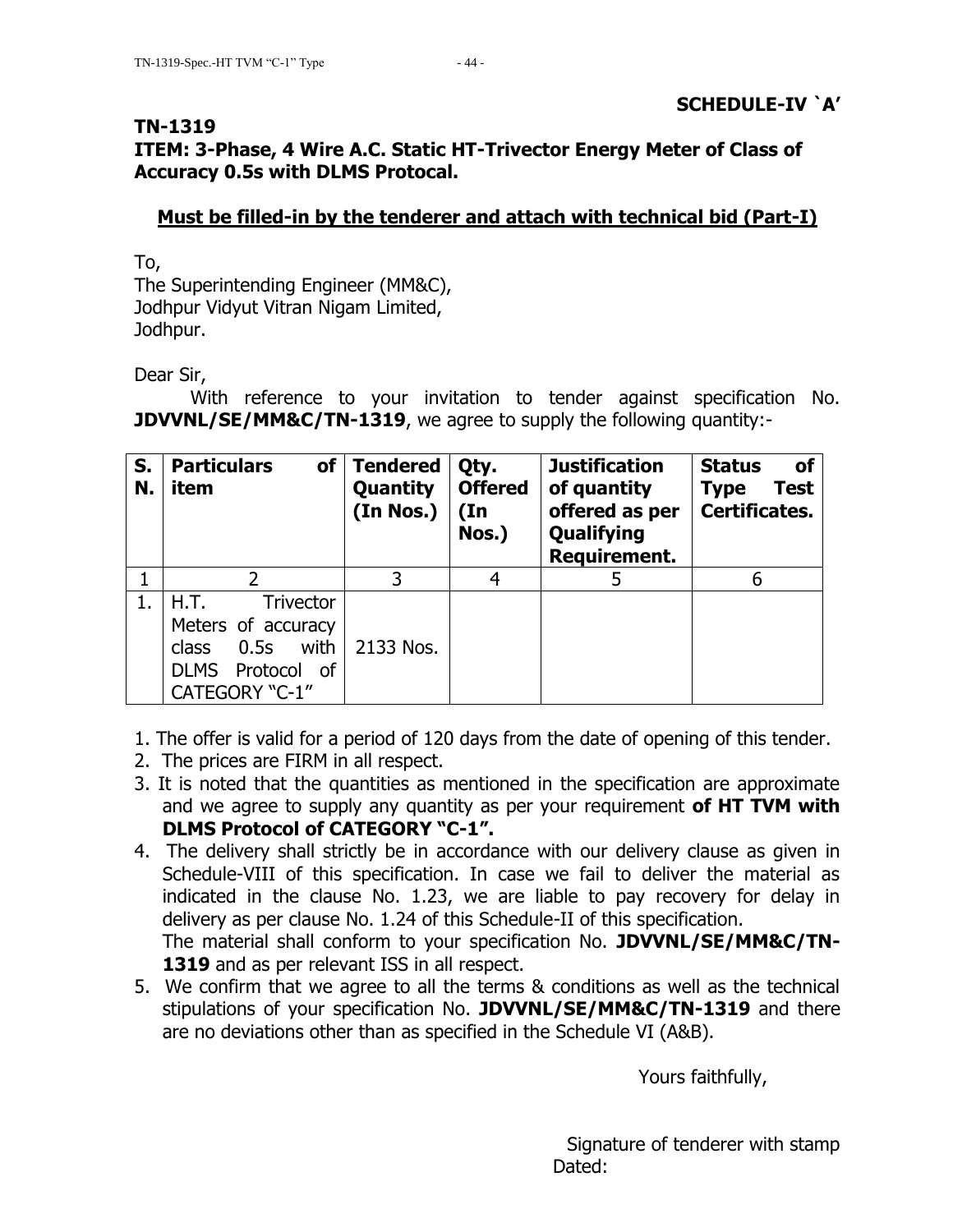**SCHEDULE-IV `A'**

**TN-1319**

**ITEM: 3-Phase, 4 Wire A.C. Static HT-Trivector Energy Meter of Class of Accuracy 0.5s with DLMS Protocal.**

**Must be filled-in by the tenderer and attach with technical bid (Part-I)**

To,
The Superintending Engineer (MM&C),
Jodhpur Vidyut Vitran Nigam Limited,
Jodhpur.

Dear Sir,

With reference to your invitation to tender against specification No. **JDVVNL/SE/MM&C/TN-1319**, we agree to supply the following quantity:-

| S. N. | Particulars of item | Tendered Quantity (In Nos.) | Qty. Offered (In Nos.) | Justification of quantity offered as per Qualifying Requirement. | Status of Type Test Certificates. |
|---|---|---|---|---|---|
| 1 | 2 | 3 | 4 | 5 | 6 |
| 1. | H.T. Trivector Meters of accuracy class 0.5s with DLMS Protocol of CATEGORY "C-1" | 2133 Nos. | | | |

1. The offer is valid for a period of 120 days from the date of opening of this tender.
2. The prices are FIRM in all respect.
3. It is noted that the quantities as mentioned in the specification are approximate and we agree to supply any quantity as per your requirement **of HT TVM with DLMS Protocol of CATEGORY "C-1".**
4. The delivery shall strictly be in accordance with our delivery clause as given in Schedule-VIII of this specification. In case we fail to deliver the material as indicated in the clause No. 1.23, we are liable to pay recovery for delay in delivery as per clause No. 1.24 of this Schedule-II of this specification.
   The material shall conform to your specification No. **JDVVNL/SE/MM&C/TN-1319** and as per relevant ISS in all respect.
5. We confirm that we agree to all the terms & conditions as well as the technical stipulations of your specification No. **JDVVNL/SE/MM&C/TN-1319** and there are no deviations other than as specified in the Schedule VI (A&B).

Yours faithfully,

Signature of tenderer with stamp
Dated: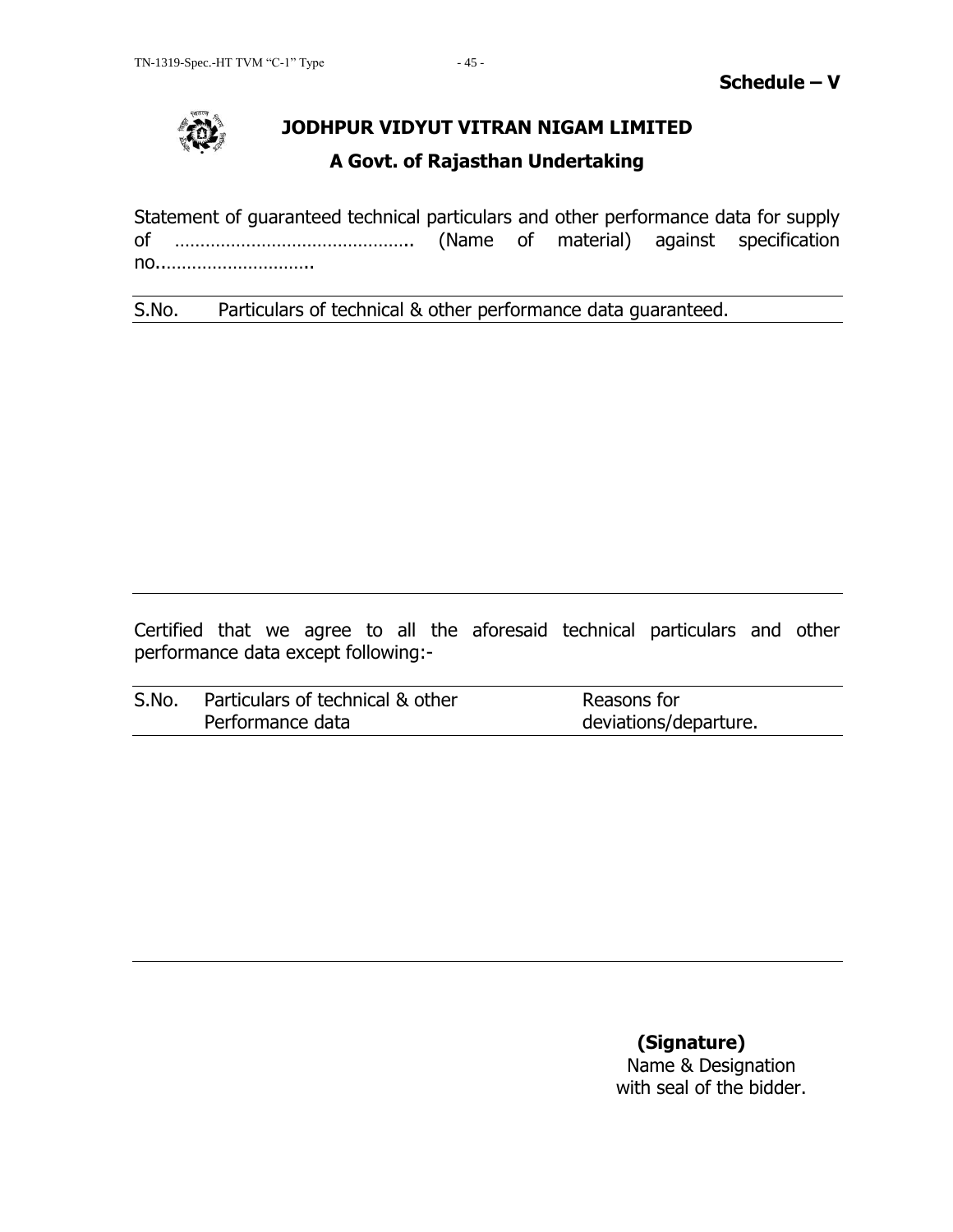**Schedule – V**

## JODHPUR VIDYUT VITRAN NIGAM LIMITED

### A Govt. of Rajasthan Undertaking

Statement of guaranteed technical particulars and other performance data for supply of ………………………………………. (Name of material) against specification no..…………………………

| S.No. | Particulars of technical & other performance data guaranteed. |
|---|---|
| | |

Certified that we agree to all the aforesaid technical particulars and other performance data except following:-

| S.No. | Particulars of technical & other Performance data | Reasons for deviations/departure. |
|---|---|---|
| | | |

**(Signature)**
Name & Designation
with seal of the bidder.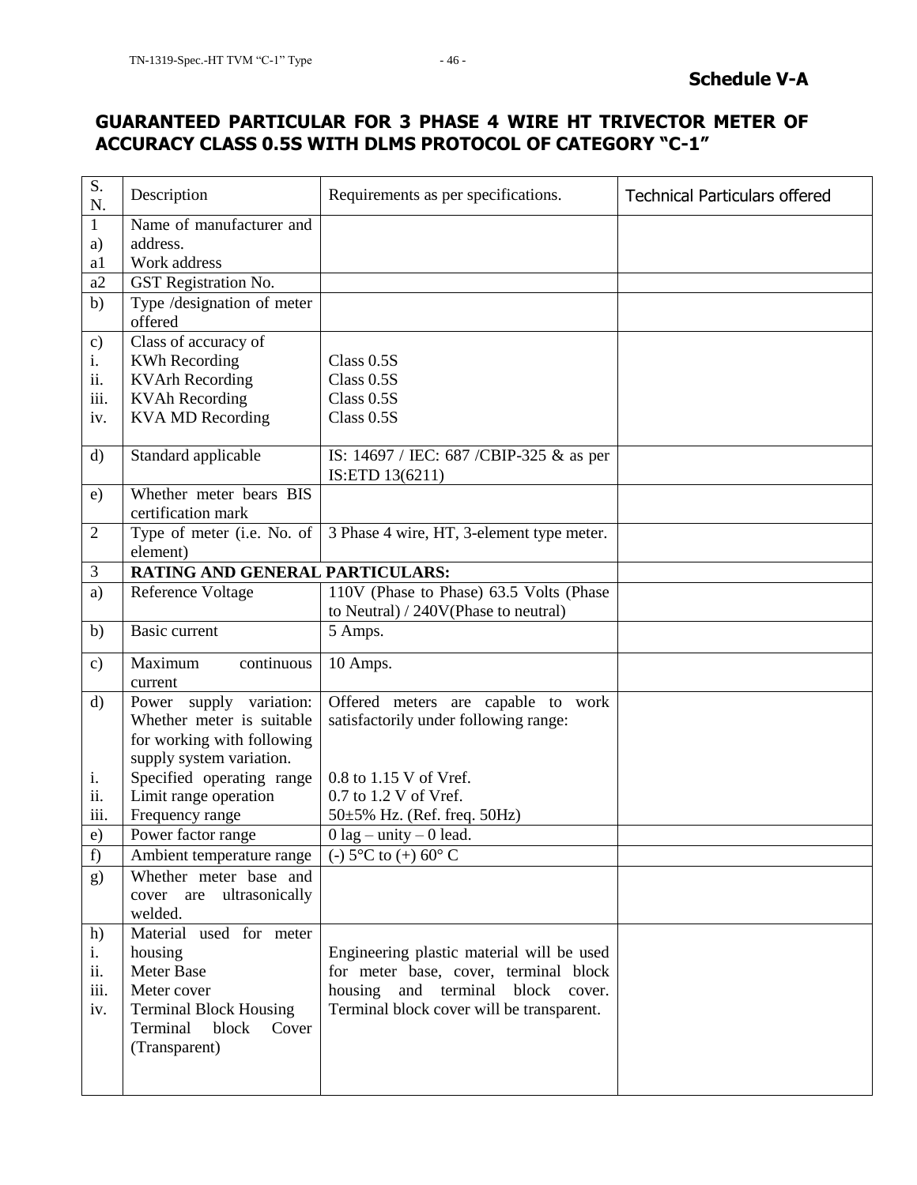**Schedule V-A**

## GUARANTEED PARTICULAR FOR 3 PHASE 4 WIRE HT TRIVECTOR METER OF ACCURACY CLASS 0.5S WITH DLMS PROTOCOL OF CATEGORY "C-1"

| S. N. | Description | Requirements as per specifications. | Technical Particulars offered |
|---|---|---|---|
| 1<br>a)<br>a1 | Name of manufacturer and address.<br>Work address | | |
| a2 | GST Registration No. | | |
| b) | Type /designation of meter offered | | |
| c)<br>i.<br>ii.<br>iii.<br>iv. | Class of accuracy of<br>KWh Recording<br>KVArh Recording<br>KVAh Recording<br>KVA MD Recording | <br>Class 0.5S<br>Class 0.5S<br>Class 0.5S<br>Class 0.5S | |
| d) | Standard applicable | IS: 14697 / IEC: 687 /CBIP-325 & as per IS:ETD 13(6211) | |
| e) | Whether meter bears BIS certification mark | | |
| 2 | Type of meter (i.e. No. of element) | 3 Phase 4 wire, HT, 3-element type meter. | |
| 3 | **RATING AND GENERAL PARTICULARS:** | | |
| a) | Reference Voltage | 110V (Phase to Phase) 63.5 Volts (Phase to Neutral) / 240V(Phase to neutral) | |
| b) | Basic current | 5 Amps. | |
| c) | Maximum continuous current | 10 Amps. | |
| d)<br><br><br><br>i.<br>ii.<br>iii. | Power supply variation: Whether meter is suitable for working with following supply system variation.<br>Specified operating range<br>Limit range operation<br>Frequency range | Offered meters are capable to work satisfactorily under following range:<br><br>0.8 to 1.15 V of Vref.<br>0.7 to 1.2 V of Vref.<br>50±5% Hz. (Ref. freq. 50Hz) | |
| e) | Power factor range | 0 lag – unity – 0 lead. | |
| f) | Ambient temperature range | (-) 5°C to (+) 60° C | |
| g) | Whether meter base and cover are ultrasonically welded. | | |
| h)<br>i.<br>ii.<br>iii.<br>iv. | Material used for meter housing<br>Meter Base<br>Meter cover<br>Terminal Block Housing<br>Terminal block Cover (Transparent) | Engineering plastic material will be used for meter base, cover, terminal block housing and terminal block cover. Terminal block cover will be transparent. | |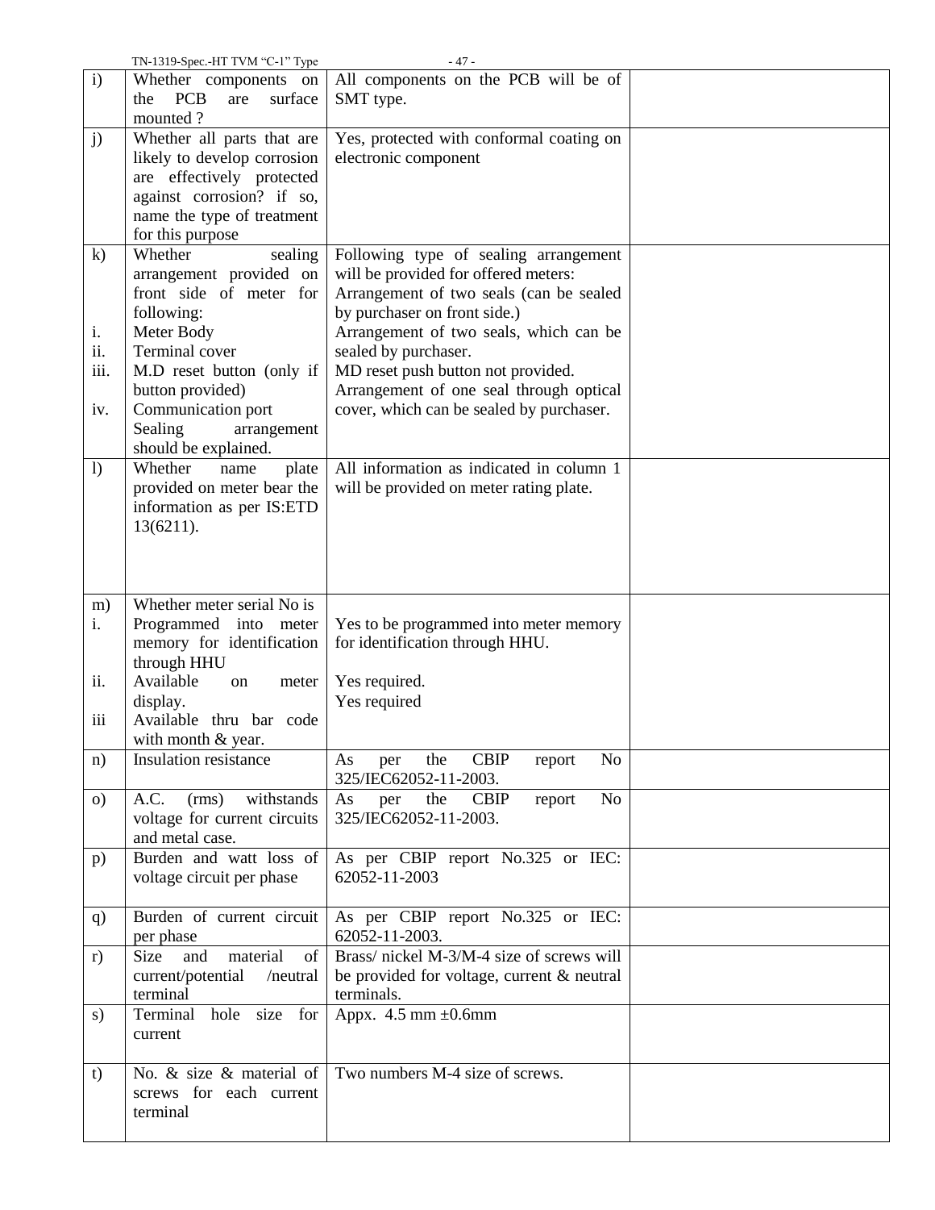| | | | |
|---|---|---|---|
| i) | Whether components on the PCB are surface mounted ? | All components on the PCB will be of SMT type. | |
| j) | Whether all parts that are likely to develop corrosion are effectively protected against corrosion? if so, name the type of treatment for this purpose | Yes, protected with conformal coating on electronic component | |
| k)<br><br><br>i.<br>ii.<br>iii.<br><br>iv. | Whether sealing arrangement provided on front side of meter for following:<br>Meter Body<br>Terminal cover<br>M.D reset button (only if button provided)<br>Communication port<br>Sealing arrangement should be explained. | Following type of sealing arrangement will be provided for offered meters:<br>Arrangement of two seals (can be sealed by purchaser on front side.)<br>Arrangement of two seals, which can be sealed by purchaser.<br>MD reset push button not provided.<br>Arrangement of one seal through optical cover, which can be sealed by purchaser. | |
| l) | Whether name plate provided on meter bear the information as per IS:ETD 13(6211). | All information as indicated in column 1 will be provided on meter rating plate. | |
| m)<br>i.<br><br><br>ii.<br><br>iii | Whether meter serial No is<br>Programmed into meter memory for identification through HHU<br>Available on meter display.<br>Available thru bar code with month & year. | <br>Yes to be programmed into meter memory for identification through HHU.<br><br>Yes required.<br>Yes required | |
| n) | Insulation resistance | As per the CBIP report No 325/IEC62052-11-2003. | |
| o) | A.C. (rms) withstands voltage for current circuits and metal case. | As per the CBIP report No 325/IEC62052-11-2003. | |
| p) | Burden and watt loss of voltage circuit per phase | As per CBIP report No.325 or IEC: 62052-11-2003 | |
| q) | Burden of current circuit per phase | As per CBIP report No.325 or IEC: 62052-11-2003. | |
| r) | Size and material of current/potential /neutral terminal | Brass/ nickel M-3/M-4 size of screws will be provided for voltage, current & neutral terminals. | |
| s) | Terminal hole size for current | Appx. 4.5 mm ±0.6mm | |
| t) | No. & size & material of screws for each current terminal | Two numbers M-4 size of screws. | |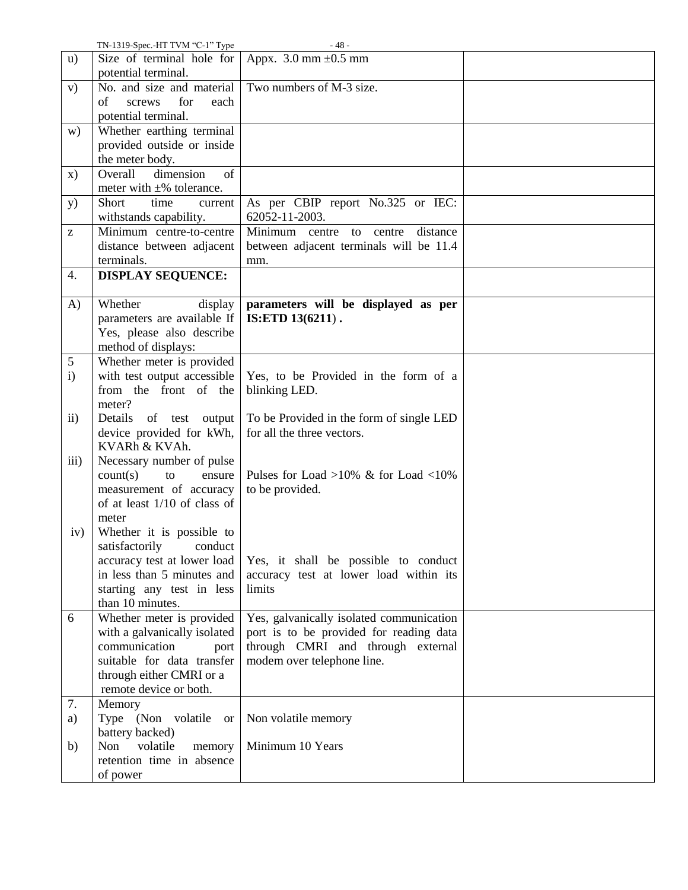| | | | |
|---|---|---|---|
| u) | Size of terminal hole for potential terminal. | Appx. 3.0 mm ±0.5 mm | |
| v) | No. and size and material of screws for each potential terminal. | Two numbers of M-3 size. | |
| w) | Whether earthing terminal provided outside or inside the meter body. | | |
| x) | Overall dimension of meter with ±% tolerance. | | |
| y) | Short time current withstands capability. | As per CBIP report No.325 or IEC: 62052-11-2003. | |
| z | Minimum centre-to-centre distance between adjacent terminals. | Minimum centre to centre distance between adjacent terminals will be 11.4 mm. | |
| 4. | **DISPLAY SEQUENCE:** | | |
| A) | Whether display parameters are available If Yes, please also describe method of displays: | **parameters will be displayed as per IS:ETD 13(6211**) **.** | |
| 5<br>i) | Whether meter is provided with test output accessible from the front of the meter? | Yes, to be Provided in the form of a blinking LED. | |
| ii) | Details of test output device provided for kWh, KVARh & KVAh. | To be Provided in the form of single LED for all the three vectors. | |
| iii) | Necessary number of pulse count(s) to ensure measurement of accuracy of at least 1/10 of class of meter | Pulses for Load >10% & for Load <10% to be provided. | |
| iv) | Whether it is possible to satisfactorily conduct accuracy test at lower load in less than 5 minutes and starting any test in less than 10 minutes. | Yes, it shall be possible to conduct accuracy test at lower load within its limits | |
| 6 | Whether meter is provided with a galvanically isolated communication port suitable for data transfer through either CMRI or a remote device or both. | Yes, galvanically isolated communication port is to be provided for reading data through CMRI and through external modem over telephone line. | |
| 7.<br>a) | Memory<br>Type (Non volatile or battery backed) | Non volatile memory | |
| b) | Non volatile memory retention time in absence of power | Minimum 10 Years | |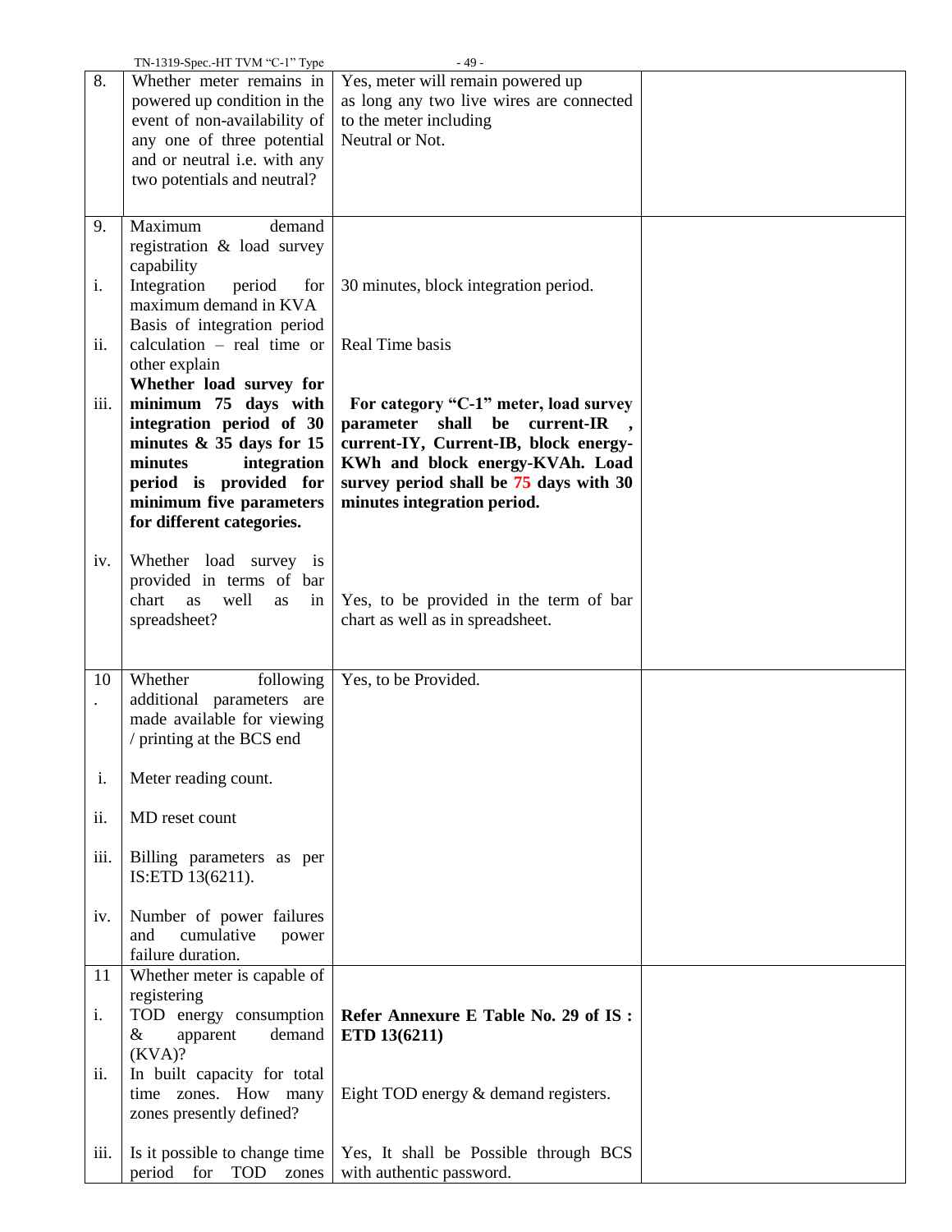| | | | |
|---|---|---|---|
| 8. | Whether meter remains in powered up condition in the event of non-availability of any one of three potential and or neutral i.e. with any two potentials and neutral? | Yes, meter will remain powered up as long any two live wires are connected to the meter including Neutral or Not. | |
| 9. | Maximum demand registration & load survey capability | | |
| i. | Integration period for maximum demand in KVA | 30 minutes, block integration period. | |
| ii. | Basis of integration period calculation – real time or other explain | Real Time basis | |
| iii. | **Whether load survey for minimum 75 days with integration period of 30 minutes & 35 days for 15 minutes integration period is provided for minimum five parameters for different categories.** | **For category "C-1" meter, load survey parameter shall be current-IR , current-IY, Current-IB, block energy-KWh and block energy-KVAh. Load survey period shall be 75 days with 30 minutes integration period.** | |
| iv. | Whether load survey is provided in terms of bar chart as well as in spreadsheet? | Yes, to be provided in the term of bar chart as well as in spreadsheet. | |
| 10. | Whether following additional parameters are made available for viewing / printing at the BCS end | Yes, to be Provided. | |
| i. | Meter reading count. | | |
| ii. | MD reset count | | |
| iii. | Billing parameters as per IS:ETD 13(6211). | | |
| iv. | Number of power failures and cumulative power failure duration. | | |
| 11 | Whether meter is capable of registering | | |
| i. | TOD energy consumption & apparent demand (KVA)? | **Refer Annexure E Table No. 29 of IS : ETD 13(6211)** | |
| ii. | In built capacity for total time zones. How many zones presently defined? | Eight TOD energy & demand registers. | |
| iii. | Is it possible to change time period for TOD zones | Yes, It shall be Possible through BCS with authentic password. | |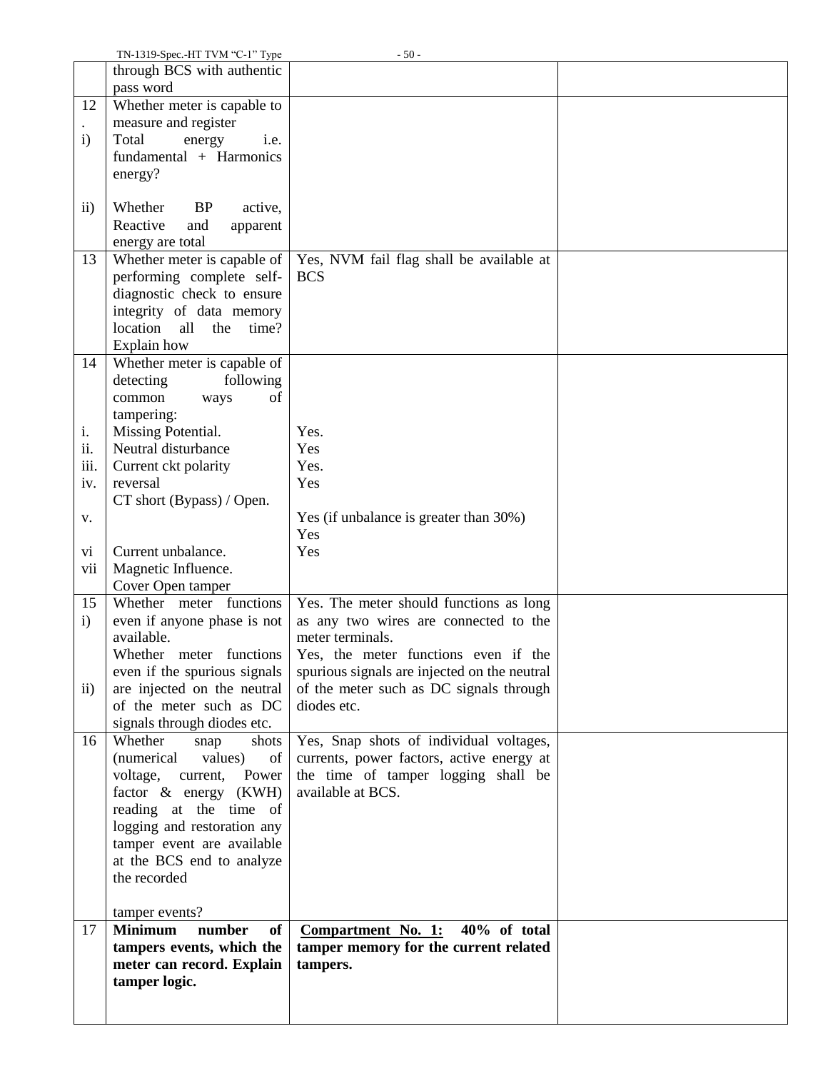| | | | |
|---|---|---|---|
| | through BCS with authentic pass word | | |
| 12. i) | Whether meter is capable to measure and register Total energy i.e. fundamental + Harmonics energy? | | |
| ii) | Whether BP active, Reactive and apparent energy are total | | |
| 13 | Whether meter is capable of performing complete self-diagnostic check to ensure integrity of data memory location all the time? Explain how | Yes, NVM fail flag shall be available at BCS | |
| 14 | Whether meter is capable of detecting following common ways of tampering: | | |
| i. | Missing Potential. | Yes. | |
| ii. | Neutral disturbance | Yes | |
| iii. | Current ckt polarity reversal | Yes. | |
| iv. | CT short (Bypass) / Open. | Yes | |
| v. | Current unbalance. | Yes (if unbalance is greater than 30%) | |
| vi | Magnetic Influence. | Yes | |
| vii | Cover Open tamper | Yes | |
| 15 i) | Whether meter functions even if anyone phase is not available. | Yes. The meter should functions as long as any two wires are connected to the meter terminals. | |
| ii) | Whether meter functions even if the spurious signals are injected on the neutral of the meter such as DC signals through diodes etc. | Yes, the meter functions even if the spurious signals are injected on the neutral of the meter such as DC signals through diodes etc. | |
| 16 | Whether snap shots (numerical values) of voltage, current, Power factor & energy (KWH) reading at the time of logging and restoration any tamper event are available at the BCS end to analyze the recorded tamper events? | Yes, Snap shots of individual voltages, currents, power factors, active energy at the time of tamper logging shall be available at BCS. | |
| 17 | **Minimum number of tampers events, which the meter can record. Explain tamper logic.** | **<u>Compartment No. 1:</u> 40% of total tamper memory for the current related tampers.** | |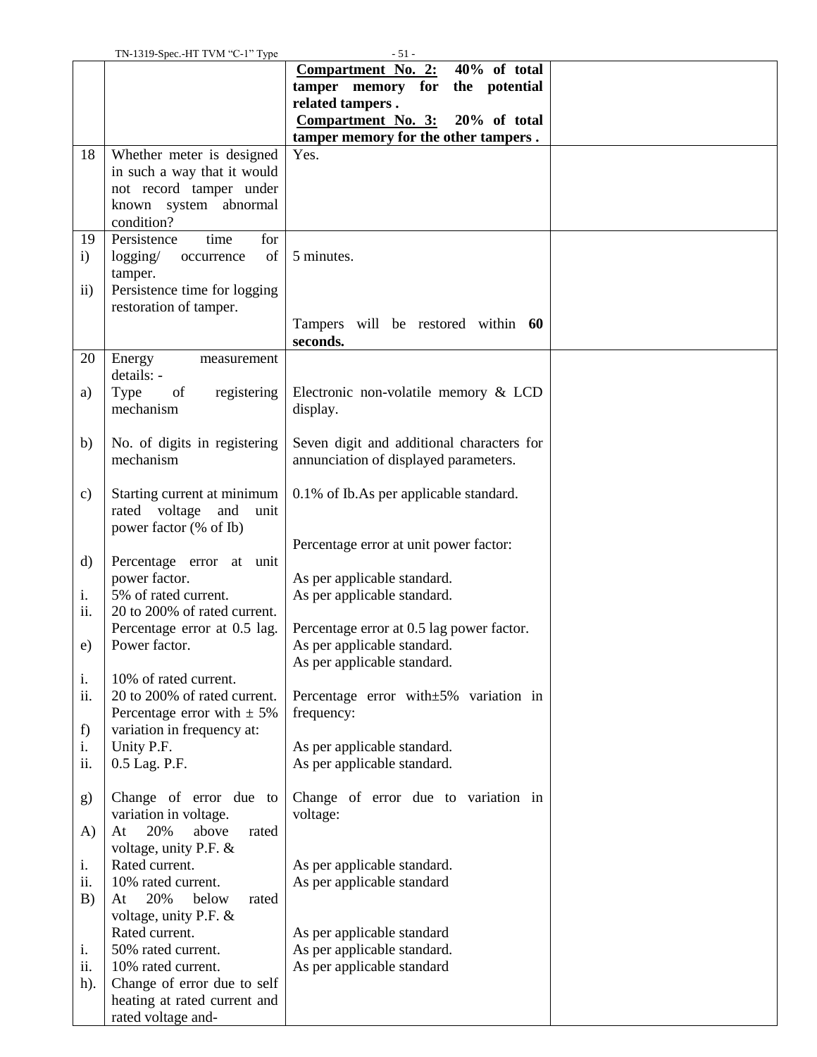| | | | |
|---|---|---|---|
| | | <u>**Compartment No. 2:**</u> **40% of total tamper memory for the potential related tampers .**<br><u>**Compartment No. 3:**</u> **20% of total tamper memory for the other tampers .** | |
| 18 | Whether meter is designed in such a way that it would not record tamper under known system abnormal condition? | Yes. | |
| 19<br>i)<br><br>ii) | Persistence time for logging/ occurrence of tamper.<br>Persistence time for logging restoration of tamper. | 5 minutes.<br><br>Tampers will be restored within **60 seconds.** | |
| 20<br><br>a)<br><br>b)<br><br>c)<br><br>d)<br><br>i.<br>ii.<br><br>e)<br><br>i.<br>ii.<br><br>f)<br>i.<br>ii.<br><br>g)<br><br>A)<br><br>i.<br>ii.<br>B)<br><br><br>i.<br>ii.<br>h). | Energy measurement details: -<br>Type of registering mechanism<br><br>No. of digits in registering mechanism<br><br>Starting current at minimum rated voltage and unit power factor (% of Ib)<br><br>Percentage error at unit power factor.<br>5% of rated current.<br>20 to 200% of rated current.<br>Percentage error at 0.5 lag. Power factor.<br><br>10% of rated current.<br>20 to 200% of rated current.<br>Percentage error with ± 5% variation in frequency at:<br>Unity P.F.<br>0.5 Lag. P.F.<br><br>Change of error due to variation in voltage.<br>At 20% above rated voltage, unity P.F. &<br>Rated current.<br>10% rated current.<br>At 20% below rated voltage, unity P.F. &<br>Rated current.<br>50% rated current.<br>10% rated current.<br>Change of error due to self heating at rated current and rated voltage and- | Electronic non-volatile memory & LCD display.<br><br>Seven digit and additional characters for annunciation of displayed parameters.<br><br>0.1% of Ib.As per applicable standard.<br><br>Percentage error at unit power factor:<br><br>As per applicable standard.<br>As per applicable standard.<br><br>Percentage error at 0.5 lag power factor.<br>As per applicable standard.<br>As per applicable standard.<br><br>Percentage error with±5% variation in frequency:<br><br>As per applicable standard.<br>As per applicable standard.<br><br>Change of error due to variation in voltage:<br><br><br>As per applicable standard.<br>As per applicable standard<br><br><br>As per applicable standard<br>As per applicable standard.<br>As per applicable standard | |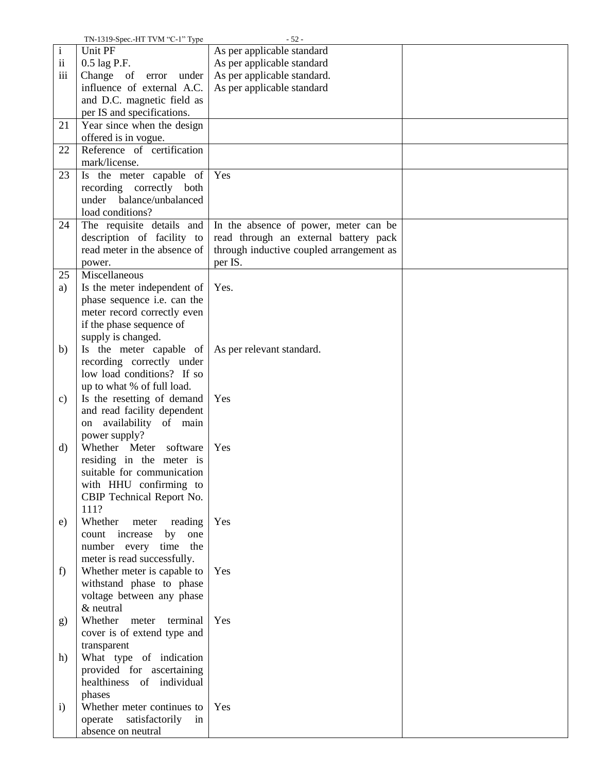| | | | |
|---|---|---|---|
| i | Unit PF | As per applicable standard | |
| ii | 0.5 lag P.F. | As per applicable standard | |
| iii | Change of error under influence of external A.C. and D.C. magnetic field as per IS and specifications. | As per applicable standard. As per applicable standard | |
| 21 | Year since when the design offered is in vogue. | | |
| 22 | Reference of certification mark/license. | | |
| 23 | Is the meter capable of recording correctly both under balance/unbalanced load conditions? | Yes | |
| 24 | The requisite details and description of facility to read meter in the absence of power. | In the absence of power, meter can be read through an external battery pack through inductive coupled arrangement as per IS. | |
| 25 | Miscellaneous | | |
| a) | Is the meter independent of phase sequence i.e. can the meter record correctly even if the phase sequence of supply is changed. | Yes. | |
| b) | Is the meter capable of recording correctly under low load conditions? If so up to what % of full load. | As per relevant standard. | |
| c) | Is the resetting of demand and read facility dependent on availability of main power supply? | Yes | |
| d) | Whether Meter software residing in the meter is suitable for communication with HHU confirming to CBIP Technical Report No. 111? | Yes | |
| e) | Whether meter reading count increase by one number every time the meter is read successfully. | Yes | |
| f) | Whether meter is capable to withstand phase to phase voltage between any phase & neutral | Yes | |
| g) | Whether meter terminal cover is of extend type and transparent | Yes | |
| h) | What type of indication provided for ascertaining healthiness of individual phases | | |
| i) | Whether meter continues to operate satisfactorily in absence on neutral | Yes | |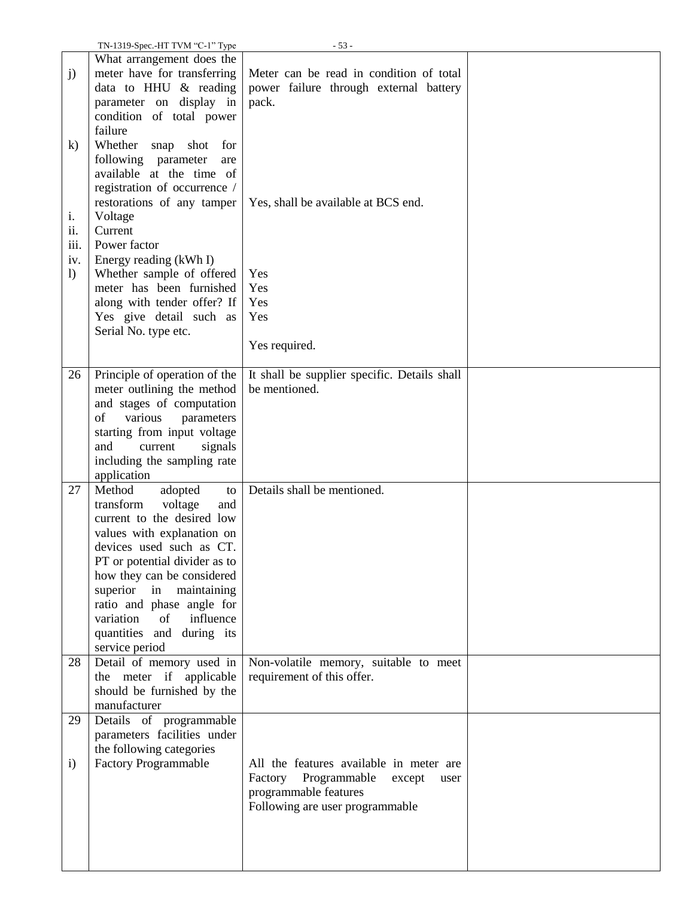| | | | |
|---|---|---|---|
| j) | What arrangement does the meter have for transferring data to HHU & reading parameter on display in condition of total power failure | Meter can be read in condition of total power failure through external battery pack. | |
| k) | Whether snap shot for following parameter are available at the time of registration of occurrence / restorations of any tamper | Yes, shall be available at BCS end. | |
| i. | Voltage | Yes | |
| ii. | Current | Yes | |
| iii. | Power factor | Yes | |
| iv. | Energy reading (kWh I) | Yes | |
| l) | Whether sample of offered meter has been furnished along with tender offer? If Yes give detail such as Serial No. type etc. | Yes required. | |
| 26 | Principle of operation of the meter outlining the method and stages of computation of various parameters starting from input voltage and current signals including the sampling rate application | It shall be supplier specific. Details shall be mentioned. | |
| 27 | Method adopted to transform voltage and current to the desired low values with explanation on devices used such as CT. PT or potential divider as to how they can be considered superior in maintaining ratio and phase angle for variation of influence quantities and during its service period | Details shall be mentioned. | |
| 28 | Detail of memory used in the meter if applicable should be furnished by the manufacturer | Non-volatile memory, suitable to meet requirement of this offer. | |
| 29 | Details of programmable parameters facilities under the following categories | | |
| i) | Factory Programmable | All the features available in meter are Factory Programmable except user programmable features<br>Following are user programmable | |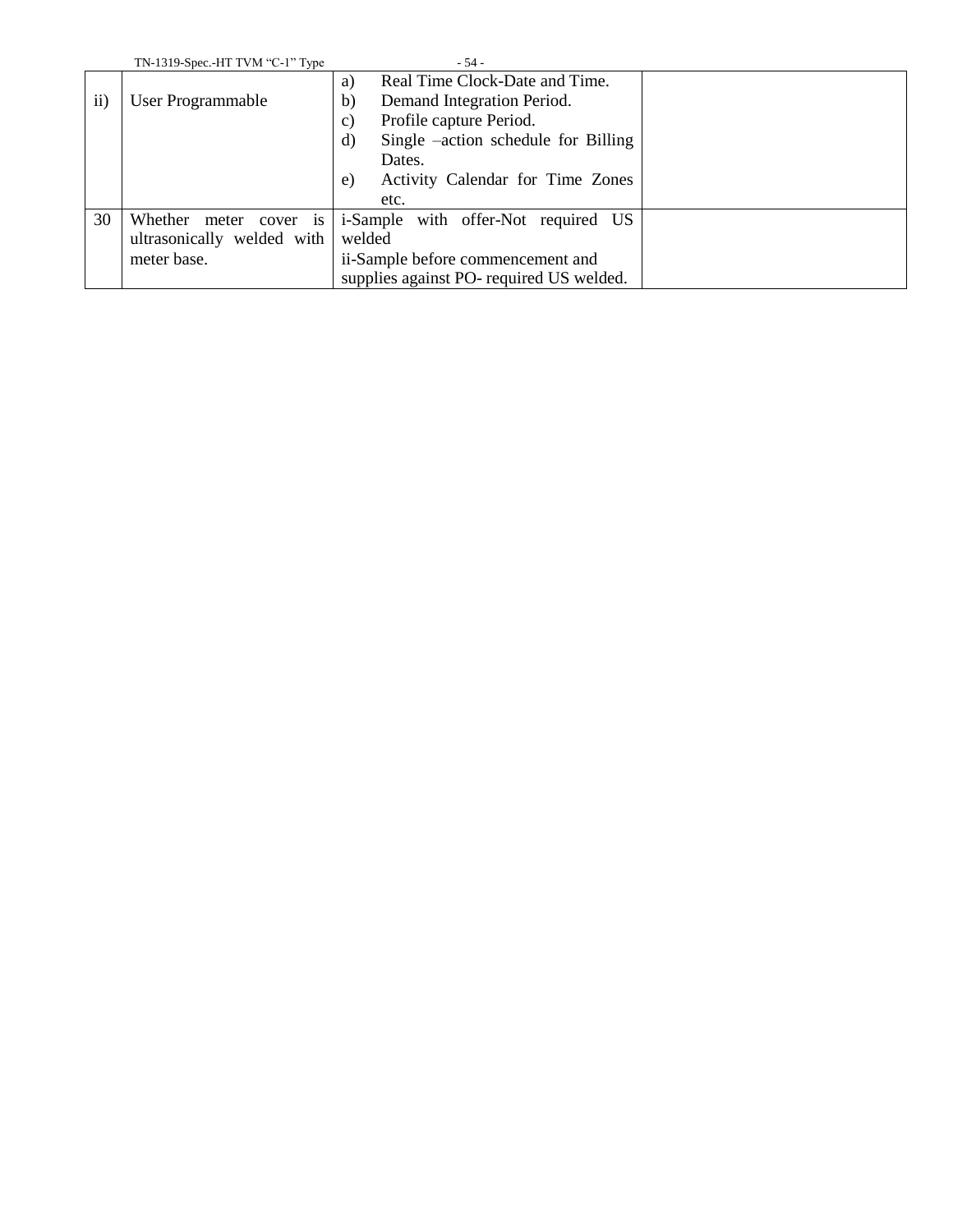| | | | |
|---|---|---|---|
| ii) | User Programmable | a) Real Time Clock-Date and Time.<br>b) Demand Integration Period.<br>c) Profile capture Period.<br>d) Single –action schedule for Billing Dates.<br>e) Activity Calendar for Time Zones etc. | |
| 30 | Whether meter cover is ultrasonically welded with meter base. | i-Sample with offer-Not required US welded<br>ii-Sample before commencement and supplies against PO- required US welded. | |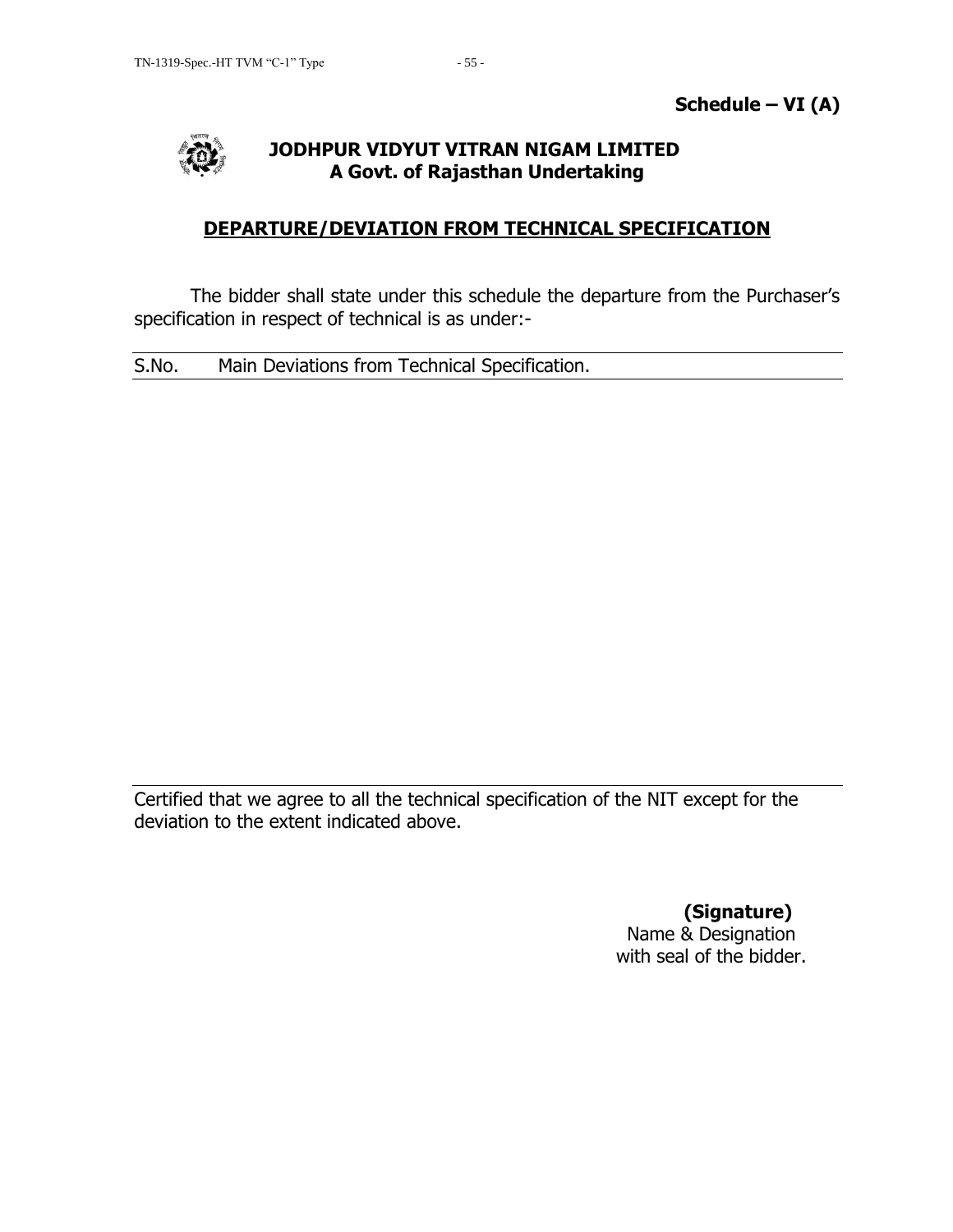**Schedule – VI (A)**

# JODHPUR VIDYUT VITRAN NIGAM LIMITED
## A Govt. of Rajasthan Undertaking

## DEPARTURE/DEVIATION FROM TECHNICAL SPECIFICATION

The bidder shall state under this schedule the departure from the Purchaser's specification in respect of technical is as under:-

| S.No. | Main Deviations from Technical Specification. |
|---|---|
| | |

Certified that we agree to all the technical specification of the NIT except for the deviation to the extent indicated above.

**(Signature)**
Name & Designation
with seal of the bidder.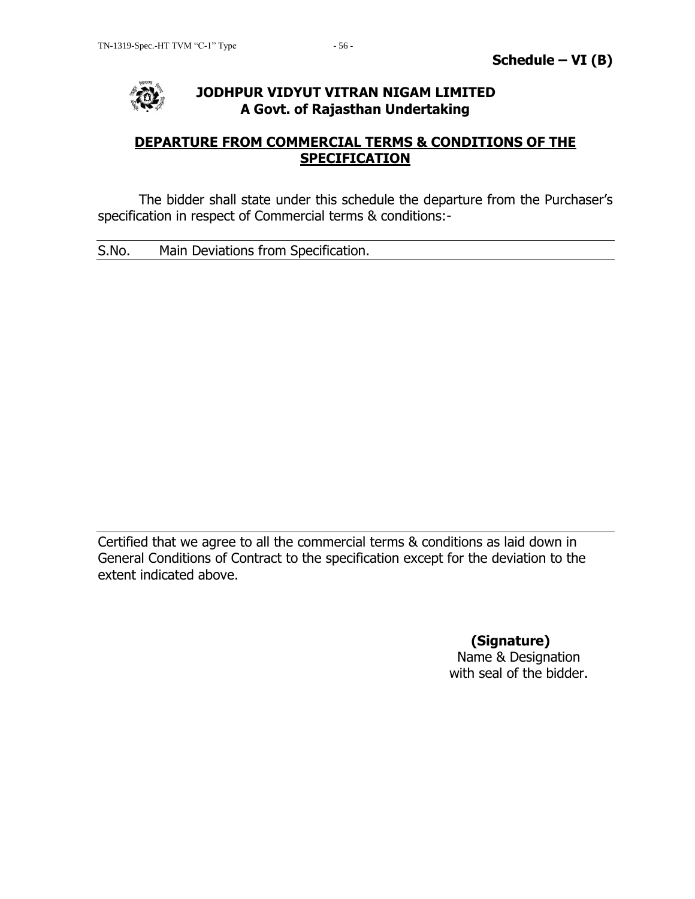**Schedule – VI (B)**

## JODHPUR VIDYUT VITRAN NIGAM LIMITED
### A Govt. of Rajasthan Undertaking

## DEPARTURE FROM COMMERCIAL TERMS & CONDITIONS OF THE SPECIFICATION

The bidder shall state under this schedule the departure from the Purchaser's specification in respect of Commercial terms & conditions:-

| S.No. | Main Deviations from Specification. |
|---|---|
| | |

Certified that we agree to all the commercial terms & conditions as laid down in General Conditions of Contract to the specification except for the deviation to the extent indicated above.

**(Signature)**
Name & Designation
with seal of the bidder.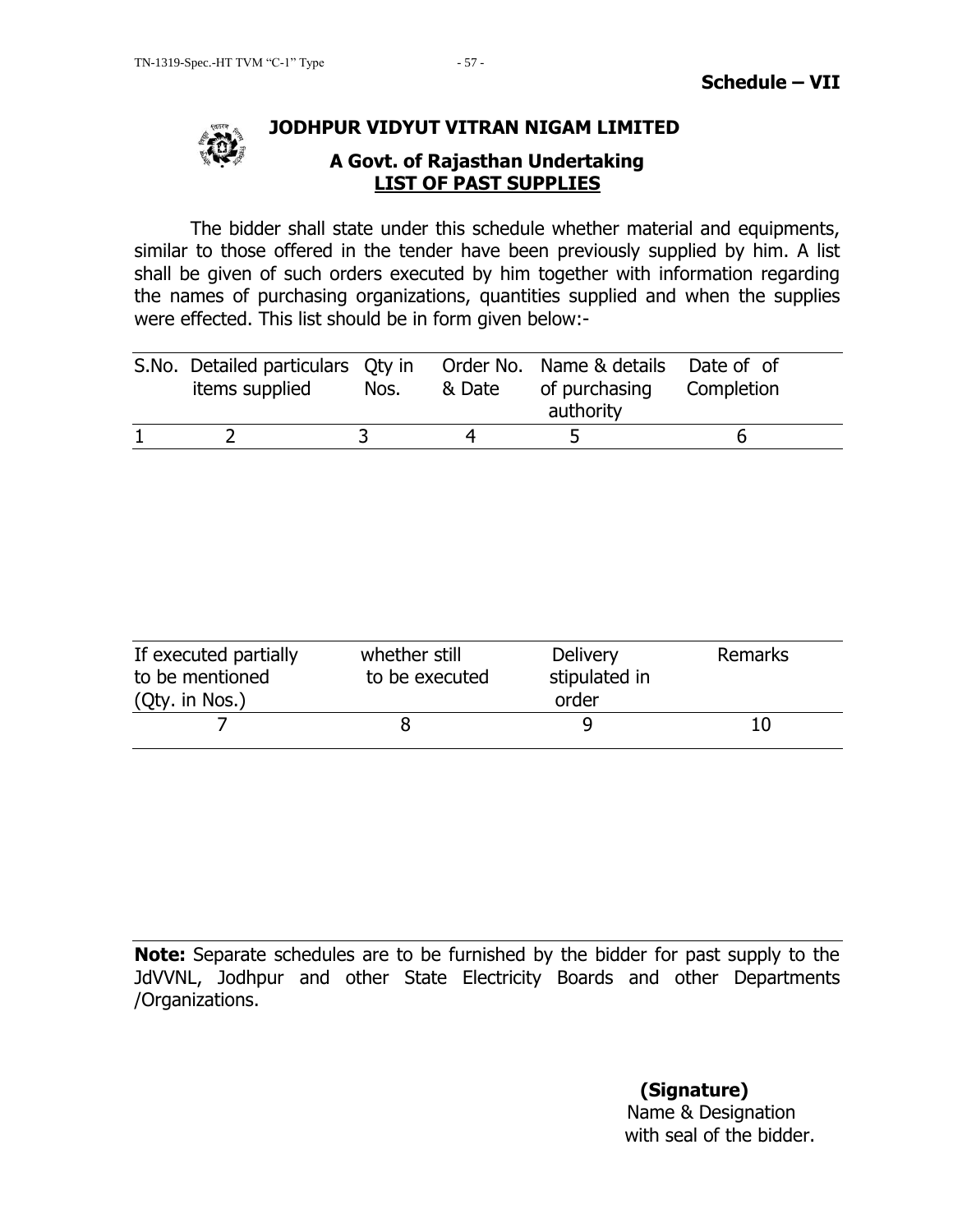**Schedule – VII**

# JODHPUR VIDYUT VITRAN NIGAM LIMITED

## A Govt. of Rajasthan Undertaking

## LIST OF PAST SUPPLIES

The bidder shall state under this schedule whether material and equipments, similar to those offered in the tender have been previously supplied by him. A list shall be given of such orders executed by him together with information regarding the names of purchasing organizations, quantities supplied and when the supplies were effected. This list should be in form given below:-

| S.No. | Detailed particulars items supplied | Qty in Nos. | Order No. & Date | Name & details of purchasing authority | Date of of Completion |
|---|---|---|---|---|---|
| 1 | 2 | 3 | 4 | 5 | 6 |

| If executed partially to be mentioned (Qty. in Nos.) | whether still to be executed | Delivery stipulated in order | Remarks |
|---|---|---|---|
| 7 | 8 | 9 | 10 |

**Note:** Separate schedules are to be furnished by the bidder for past supply to the JdVVNL, Jodhpur and other State Electricity Boards and other Departments /Organizations.

**(Signature)**
Name & Designation
with seal of the bidder.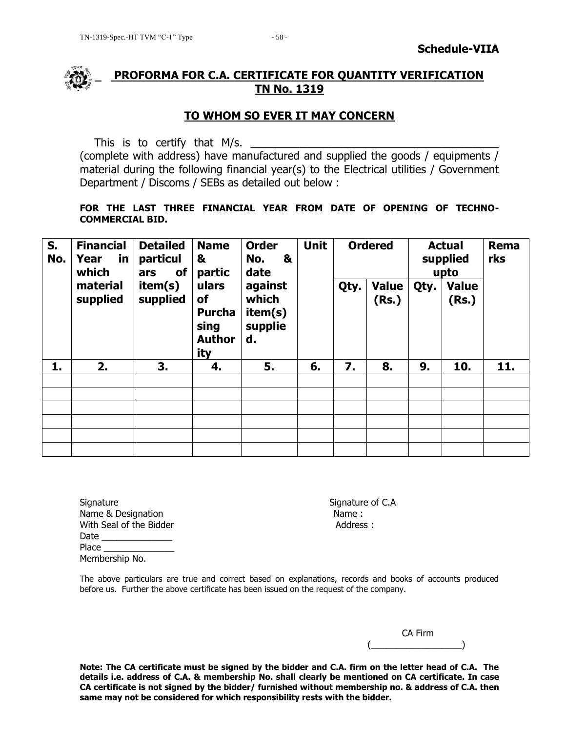**Schedule-VIIA**

## PROFORMA FOR C.A. CERTIFICATE FOR QUANTITY VERIFICATION
## TN No. 1319

### TO WHOM SO EVER IT MAY CONCERN

This is to certify that M/s. ________________________________________ (complete with address) have manufactured and supplied the goods / equipments / material during the following financial year(s) to the Electrical utilities / Government Department / Discoms / SEBs as detailed out below :

**FOR THE LAST THREE FINANCIAL YEAR FROM DATE OF OPENING OF TECHNO-COMMERCIAL BID.**

| S. No. | Financial Year in which material supplied | Detailed particulars of item(s) supplied | Name & particulars of Purchasing Authority | Order No. & date against which item(s) supplied. | Unit | Ordered | | Actual supplied upto | | Remarks |
|---|---|---|---|---|---|---|---|---|---|---|
| | | | | | | Qty. | Value (Rs.) | Qty. | Value (Rs.) | |
| 1. | 2. | 3. | 4. | 5. | 6. | 7. | 8. | 9. | 10. | 11. |
| | | | | | | | | | | |
| | | | | | | | | | | |
| | | | | | | | | | | |
| | | | | | | | | | | |
| | | | | | | | | | | |
| | | | | | | | | | | |

Signature
Name & Designation
With Seal of the Bidder
Date ______________
Place ______________
Membership No.

Signature of C.A
Name :
Address :

The above particulars are true and correct based on explanations, records and books of accounts produced before us. Further the above certificate has been issued on the request of the company.

CA Firm
(__________________)

**Note: The CA certificate must be signed by the bidder and C.A. firm on the letter head of C.A. The details i.e. address of C.A. & membership No. shall clearly be mentioned on CA certificate. In case CA certificate is not signed by the bidder/ furnished without membership no. & address of C.A. then same may not be considered for which responsibility rests with the bidder.**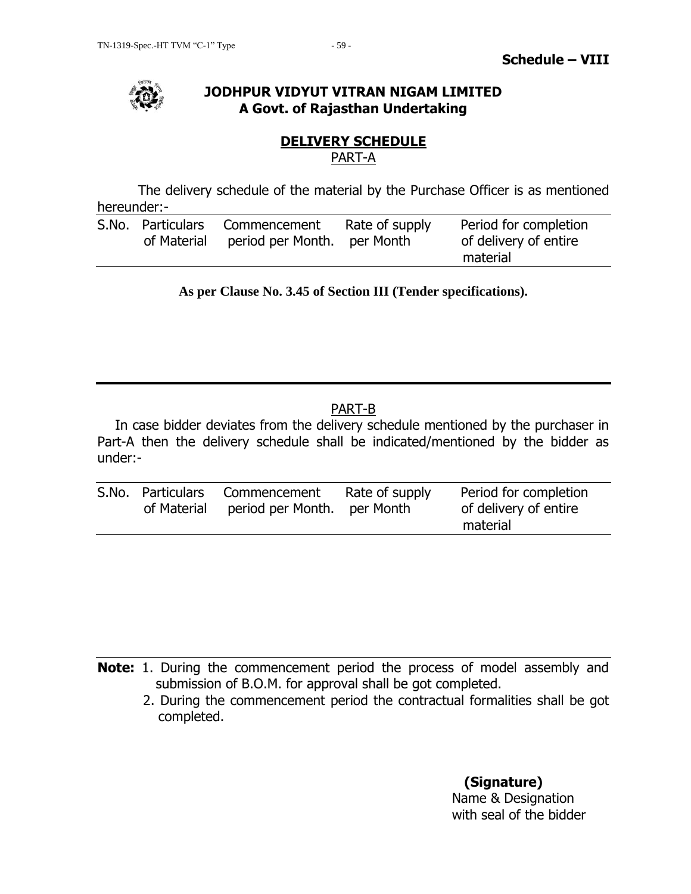**Schedule – VIII**

# JODHPUR VIDYUT VITRAN NIGAM LIMITED
## A Govt. of Rajasthan Undertaking

## DELIVERY SCHEDULE

PART-A

The delivery schedule of the material by the Purchase Officer is as mentioned hereunder:-

| S.No. | Particulars of Material | Commencement period per Month. | Rate of supply per Month | Period for completion of delivery of entire material |
|---|---|---|---|---|

**As per Clause No. 3.45 of Section III (Tender specifications).**

---

PART-B

In case bidder deviates from the delivery schedule mentioned by the purchaser in Part-A then the delivery schedule shall be indicated/mentioned by the bidder as under:-

| S.No. | Particulars of Material | Commencement period per Month. | Rate of supply per Month | Period for completion of delivery of entire material |
|---|---|---|---|---|

**Note:** 1. During the commencement period the process of model assembly and submission of B.O.M. for approval shall be got completed.

2. During the commencement period the contractual formalities shall be got completed.

**(Signature)**
Name & Designation
with seal of the bidder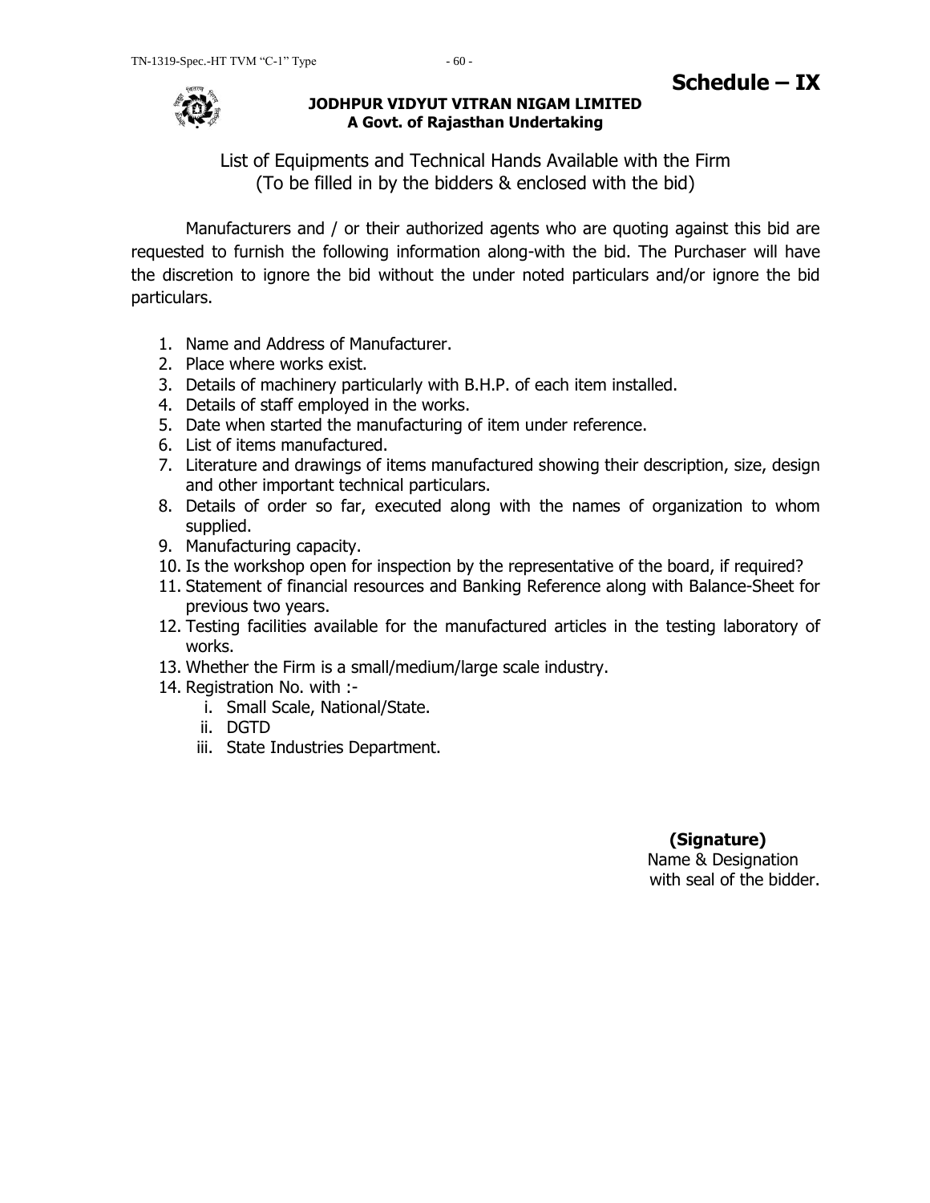# Schedule – IX

**JODHPUR VIDYUT VITRAN NIGAM LIMITED**
**A Govt. of Rajasthan Undertaking**

List of Equipments and Technical Hands Available with the Firm
(To be filled in by the bidders & enclosed with the bid)

Manufacturers and / or their authorized agents who are quoting against this bid are requested to furnish the following information along-with the bid. The Purchaser will have the discretion to ignore the bid without the under noted particulars and/or ignore the bid particulars.

1. Name and Address of Manufacturer.
2. Place where works exist.
3. Details of machinery particularly with B.H.P. of each item installed.
4. Details of staff employed in the works.
5. Date when started the manufacturing of item under reference.
6. List of items manufactured.
7. Literature and drawings of items manufactured showing their description, size, design and other important technical particulars.
8. Details of order so far, executed along with the names of organization to whom supplied.
9. Manufacturing capacity.
10. Is the workshop open for inspection by the representative of the board, if required?
11. Statement of financial resources and Banking Reference along with Balance-Sheet for previous two years.
12. Testing facilities available for the manufactured articles in the testing laboratory of works.
13. Whether the Firm is a small/medium/large scale industry.
14. Registration No. with :-
    1. Small Scale, National/State.
    2. DGTD
    3. State Industries Department.

**(Signature)**
Name & Designation
with seal of the bidder.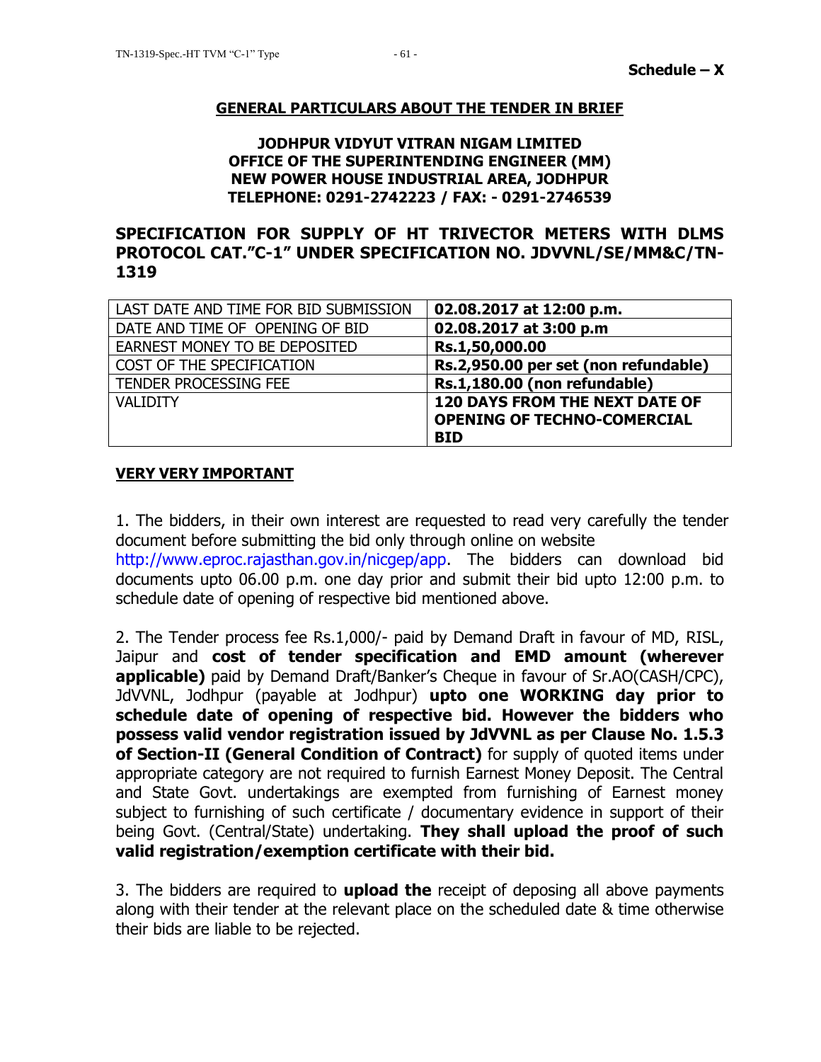**Schedule – X**

## GENERAL PARTICULARS ABOUT THE TENDER IN BRIEF

**JODHPUR VIDYUT VITRAN NIGAM LIMITED**
**OFFICE OF THE SUPERINTENDING ENGINEER (MM)**
**NEW POWER HOUSE INDUSTRIAL AREA, JODHPUR**
**TELEPHONE: 0291-2742223 / FAX: - 0291-2746539**

### SPECIFICATION FOR SUPPLY OF HT TRIVECTOR METERS WITH DLMS PROTOCOL CAT."C-1" UNDER SPECIFICATION NO. JDVVNL/SE/MM&C/TN-1319

| LAST DATE AND TIME FOR BID SUBMISSION | **02.08.2017 at 12:00 p.m.** |
|---|---|
| DATE AND TIME OF OPENING OF BID | **02.08.2017 at 3:00 p.m** |
| EARNEST MONEY TO BE DEPOSITED | **Rs.1,50,000.00** |
| COST OF THE SPECIFICATION | **Rs.2,950.00 per set (non refundable)** |
| TENDER PROCESSING FEE | **Rs.1,180.00 (non refundable)** |
| VALIDITY | **120 DAYS FROM THE NEXT DATE OF OPENING OF TECHNO-COMERCIAL BID** |

**VERY VERY IMPORTANT**

1. The bidders, in their own interest are requested to read very carefully the tender document before submitting the bid only through online on website http://www.eproc.rajasthan.gov.in/nicgep/app. The bidders can download bid documents upto 06.00 p.m. one day prior and submit their bid upto 12:00 p.m. to schedule date of opening of respective bid mentioned above.

2. The Tender process fee Rs.1,000/- paid by Demand Draft in favour of MD, RISL, Jaipur and **cost of tender specification and EMD amount (wherever applicable)** paid by Demand Draft/Banker's Cheque in favour of Sr.AO(CASH/CPC), JdVVNL, Jodhpur (payable at Jodhpur) **upto one WORKING day prior to schedule date of opening of respective bid. However the bidders who possess valid vendor registration issued by JdVVNL as per Clause No. 1.5.3 of Section-II (General Condition of Contract)** for supply of quoted items under appropriate category are not required to furnish Earnest Money Deposit. The Central and State Govt. undertakings are exempted from furnishing of Earnest money subject to furnishing of such certificate / documentary evidence in support of their being Govt. (Central/State) undertaking. **They shall upload the proof of such valid registration/exemption certificate with their bid.**

3. The bidders are required to **upload the** receipt of deposing all above payments along with their tender at the relevant place on the scheduled date & time otherwise their bids are liable to be rejected.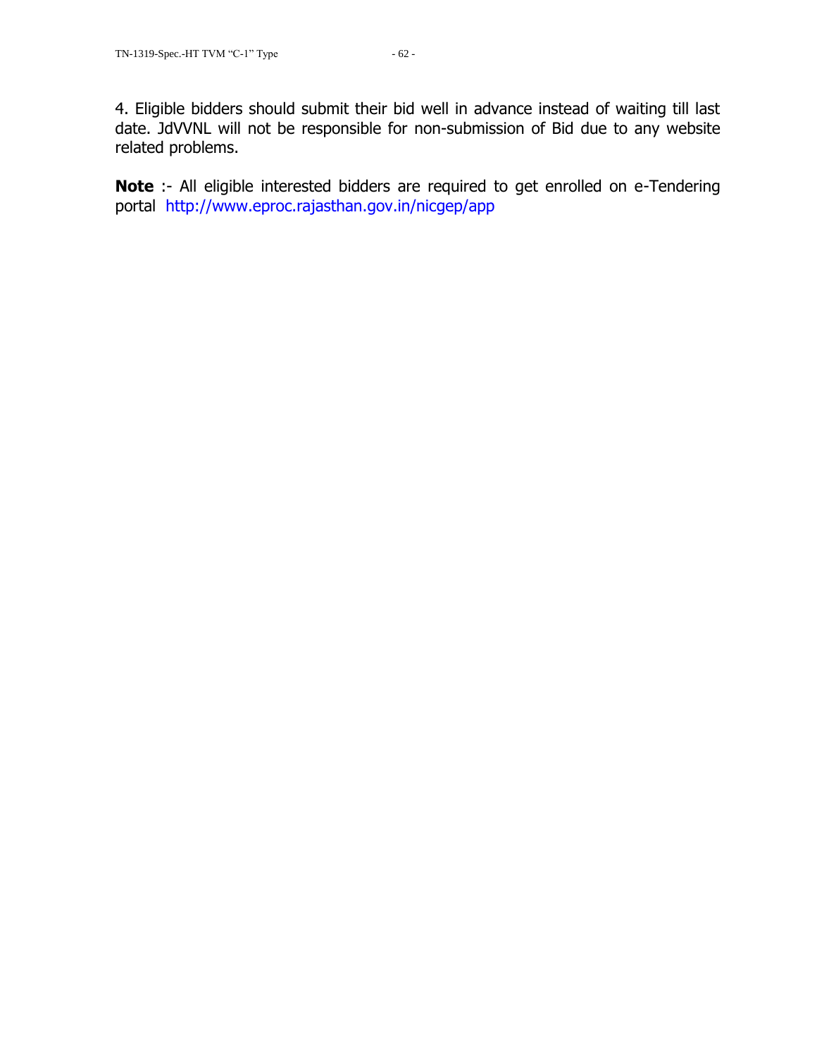4. Eligible bidders should submit their bid well in advance instead of waiting till last date. JdVVNL will not be responsible for non-submission of Bid due to any website related problems.

**Note** :- All eligible interested bidders are required to get enrolled on e-Tendering portal http://www.eproc.rajasthan.gov.in/nicgep/app